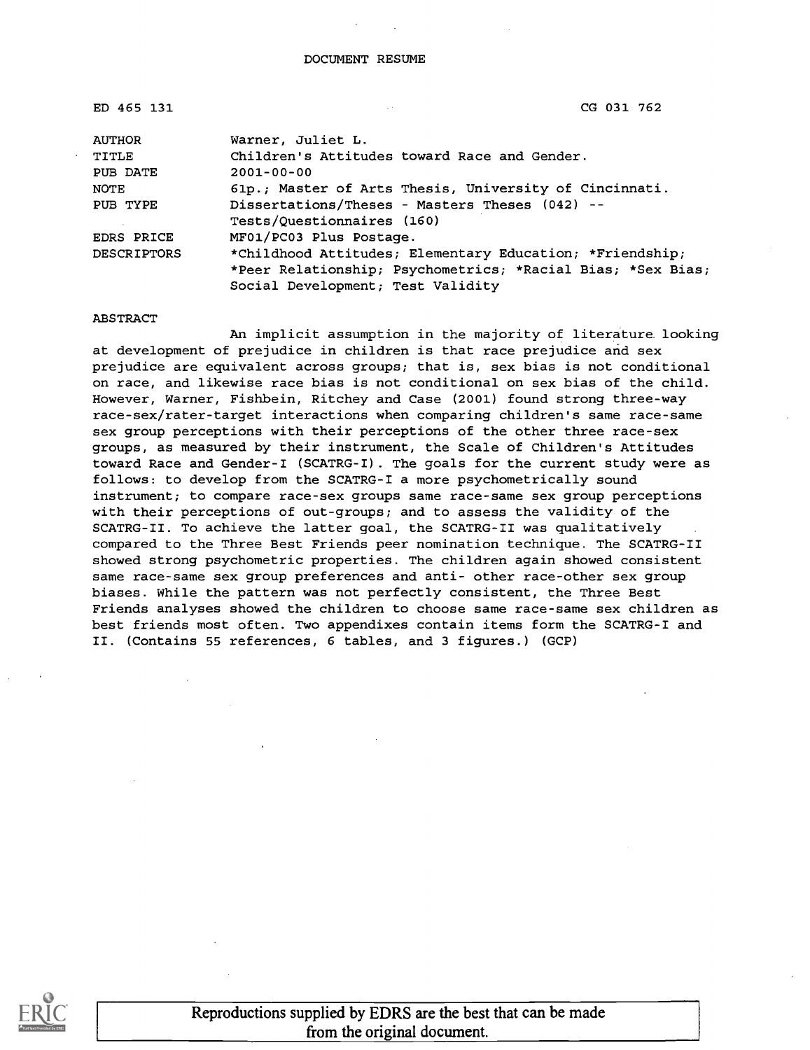DOCUMENT RESUME

ED 465 131 CG 031 762

| | |
|---|---|
| AUTHOR | Warner, Juliet L. |
| TITLE | Children's Attitudes toward Race and Gender. |
| PUB DATE | 2001-00-00 |
| NOTE | 61p.; Master of Arts Thesis, University of Cincinnati. |
| PUB TYPE | Dissertations/Theses - Masters Theses (042) -- Tests/Questionnaires (160) |
| EDRS PRICE | MF01/PC03 Plus Postage. |
| DESCRIPTORS | *Childhood Attitudes; Elementary Education; *Friendship; *Peer Relationship; Psychometrics; *Racial Bias; *Sex Bias; Social Development; Test Validity |

ABSTRACT

An implicit assumption in the majority of literature looking at development of prejudice in children is that race prejudice and sex prejudice are equivalent across groups; that is, sex bias is not conditional on race, and likewise race bias is not conditional on sex bias of the child. However, Warner, Fishbein, Ritchey and Case (2001) found strong three-way race-sex/rater-target interactions when comparing children's same race-same sex group perceptions with their perceptions of the other three race-sex groups, as measured by their instrument, the Scale of Children's Attitudes toward Race and Gender-I (SCATRG-I). The goals for the current study were as follows: to develop from the SCATRG-I a more psychometrically sound instrument; to compare race-sex groups same race-same sex group perceptions with their perceptions of out-groups; and to assess the validity of the SCATRG-II. To achieve the latter goal, the SCATRG-II was qualitatively compared to the Three Best Friends peer nomination technique. The SCATRG-II showed strong psychometric properties. The children again showed consistent same race-same sex group preferences and anti- other race-other sex group biases. While the pattern was not perfectly consistent, the Three Best Friends analyses showed the children to choose same race-same sex children as best friends most often. Two appendixes contain items form the SCATRG-I and II. (Contains 55 references, 6 tables, and 3 figures.) (GCP)

Reproductions supplied by EDRS are the best that can be made from the original document.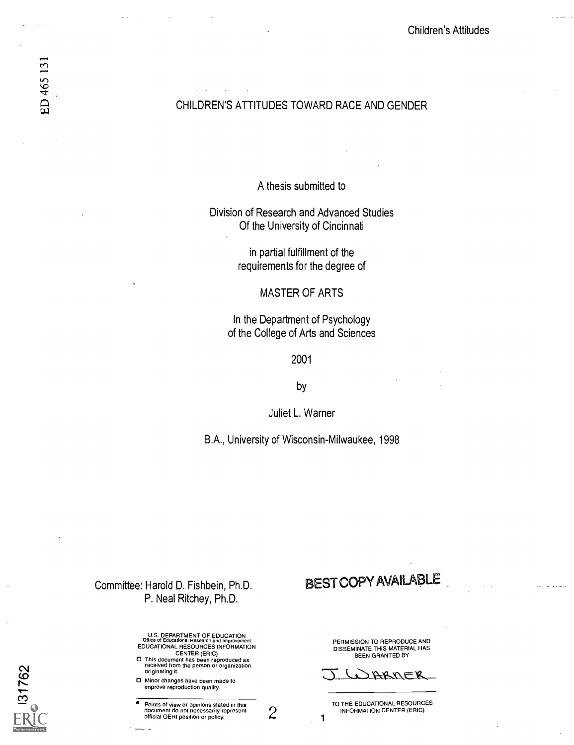ED 465 131

# CHILDREN'S ATTITUDES TOWARD RACE AND GENDER

A thesis submitted to

Division of Research and Advanced Studies
Of the University of Cincinnati

in partial fulfillment of the
requirements for the degree of

MASTER OF ARTS

In the Department of Psychology
of the College of Arts and Sciences

2001

by

Juliet L. Warner

B.A., University of Wisconsin-Milwaukee, 1998

Committee: Harold D. Fishbein, Ph.D.
P. Neal Ritchey, Ph.D.

BEST COPY AVAILABLE

U.S. DEPARTMENT OF EDUCATION
Office of Educational Research and Improvement
EDUCATIONAL RESOURCES INFORMATION CENTER (ERIC)

- This document has been reproduced as received from the person or organization originating it.
- Minor changes have been made to improve reproduction quality.
- Points of view or opinions stated in this document do not necessarily represent official OERI position or policy.

PERMISSION TO REPRODUCE AND DISSEMINATE THIS MATERIAL HAS BEEN GRANTED BY

J. WARNER

TO THE EDUCATIONAL RESOURCES INFORMATION CENTER (ERIC)

31762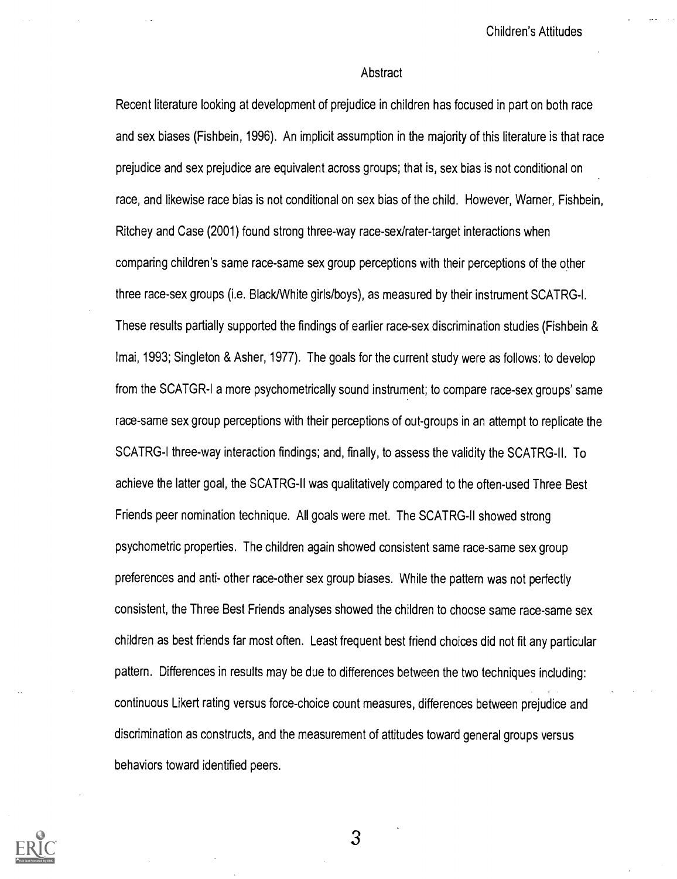## Abstract

Recent literature looking at development of prejudice in children has focused in part on both race and sex biases (Fishbein, 1996). An implicit assumption in the majority of this literature is that race prejudice and sex prejudice are equivalent across groups; that is, sex bias is not conditional on race, and likewise race bias is not conditional on sex bias of the child. However, Warner, Fishbein, Ritchey and Case (2001) found strong three-way race-sex/rater-target interactions when comparing children's same race-same sex group perceptions with their perceptions of the other three race-sex groups (i.e. Black/White girls/boys), as measured by their instrument SCATRG-I. These results partially supported the findings of earlier race-sex discrimination studies (Fishbein & Imai, 1993; Singleton & Asher, 1977). The goals for the current study were as follows: to develop from the SCATGR-I a more psychometrically sound instrument; to compare race-sex groups' same race-same sex group perceptions with their perceptions of out-groups in an attempt to replicate the SCATRG-I three-way interaction findings; and, finally, to assess the validity the SCATRG-II. To achieve the latter goal, the SCATRG-II was qualitatively compared to the often-used Three Best Friends peer nomination technique. All goals were met. The SCATRG-II showed strong psychometric properties. The children again showed consistent same race-same sex group preferences and anti- other race-other sex group biases. While the pattern was not perfectly consistent, the Three Best Friends analyses showed the children to choose same race-same sex children as best friends far most often. Least frequent best friend choices did not fit any particular pattern. Differences in results may be due to differences between the two techniques including: continuous Likert rating versus force-choice count measures, differences between prejudice and discrimination as constructs, and the measurement of attitudes toward general groups versus behaviors toward identified peers.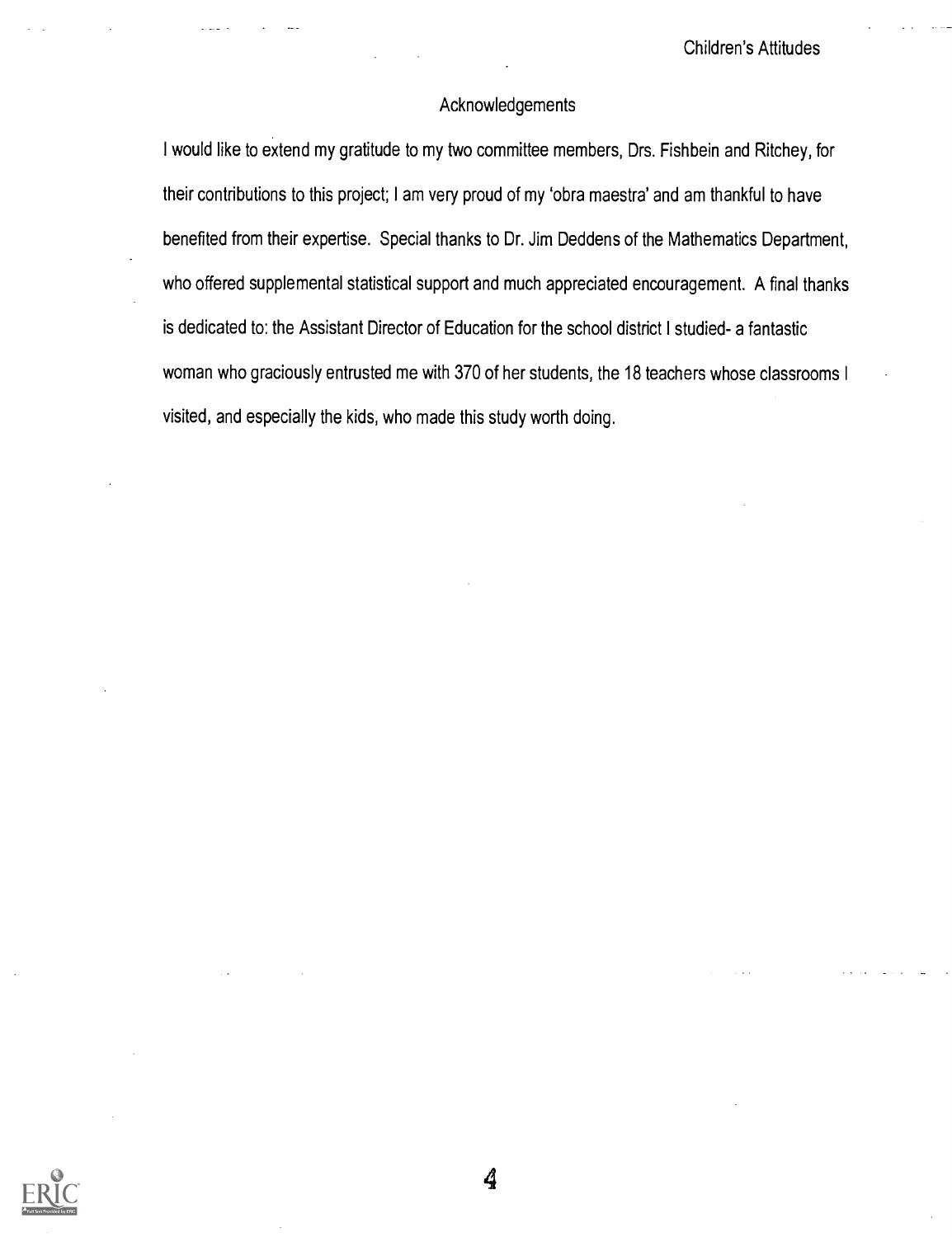## Acknowledgements

I would like to extend my gratitude to my two committee members, Drs. Fishbein and Ritchey, for their contributions to this project; I am very proud of my 'obra maestra' and am thankful to have benefited from their expertise. Special thanks to Dr. Jim Deddens of the Mathematics Department, who offered supplemental statistical support and much appreciated encouragement. A final thanks is dedicated to: the Assistant Director of Education for the school district I studied- a fantastic woman who graciously entrusted me with 370 of her students, the 18 teachers whose classrooms I visited, and especially the kids, who made this study worth doing.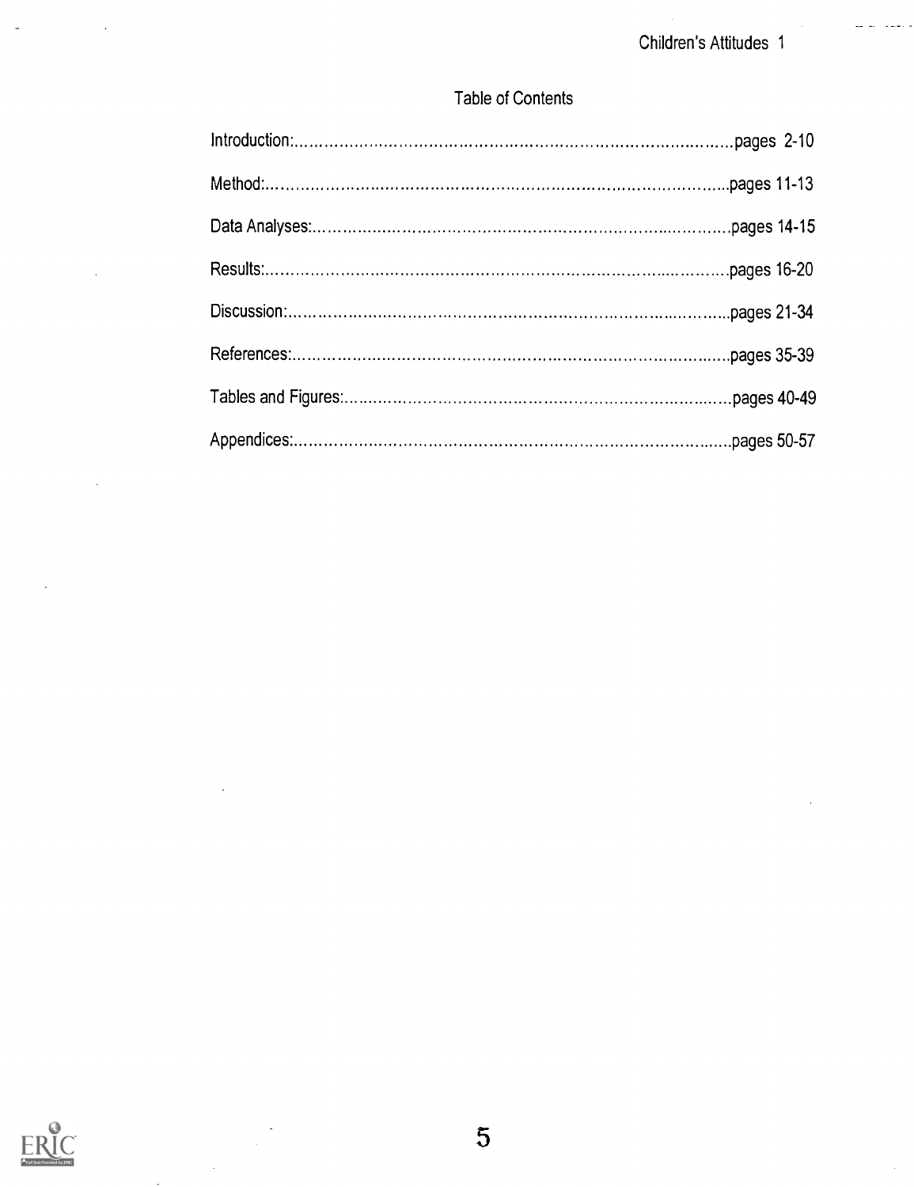# Table of Contents

Introduction:........................................................................................pages 2-10

Method:...............................................................................................pages 11-13

Data Analyses:.....................................................................................pages 14-15

Results:...............................................................................................pages 16-20

Discussion:..........................................................................................pages 21-34

References:..........................................................................................pages 35-39

Tables and Figures:..............................................................................pages 40-49

Appendices:.........................................................................................pages 50-57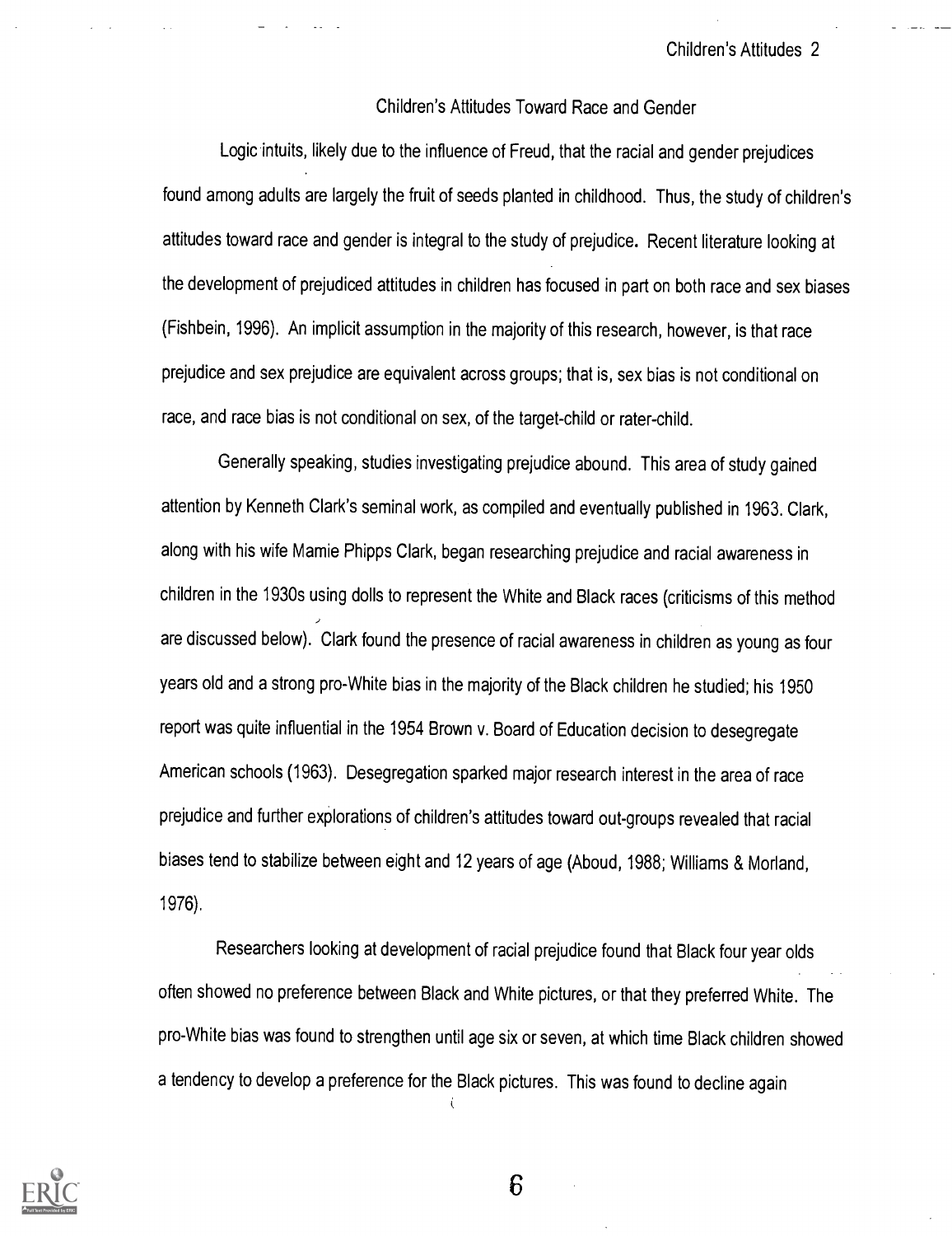## Children's Attitudes Toward Race and Gender

Logic intuits, likely due to the influence of Freud, that the racial and gender prejudices found among adults are largely the fruit of seeds planted in childhood. Thus, the study of children's attitudes toward race and gender is integral to the study of prejudice. Recent literature looking at the development of prejudiced attitudes in children has focused in part on both race and sex biases (Fishbein, 1996). An implicit assumption in the majority of this research, however, is that race prejudice and sex prejudice are equivalent across groups; that is, sex bias is not conditional on race, and race bias is not conditional on sex, of the target-child or rater-child.

Generally speaking, studies investigating prejudice abound. This area of study gained attention by Kenneth Clark's seminal work, as compiled and eventually published in 1963. Clark, along with his wife Mamie Phipps Clark, began researching prejudice and racial awareness in children in the 1930s using dolls to represent the White and Black races (criticisms of this method are discussed below). Clark found the presence of racial awareness in children as young as four years old and a strong pro-White bias in the majority of the Black children he studied; his 1950 report was quite influential in the 1954 Brown v. Board of Education decision to desegregate American schools (1963). Desegregation sparked major research interest in the area of race prejudice and further explorations of children's attitudes toward out-groups revealed that racial biases tend to stabilize between eight and 12 years of age (Aboud, 1988; Williams & Morland, 1976).

Researchers looking at development of racial prejudice found that Black four year olds often showed no preference between Black and White pictures, or that they preferred White. The pro-White bias was found to strengthen until age six or seven, at which time Black children showed a tendency to develop a preference for the Black pictures. This was found to decline again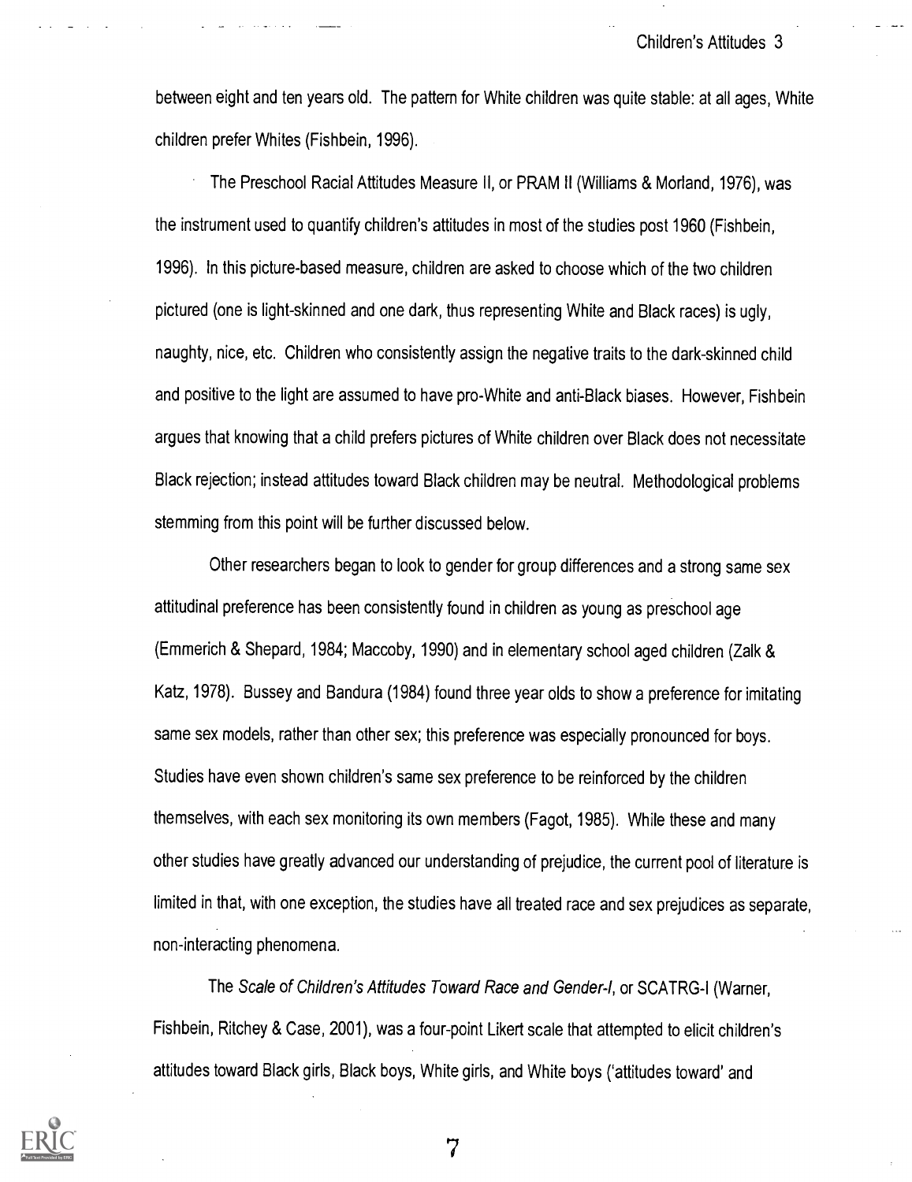between eight and ten years old. The pattern for White children was quite stable: at all ages, White children prefer Whites (Fishbein, 1996).

The Preschool Racial Attitudes Measure II, or PRAM II (Williams & Morland, 1976), was the instrument used to quantify children's attitudes in most of the studies post 1960 (Fishbein, 1996). In this picture-based measure, children are asked to choose which of the two children pictured (one is light-skinned and one dark, thus representing White and Black races) is ugly, naughty, nice, etc. Children who consistently assign the negative traits to the dark-skinned child and positive to the light are assumed to have pro-White and anti-Black biases. However, Fishbein argues that knowing that a child prefers pictures of White children over Black does not necessitate Black rejection; instead attitudes toward Black children may be neutral. Methodological problems stemming from this point will be further discussed below.

Other researchers began to look to gender for group differences and a strong same sex attitudinal preference has been consistently found in children as young as preschool age (Emmerich & Shepard, 1984; Maccoby, 1990) and in elementary school aged children (Zalk & Katz, 1978). Bussey and Bandura (1984) found three year olds to show a preference for imitating same sex models, rather than other sex; this preference was especially pronounced for boys. Studies have even shown children's same sex preference to be reinforced by the children themselves, with each sex monitoring its own members (Fagot, 1985). While these and many other studies have greatly advanced our understanding of prejudice, the current pool of literature is limited in that, with one exception, the studies have all treated race and sex prejudices as separate, non-interacting phenomena.

The *Scale of Children's Attitudes Toward Race and Gender-I*, or SCATRG-I (Warner, Fishbein, Ritchey & Case, 2001), was a four-point Likert scale that attempted to elicit children's attitudes toward Black girls, Black boys, White girls, and White boys ('attitudes toward' and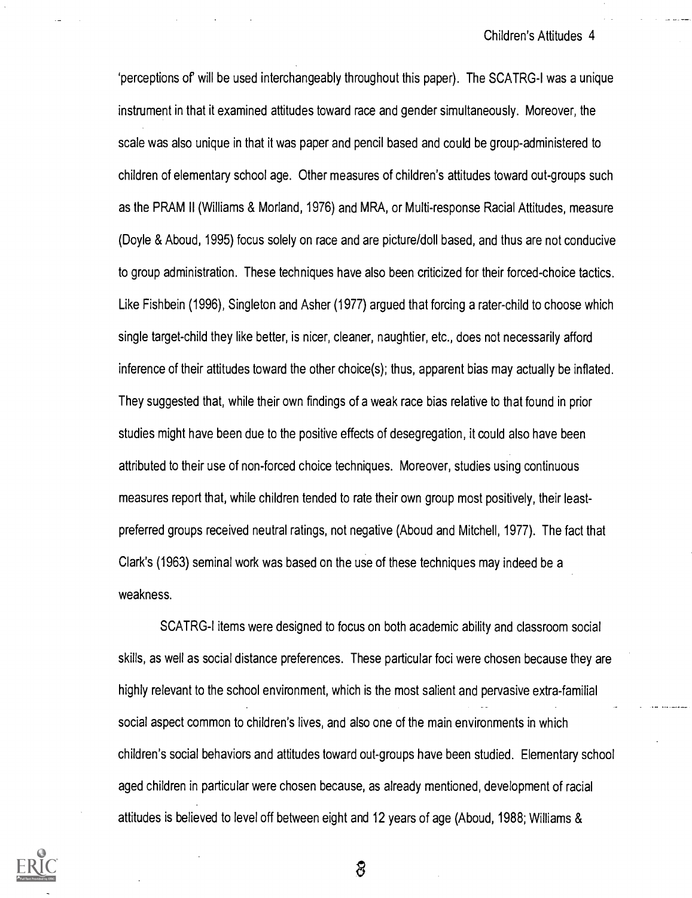'perceptions of' will be used interchangeably throughout this paper). The SCATRG-I was a unique instrument in that it examined attitudes toward race and gender simultaneously. Moreover, the scale was also unique in that it was paper and pencil based and could be group-administered to children of elementary school age. Other measures of children's attitudes toward out-groups such as the PRAM II (Williams & Morland, 1976) and MRA, or Multi-response Racial Attitudes, measure (Doyle & Aboud, 1995) focus solely on race and are picture/doll based, and thus are not conducive to group administration. These techniques have also been criticized for their forced-choice tactics. Like Fishbein (1996), Singleton and Asher (1977) argued that forcing a rater-child to choose which single target-child they like better, is nicer, cleaner, naughtier, etc., does not necessarily afford inference of their attitudes toward the other choice(s); thus, apparent bias may actually be inflated. They suggested that, while their own findings of a weak race bias relative to that found in prior studies might have been due to the positive effects of desegregation, it could also have been attributed to their use of non-forced choice techniques. Moreover, studies using continuous measures report that, while children tended to rate their own group most positively, their least-preferred groups received neutral ratings, not negative (Aboud and Mitchell, 1977). The fact that Clark's (1963) seminal work was based on the use of these techniques may indeed be a weakness.

SCATRG-I items were designed to focus on both academic ability and classroom social skills, as well as social distance preferences. These particular foci were chosen because they are highly relevant to the school environment, which is the most salient and pervasive extra-familial social aspect common to children's lives, and also one of the main environments in which children's social behaviors and attitudes toward out-groups have been studied. Elementary school aged children in particular were chosen because, as already mentioned, development of racial attitudes is believed to level off between eight and 12 years of age (Aboud, 1988; Williams &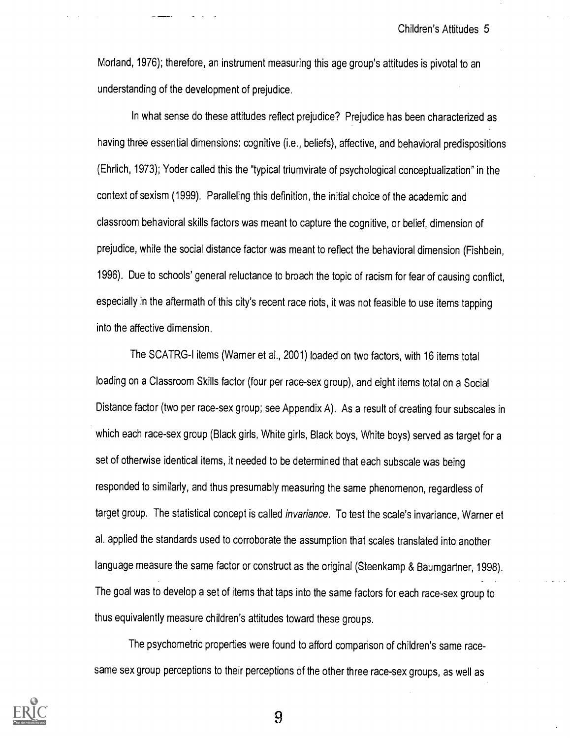Morland, 1976); therefore, an instrument measuring this age group's attitudes is pivotal to an understanding of the development of prejudice.

In what sense do these attitudes reflect prejudice? Prejudice has been characterized as having three essential dimensions: cognitive (i.e., beliefs), affective, and behavioral predispositions (Ehrlich, 1973); Yoder called this the "typical triumvirate of psychological conceptualization" in the context of sexism (1999). Paralleling this definition, the initial choice of the academic and classroom behavioral skills factors was meant to capture the cognitive, or belief, dimension of prejudice, while the social distance factor was meant to reflect the behavioral dimension (Fishbein, 1996). Due to schools' general reluctance to broach the topic of racism for fear of causing conflict, especially in the aftermath of this city's recent race riots, it was not feasible to use items tapping into the affective dimension.

The SCATRG-I items (Warner et al., 2001) loaded on two factors, with 16 items total loading on a Classroom Skills factor (four per race-sex group), and eight items total on a Social Distance factor (two per race-sex group; see Appendix A). As a result of creating four subscales in which each race-sex group (Black girls, White girls, Black boys, White boys) served as target for a set of otherwise identical items, it needed to be determined that each subscale was being responded to similarly, and thus presumably measuring the same phenomenon, regardless of target group. The statistical concept is called *invariance*. To test the scale's invariance, Warner et al. applied the standards used to corroborate the assumption that scales translated into another language measure the same factor or construct as the original (Steenkamp & Baumgartner, 1998). The goal was to develop a set of items that taps into the same factors for each race-sex group to thus equivalently measure children's attitudes toward these groups.

The psychometric properties were found to afford comparison of children's same race-same sex group perceptions to their perceptions of the other three race-sex groups, as well as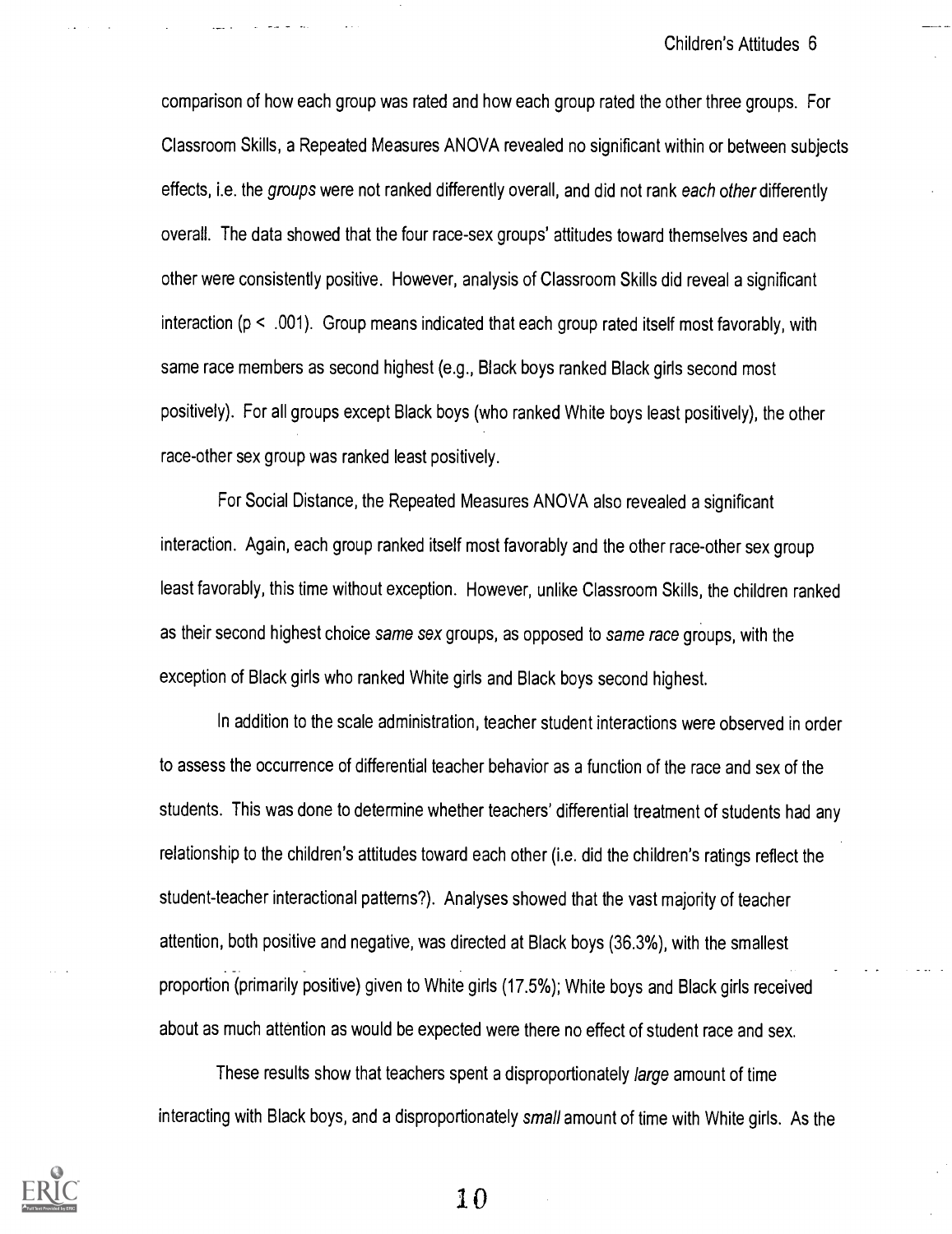comparison of how each group was rated and how each group rated the other three groups. For Classroom Skills, a Repeated Measures ANOVA revealed no significant within or between subjects effects, i.e. the *groups* were not ranked differently overall, and did not rank *each other* differently overall. The data showed that the four race-sex groups' attitudes toward themselves and each other were consistently positive. However, analysis of Classroom Skills did reveal a significant interaction ($p < .001$). Group means indicated that each group rated itself most favorably, with same race members as second highest (e.g., Black boys ranked Black girls second most positively). For all groups except Black boys (who ranked White boys least positively), the other race-other sex group was ranked least positively.

For Social Distance, the Repeated Measures ANOVA also revealed a significant interaction. Again, each group ranked itself most favorably and the other race-other sex group least favorably, this time without exception. However, unlike Classroom Skills, the children ranked as their second highest choice *same sex* groups, as opposed to *same race* groups, with the exception of Black girls who ranked White girls and Black boys second highest.

In addition to the scale administration, teacher student interactions were observed in order to assess the occurrence of differential teacher behavior as a function of the race and sex of the students. This was done to determine whether teachers' differential treatment of students had any relationship to the children's attitudes toward each other (i.e. did the children's ratings reflect the student-teacher interactional patterns?). Analyses showed that the vast majority of teacher attention, both positive and negative, was directed at Black boys (36.3%), with the smallest proportion (primarily positive) given to White girls (17.5%); White boys and Black girls received about as much attention as would be expected were there no effect of student race and sex.

These results show that teachers spent a disproportionately *large* amount of time interacting with Black boys, and a disproportionately *small* amount of time with White girls. As the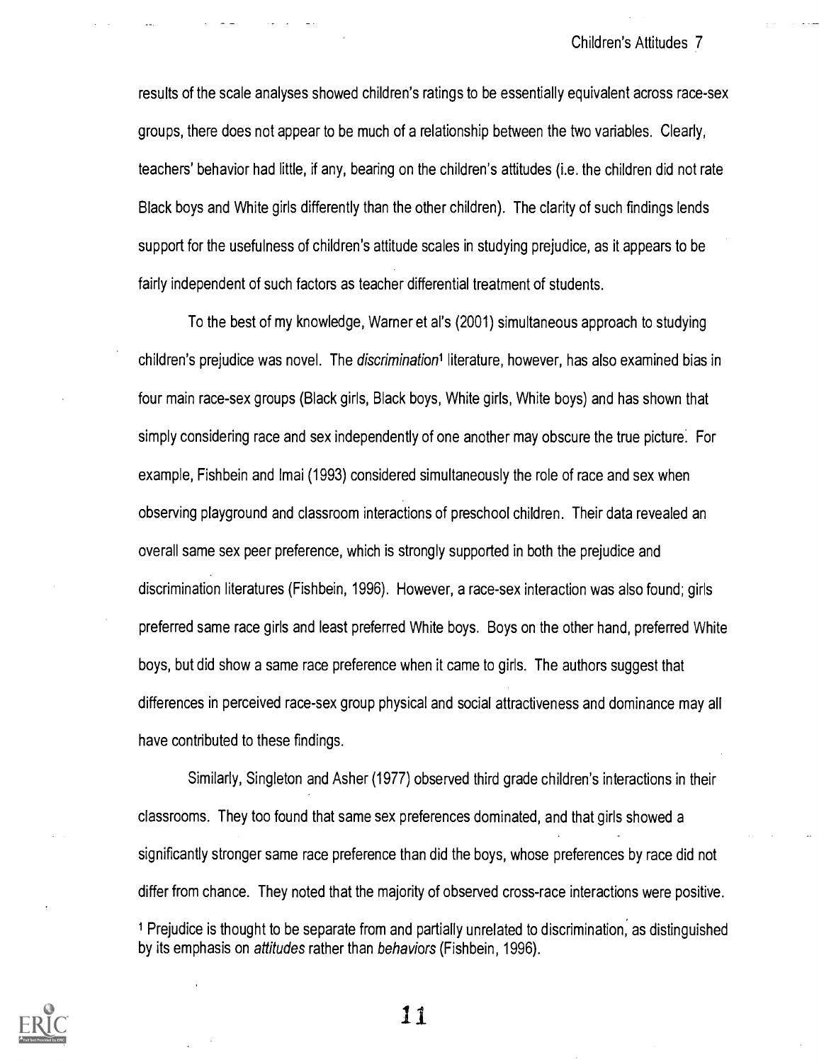results of the scale analyses showed children's ratings to be essentially equivalent across race-sex groups, there does not appear to be much of a relationship between the two variables. Clearly, teachers' behavior had little, if any, bearing on the children's attitudes (i.e. the children did not rate Black boys and White girls differently than the other children). The clarity of such findings lends support for the usefulness of children's attitude scales in studying prejudice, as it appears to be fairly independent of such factors as teacher differential treatment of students.

To the best of my knowledge, Warner et al's (2001) simultaneous approach to studying children's prejudice was novel. The *discrimination*[1] literature, however, has also examined bias in four main race-sex groups (Black girls, Black boys, White girls, White boys) and has shown that simply considering race and sex independently of one another may obscure the true picture. For example, Fishbein and Imai (1993) considered simultaneously the role of race and sex when observing playground and classroom interactions of preschool children. Their data revealed an overall same sex peer preference, which is strongly supported in both the prejudice and discrimination literatures (Fishbein, 1996). However, a race-sex interaction was also found; girls preferred same race girls and least preferred White boys. Boys on the other hand, preferred White boys, but did show a same race preference when it came to girls. The authors suggest that differences in perceived race-sex group physical and social attractiveness and dominance may all have contributed to these findings.

Similarly, Singleton and Asher (1977) observed third grade children's interactions in their classrooms. They too found that same sex preferences dominated, and that girls showed a significantly stronger same race preference than did the boys, whose preferences by race did not differ from chance. They noted that the majority of observed cross-race interactions were positive.

[1] Prejudice is thought to be separate from and partially unrelated to discrimination, as distinguished by its emphasis on *attitudes* rather than *behaviors* (Fishbein, 1996).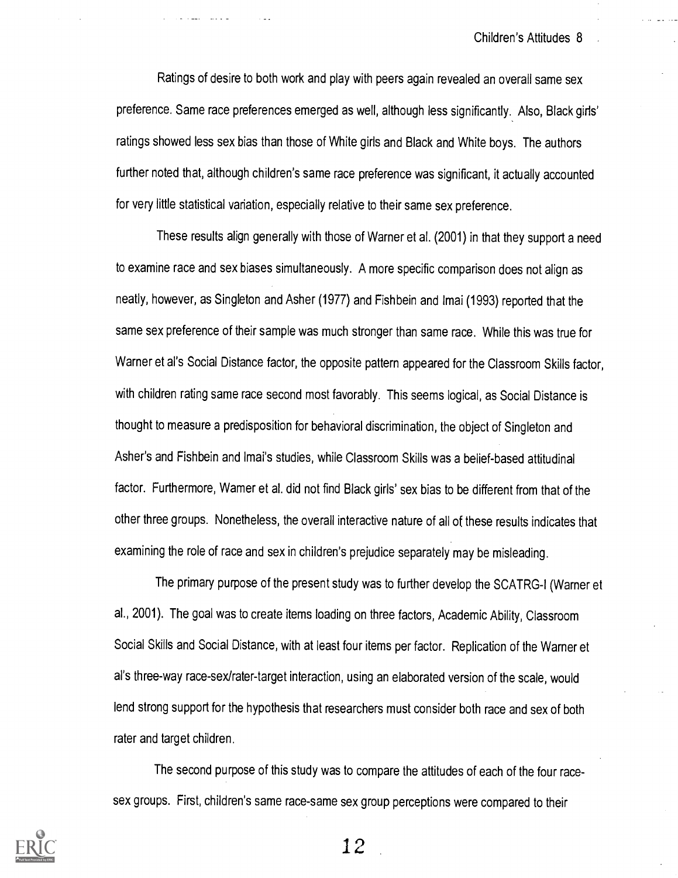Ratings of desire to both work and play with peers again revealed an overall same sex preference. Same race preferences emerged as well, although less significantly. Also, Black girls' ratings showed less sex bias than those of White girls and Black and White boys. The authors further noted that, although children's same race preference was significant, it actually accounted for very little statistical variation, especially relative to their same sex preference.

These results align generally with those of Warner et al. (2001) in that they support a need to examine race and sex biases simultaneously. A more specific comparison does not align as neatly, however, as Singleton and Asher (1977) and Fishbein and Imai (1993) reported that the same sex preference of their sample was much stronger than same race. While this was true for Warner et al's Social Distance factor, the opposite pattern appeared for the Classroom Skills factor, with children rating same race second most favorably. This seems logical, as Social Distance is thought to measure a predisposition for behavioral discrimination, the object of Singleton and Asher's and Fishbein and Imai's studies, while Classroom Skills was a belief-based attitudinal factor. Furthermore, Warner et al. did not find Black girls' sex bias to be different from that of the other three groups. Nonetheless, the overall interactive nature of all of these results indicates that examining the role of race and sex in children's prejudice separately may be misleading.

The primary purpose of the present study was to further develop the SCATRG-I (Warner et al., 2001). The goal was to create items loading on three factors, Academic Ability, Classroom Social Skills and Social Distance, with at least four items per factor. Replication of the Warner et al's three-way race-sex/rater-target interaction, using an elaborated version of the scale, would lend strong support for the hypothesis that researchers must consider both race and sex of both rater and target children.

The second purpose of this study was to compare the attitudes of each of the four race-sex groups. First, children's same race-same sex group perceptions were compared to their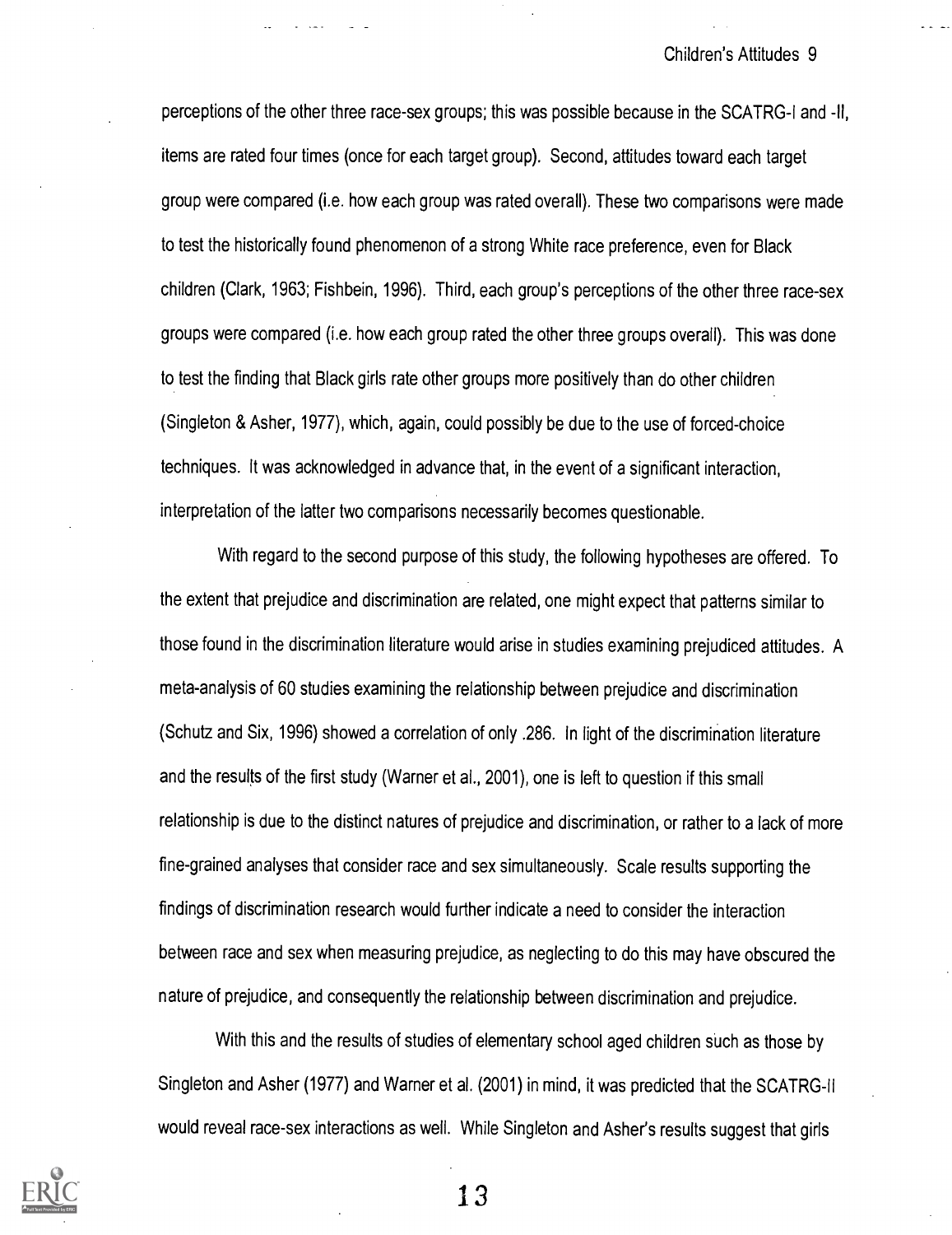perceptions of the other three race-sex groups; this was possible because in the SCATRG-I and -II, items are rated four times (once for each target group). Second, attitudes toward each target group were compared (i.e. how each group was rated overall). These two comparisons were made to test the historically found phenomenon of a strong White race preference, even for Black children (Clark, 1963; Fishbein, 1996). Third, each group's perceptions of the other three race-sex groups were compared (i.e. how each group rated the other three groups overall). This was done to test the finding that Black girls rate other groups more positively than do other children (Singleton & Asher, 1977), which, again, could possibly be due to the use of forced-choice techniques. It was acknowledged in advance that, in the event of a significant interaction, interpretation of the latter two comparisons necessarily becomes questionable.

With regard to the second purpose of this study, the following hypotheses are offered. To the extent that prejudice and discrimination are related, one might expect that patterns similar to those found in the discrimination literature would arise in studies examining prejudiced attitudes. A meta-analysis of 60 studies examining the relationship between prejudice and discrimination (Schutz and Six, 1996) showed a correlation of only .286. In light of the discrimination literature and the results of the first study (Warner et al., 2001), one is left to question if this small relationship is due to the distinct natures of prejudice and discrimination, or rather to a lack of more fine-grained analyses that consider race and sex simultaneously. Scale results supporting the findings of discrimination research would further indicate a need to consider the interaction between race and sex when measuring prejudice, as neglecting to do this may have obscured the nature of prejudice, and consequently the relationship between discrimination and prejudice.

With this and the results of studies of elementary school aged children such as those by Singleton and Asher (1977) and Warner et al. (2001) in mind, it was predicted that the SCATRG-II would reveal race-sex interactions as well. While Singleton and Asher's results suggest that girls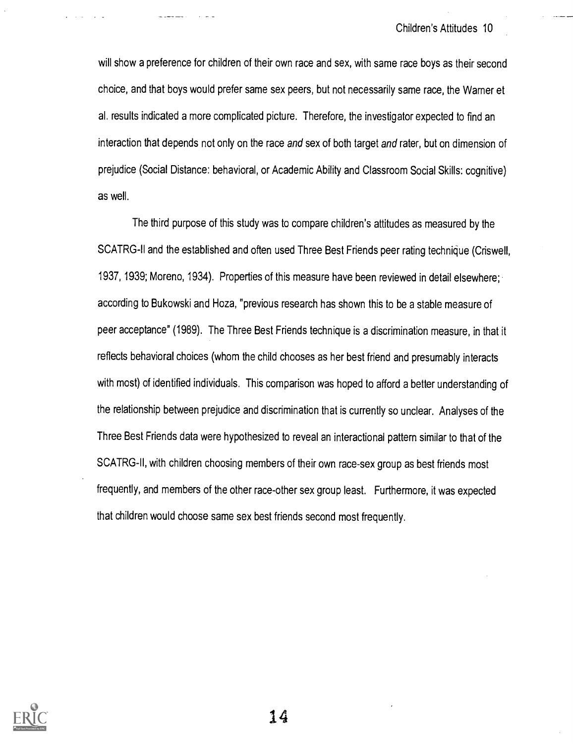will show a preference for children of their own race and sex, with same race boys as their second choice, and that boys would prefer same sex peers, but not necessarily same race, the Warner et al. results indicated a more complicated picture. Therefore, the investigator expected to find an interaction that depends not only on the race *and* sex of both target *and* rater, but on dimension of prejudice (Social Distance: behavioral, or Academic Ability and Classroom Social Skills: cognitive) as well.

The third purpose of this study was to compare children's attitudes as measured by the SCATRG-II and the established and often used Three Best Friends peer rating technique (Criswell, 1937, 1939; Moreno, 1934). Properties of this measure have been reviewed in detail elsewhere; according to Bukowski and Hoza, "previous research has shown this to be a stable measure of peer acceptance" (1989). The Three Best Friends technique is a discrimination measure, in that it reflects behavioral choices (whom the child chooses as her best friend and presumably interacts with most) of identified individuals. This comparison was hoped to afford a better understanding of the relationship between prejudice and discrimination that is currently so unclear. Analyses of the Three Best Friends data were hypothesized to reveal an interactional pattern similar to that of the SCATRG-II, with children choosing members of their own race-sex group as best friends most frequently, and members of the other race-other sex group least. Furthermore, it was expected that children would choose same sex best friends second most frequently.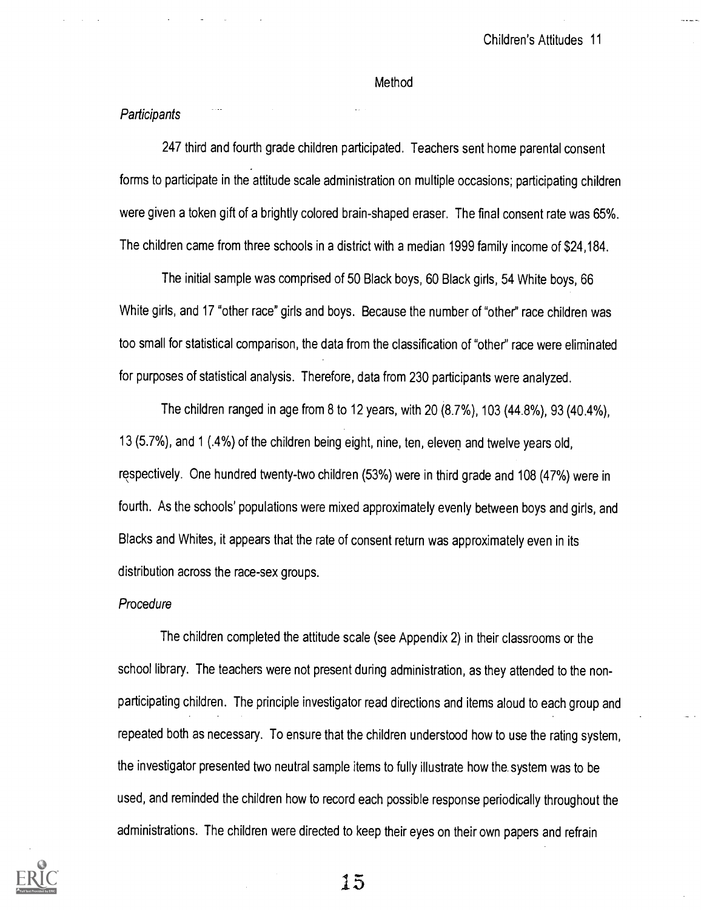## Method

### *Participants*

247 third and fourth grade children participated. Teachers sent home parental consent forms to participate in the attitude scale administration on multiple occasions; participating children were given a token gift of a brightly colored brain-shaped eraser. The final consent rate was 65%. The children came from three schools in a district with a median 1999 family income of $24,184.

The initial sample was comprised of 50 Black boys, 60 Black girls, 54 White boys, 66 White girls, and 17 "other race" girls and boys. Because the number of "other" race children was too small for statistical comparison, the data from the classification of "other" race were eliminated for purposes of statistical analysis. Therefore, data from 230 participants were analyzed.

The children ranged in age from 8 to 12 years, with 20 (8.7%), 103 (44.8%), 93 (40.4%), 13 (5.7%), and 1 (.4%) of the children being eight, nine, ten, eleven and twelve years old, respectively. One hundred twenty-two children (53%) were in third grade and 108 (47%) were in fourth. As the schools' populations were mixed approximately evenly between boys and girls, and Blacks and Whites, it appears that the rate of consent return was approximately even in its distribution across the race-sex groups.

### *Procedure*

The children completed the attitude scale (see Appendix 2) in their classrooms or the school library. The teachers were not present during administration, as they attended to the non-participating children. The principle investigator read directions and items aloud to each group and repeated both as necessary. To ensure that the children understood how to use the rating system, the investigator presented two neutral sample items to fully illustrate how the system was to be used, and reminded the children how to record each possible response periodically throughout the administrations. The children were directed to keep their eyes on their own papers and refrain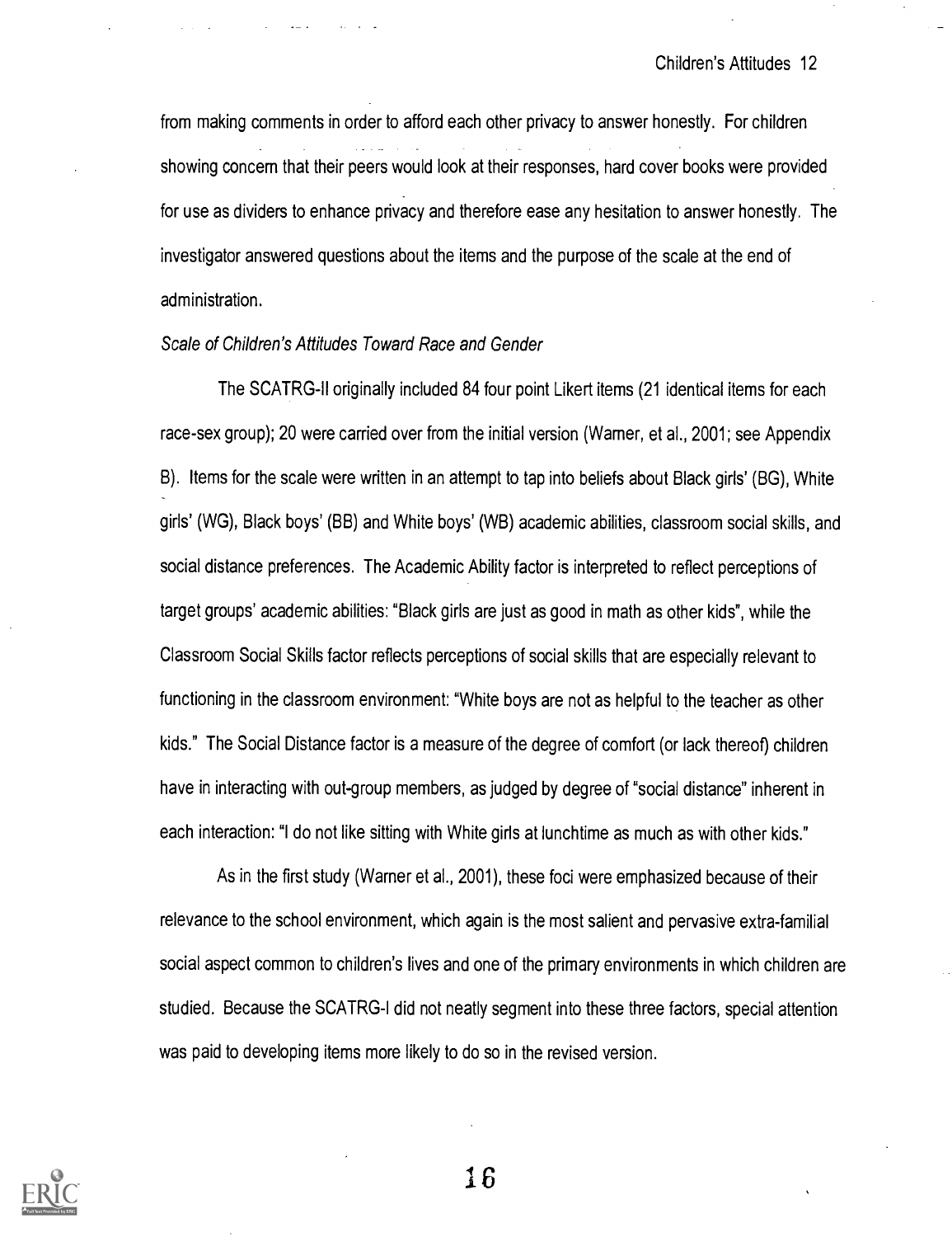from making comments in order to afford each other privacy to answer honestly. For children showing concern that their peers would look at their responses, hard cover books were provided for use as dividers to enhance privacy and therefore ease any hesitation to answer honestly. The investigator answered questions about the items and the purpose of the scale at the end of administration.

*Scale of Children's Attitudes Toward Race and Gender*

The SCATRG-II originally included 84 four point Likert items (21 identical items for each race-sex group); 20 were carried over from the initial version (Warner, et al., 2001; see Appendix B). Items for the scale were written in an attempt to tap into beliefs about Black girls' (BG), White girls' (WG), Black boys' (BB) and White boys' (WB) academic abilities, classroom social skills, and social distance preferences. The Academic Ability factor is interpreted to reflect perceptions of target groups' academic abilities: "Black girls are just as good in math as other kids", while the Classroom Social Skills factor reflects perceptions of social skills that are especially relevant to functioning in the classroom environment: "White boys are not as helpful to the teacher as other kids." The Social Distance factor is a measure of the degree of comfort (or lack thereof) children have in interacting with out-group members, as judged by degree of "social distance" inherent in each interaction: "I do not like sitting with White girls at lunchtime as much as with other kids."

As in the first study (Warner et al., 2001), these foci were emphasized because of their relevance to the school environment, which again is the most salient and pervasive extra-familial social aspect common to children's lives and one of the primary environments in which children are studied. Because the SCATRG-I did not neatly segment into these three factors, special attention was paid to developing items more likely to do so in the revised version.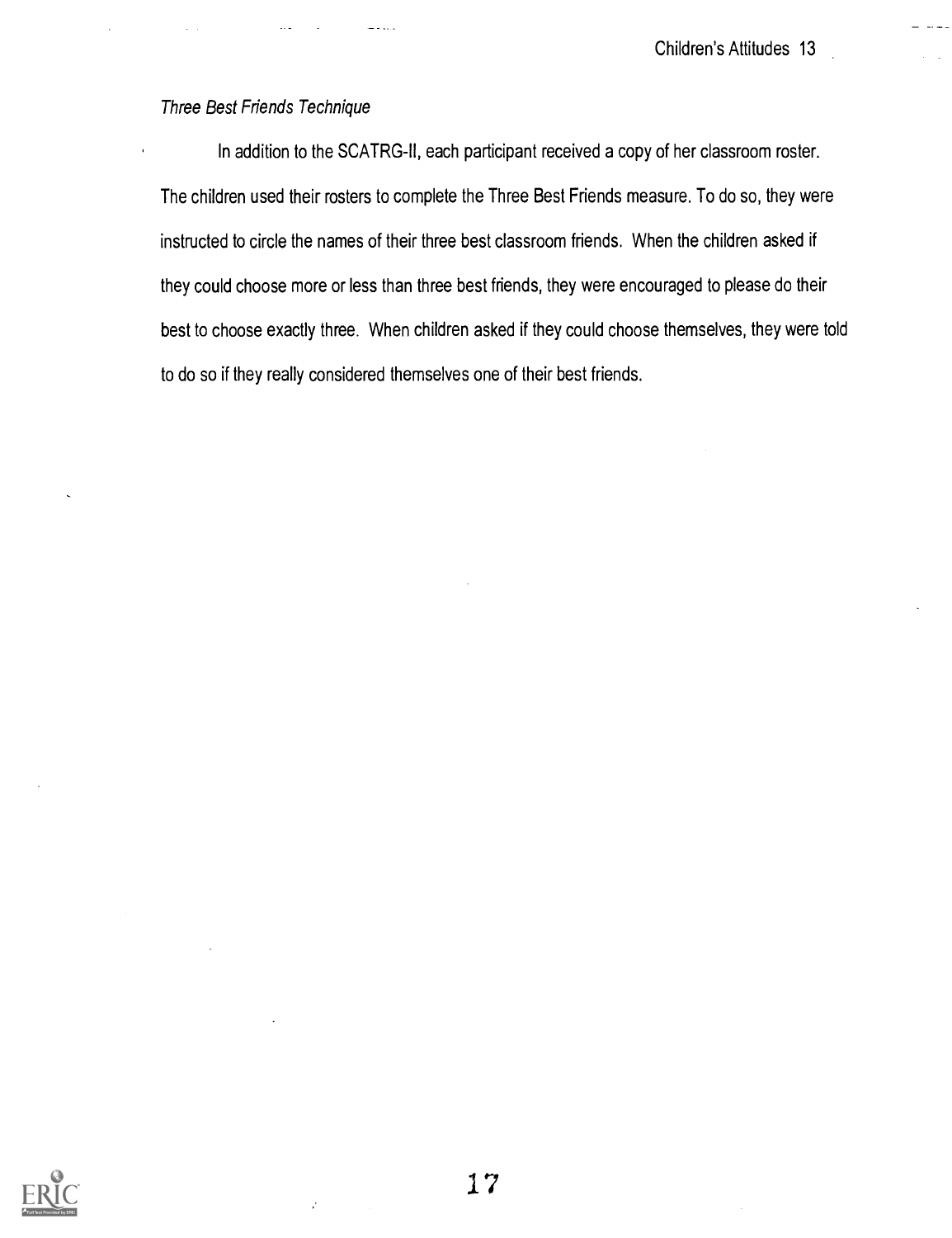*Three Best Friends Technique*

In addition to the SCATRG-II, each participant received a copy of her classroom roster. The children used their rosters to complete the Three Best Friends measure. To do so, they were instructed to circle the names of their three best classroom friends. When the children asked if they could choose more or less than three best friends, they were encouraged to please do their best to choose exactly three. When children asked if they could choose themselves, they were told to do so if they really considered themselves one of their best friends.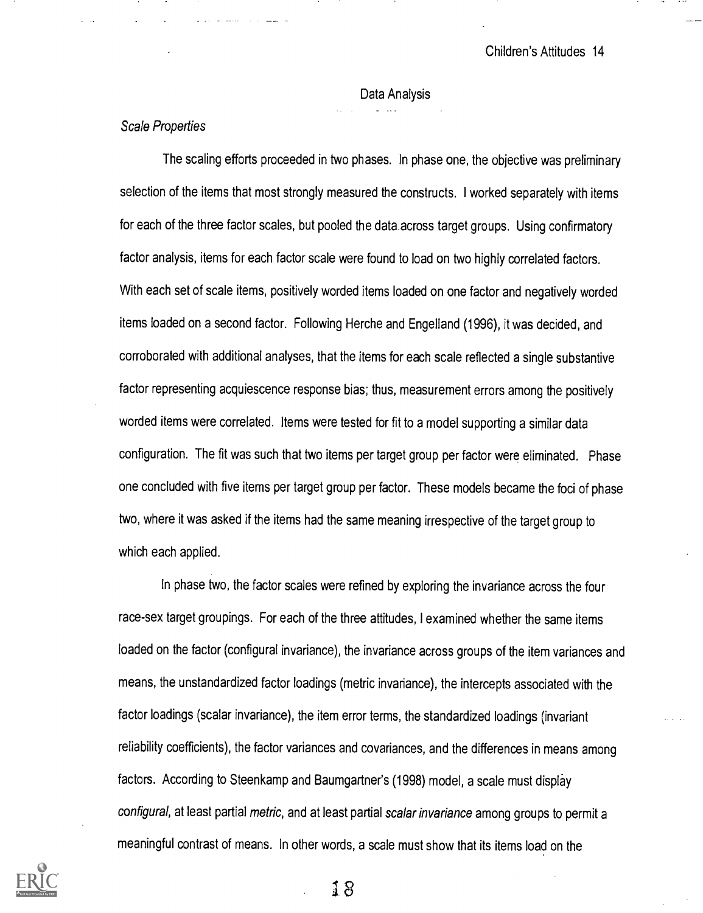## Data Analysis

### *Scale Properties*

The scaling efforts proceeded in two phases. In phase one, the objective was preliminary selection of the items that most strongly measured the constructs. I worked separately with items for each of the three factor scales, but pooled the data across target groups. Using confirmatory factor analysis, items for each factor scale were found to load on two highly correlated factors. With each set of scale items, positively worded items loaded on one factor and negatively worded items loaded on a second factor. Following Herche and Engelland (1996), it was decided, and corroborated with additional analyses, that the items for each scale reflected a single substantive factor representing acquiescence response bias; thus, measurement errors among the positively worded items were correlated. Items were tested for fit to a model supporting a similar data configuration. The fit was such that two items per target group per factor were eliminated. Phase one concluded with five items per target group per factor. These models became the foci of phase two, where it was asked if the items had the same meaning irrespective of the target group to which each applied.

In phase two, the factor scales were refined by exploring the invariance across the four race-sex target groupings. For each of the three attitudes, I examined whether the same items loaded on the factor (configural invariance), the invariance across groups of the item variances and means, the unstandardized factor loadings (metric invariance), the intercepts associated with the factor loadings (scalar invariance), the item error terms, the standardized loadings (invariant reliability coefficients), the factor variances and covariances, and the differences in means among factors. According to Steenkamp and Baumgartner's (1998) model, a scale must display *configural*, at least partial *metric*, and at least partial *scalar invariance* among groups to permit a meaningful contrast of means. In other words, a scale must show that its items load on the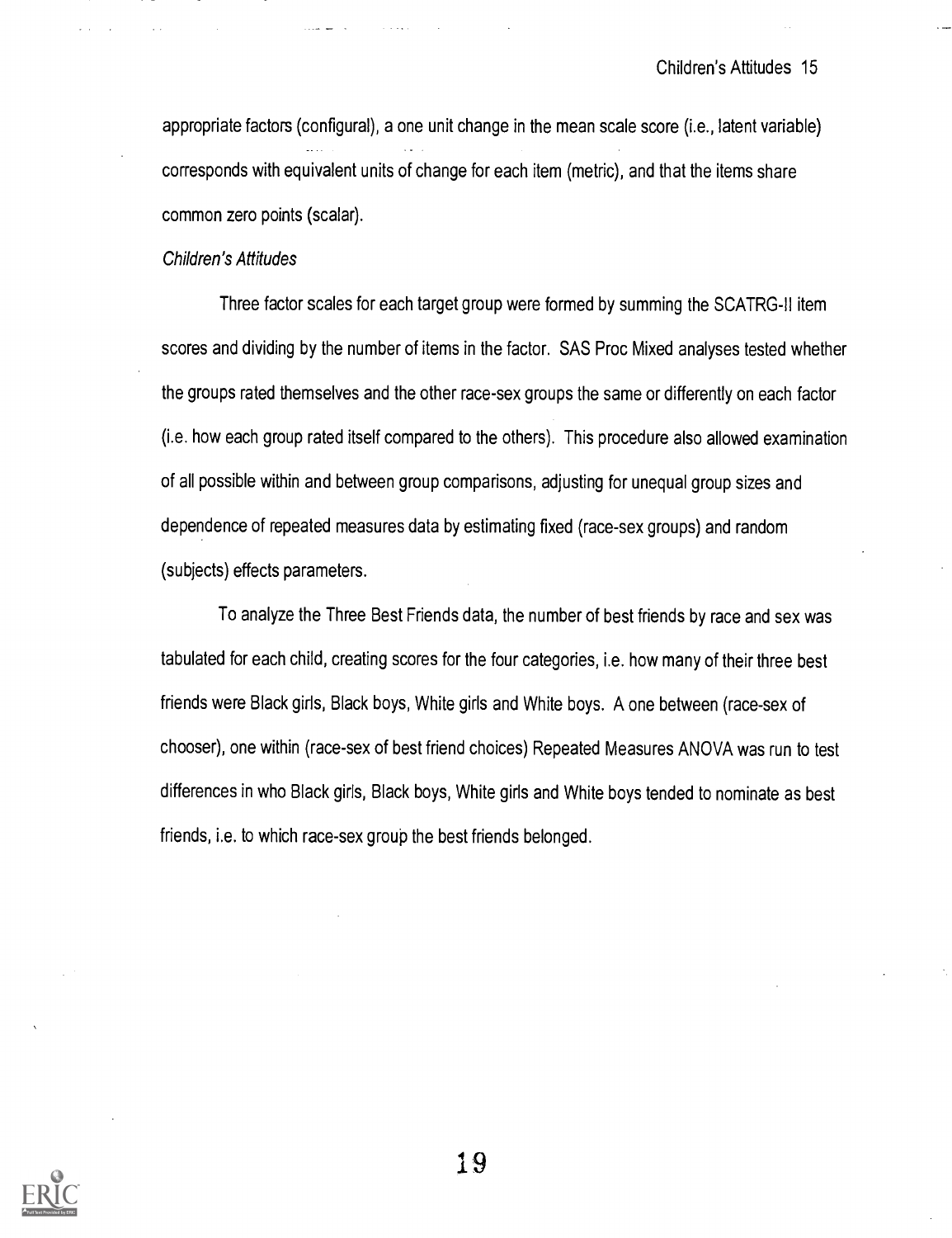appropriate factors (configural), a one unit change in the mean scale score (i.e., latent variable) corresponds with equivalent units of change for each item (metric), and that the items share common zero points (scalar).

### *Children's Attitudes*

Three factor scales for each target group were formed by summing the SCATRG-II item scores and dividing by the number of items in the factor. SAS Proc Mixed analyses tested whether the groups rated themselves and the other race-sex groups the same or differently on each factor (i.e. how each group rated itself compared to the others). This procedure also allowed examination of all possible within and between group comparisons, adjusting for unequal group sizes and dependence of repeated measures data by estimating fixed (race-sex groups) and random (subjects) effects parameters.

To analyze the Three Best Friends data, the number of best friends by race and sex was tabulated for each child, creating scores for the four categories, i.e. how many of their three best friends were Black girls, Black boys, White girls and White boys. A one between (race-sex of chooser), one within (race-sex of best friend choices) Repeated Measures ANOVA was run to test differences in who Black girls, Black boys, White girls and White boys tended to nominate as best friends, i.e. to which race-sex group the best friends belonged.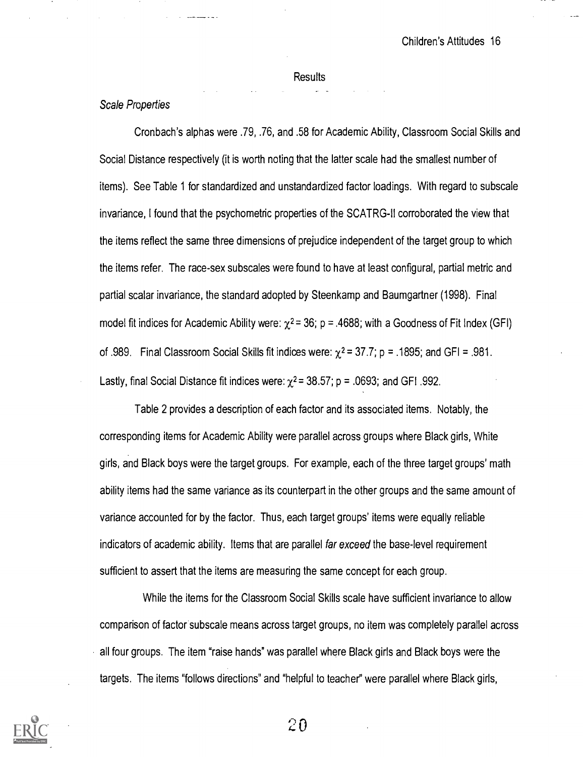## Results

### *Scale Properties*

Cronbach's alphas were .79, .76, and .58 for Academic Ability, Classroom Social Skills and Social Distance respectively (it is worth noting that the latter scale had the smallest number of items). See Table 1 for standardized and unstandardized factor loadings. With regard to subscale invariance, I found that the psychometric properties of the SCATRG-II corroborated the view that the items reflect the same three dimensions of prejudice independent of the target group to which the items refer. The race-sex subscales were found to have at least configural, partial metric and partial scalar invariance, the standard adopted by Steenkamp and Baumgartner (1998). Final model fit indices for Academic Ability were: $\chi^2 = 36$; $p = .4688$; with a Goodness of Fit Index (GFI) of .989. Final Classroom Social Skills fit indices were: $\chi^2 = 37.7$; $p = .1895$; and GFI = .981. Lastly, final Social Distance fit indices were: $\chi^2 = 38.57$; $p = .0693$; and GFI .992.

Table 2 provides a description of each factor and its associated items. Notably, the corresponding items for Academic Ability were parallel across groups where Black girls, White girls, and Black boys were the target groups. For example, each of the three target groups' math ability items had the same variance as its counterpart in the other groups and the same amount of variance accounted for by the factor. Thus, each target groups' items were equally reliable indicators of academic ability. Items that are parallel *far exceed* the base-level requirement sufficient to assert that the items are measuring the same concept for each group.

While the items for the Classroom Social Skills scale have sufficient invariance to allow comparison of factor subscale means across target groups, no item was completely parallel across all four groups. The item "raise hands" was parallel where Black girls and Black boys were the targets. The items "follows directions" and "helpful to teacher" were parallel where Black girls,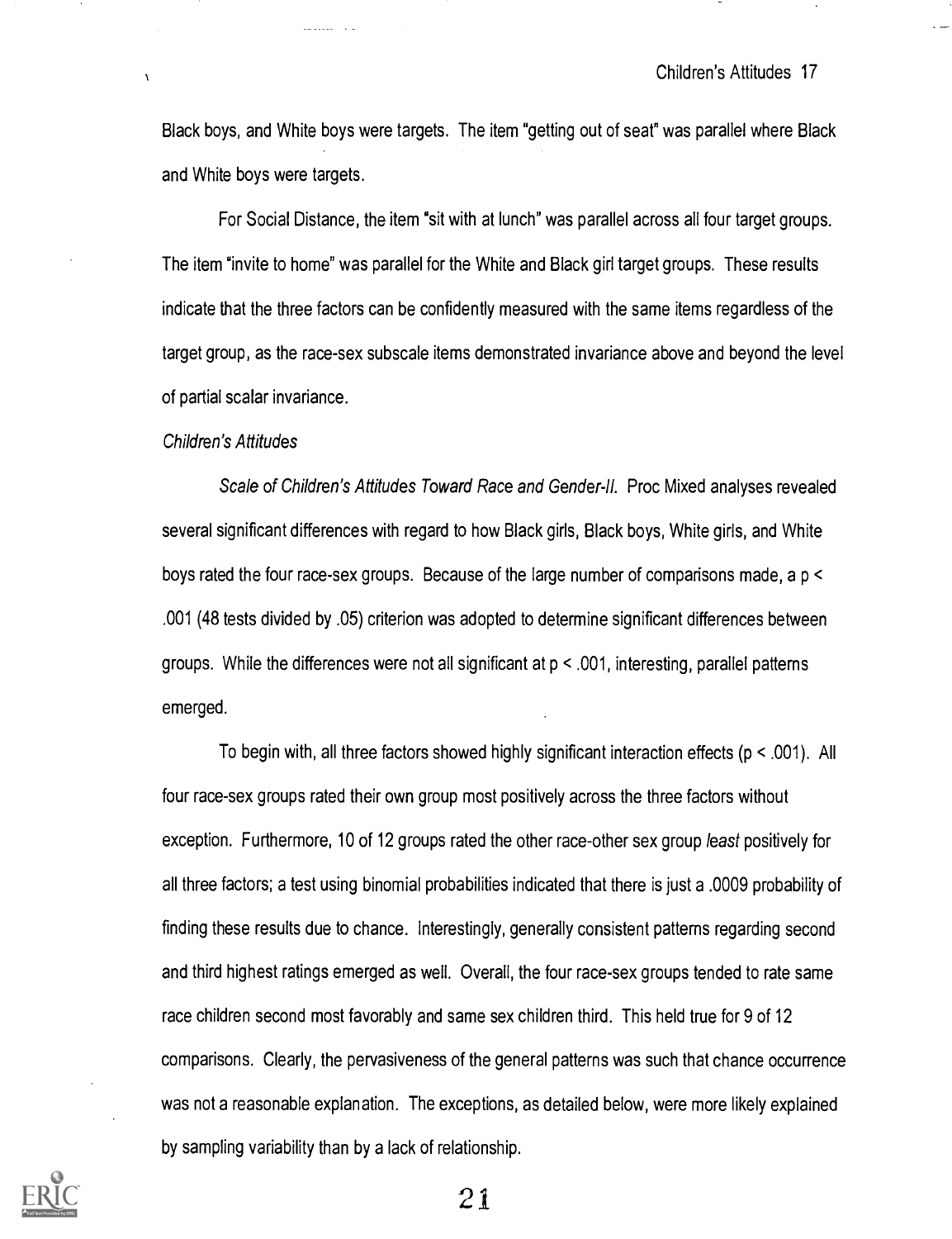Black boys, and White boys were targets. The item "getting out of seat" was parallel where Black and White boys were targets.

For Social Distance, the item "sit with at lunch" was parallel across all four target groups. The item "invite to home" was parallel for the White and Black girl target groups. These results indicate that the three factors can be confidently measured with the same items regardless of the target group, as the race-sex subscale items demonstrated invariance above and beyond the level of partial scalar invariance.

*Children's Attitudes*

*Scale of Children's Attitudes Toward Race and Gender-II.* Proc Mixed analyses revealed several significant differences with regard to how Black girls, Black boys, White girls, and White boys rated the four race-sex groups. Because of the large number of comparisons made, a $p < .001$ (48 tests divided by .05) criterion was adopted to determine significant differences between groups. While the differences were not all significant at $p < .001$, interesting, parallel patterns emerged.

To begin with, all three factors showed highly significant interaction effects ($p < .001$). All four race-sex groups rated their own group most positively across the three factors without exception. Furthermore, 10 of 12 groups rated the other race-other sex group *least* positively for all three factors; a test using binomial probabilities indicated that there is just a .0009 probability of finding these results due to chance. Interestingly, generally consistent patterns regarding second and third highest ratings emerged as well. Overall, the four race-sex groups tended to rate same race children second most favorably and same sex children third. This held true for 9 of 12 comparisons. Clearly, the pervasiveness of the general patterns was such that chance occurrence was not a reasonable explanation. The exceptions, as detailed below, were more likely explained by sampling variability than by a lack of relationship.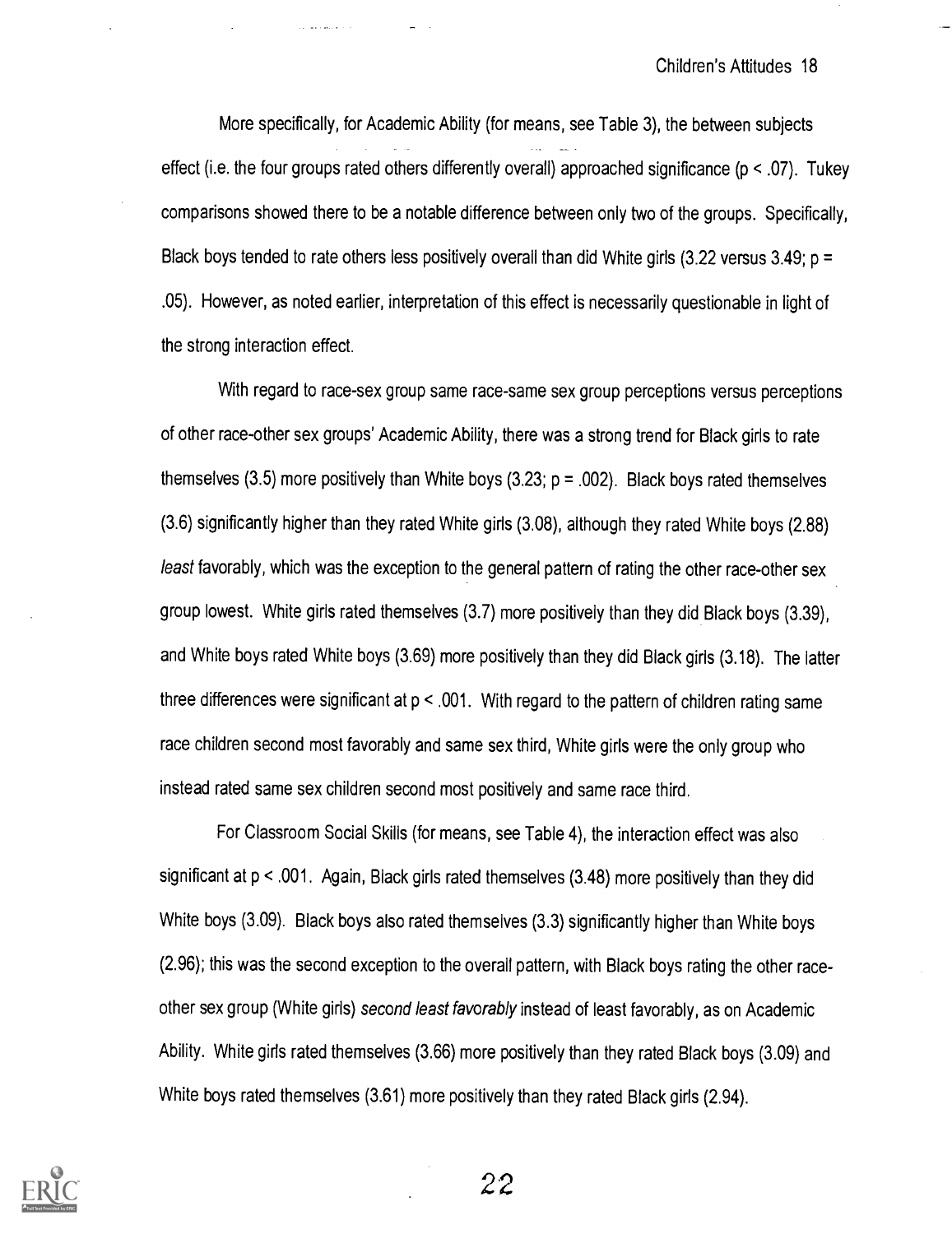More specifically, for Academic Ability (for means, see Table 3), the between subjects effect (i.e. the four groups rated others differently overall) approached significance ($p < .07$). Tukey comparisons showed there to be a notable difference between only two of the groups. Specifically, Black boys tended to rate others less positively overall than did White girls (3.22 versus 3.49; $p = .05$). However, as noted earlier, interpretation of this effect is necessarily questionable in light of the strong interaction effect.

With regard to race-sex group same race-same sex group perceptions versus perceptions of other race-other sex groups' Academic Ability, there was a strong trend for Black girls to rate themselves (3.5) more positively than White boys (3.23; $p = .002$). Black boys rated themselves (3.6) significantly higher than they rated White girls (3.08), although they rated White boys (2.88) *least* favorably, which was the exception to the general pattern of rating the other race-other sex group lowest. White girls rated themselves (3.7) more positively than they did Black boys (3.39), and White boys rated White boys (3.69) more positively than they did Black girls (3.18). The latter three differences were significant at $p < .001$. With regard to the pattern of children rating same race children second most favorably and same sex third, White girls were the only group who instead rated same sex children second most positively and same race third.

For Classroom Social Skills (for means, see Table 4), the interaction effect was also significant at $p < .001$. Again, Black girls rated themselves (3.48) more positively than they did White boys (3.09). Black boys also rated themselves (3.3) significantly higher than White boys (2.96); this was the second exception to the overall pattern, with Black boys rating the other race-other sex group (White girls) *second least favorably* instead of least favorably, as on Academic Ability. White girls rated themselves (3.66) more positively than they rated Black boys (3.09) and White boys rated themselves (3.61) more positively than they rated Black girls (2.94).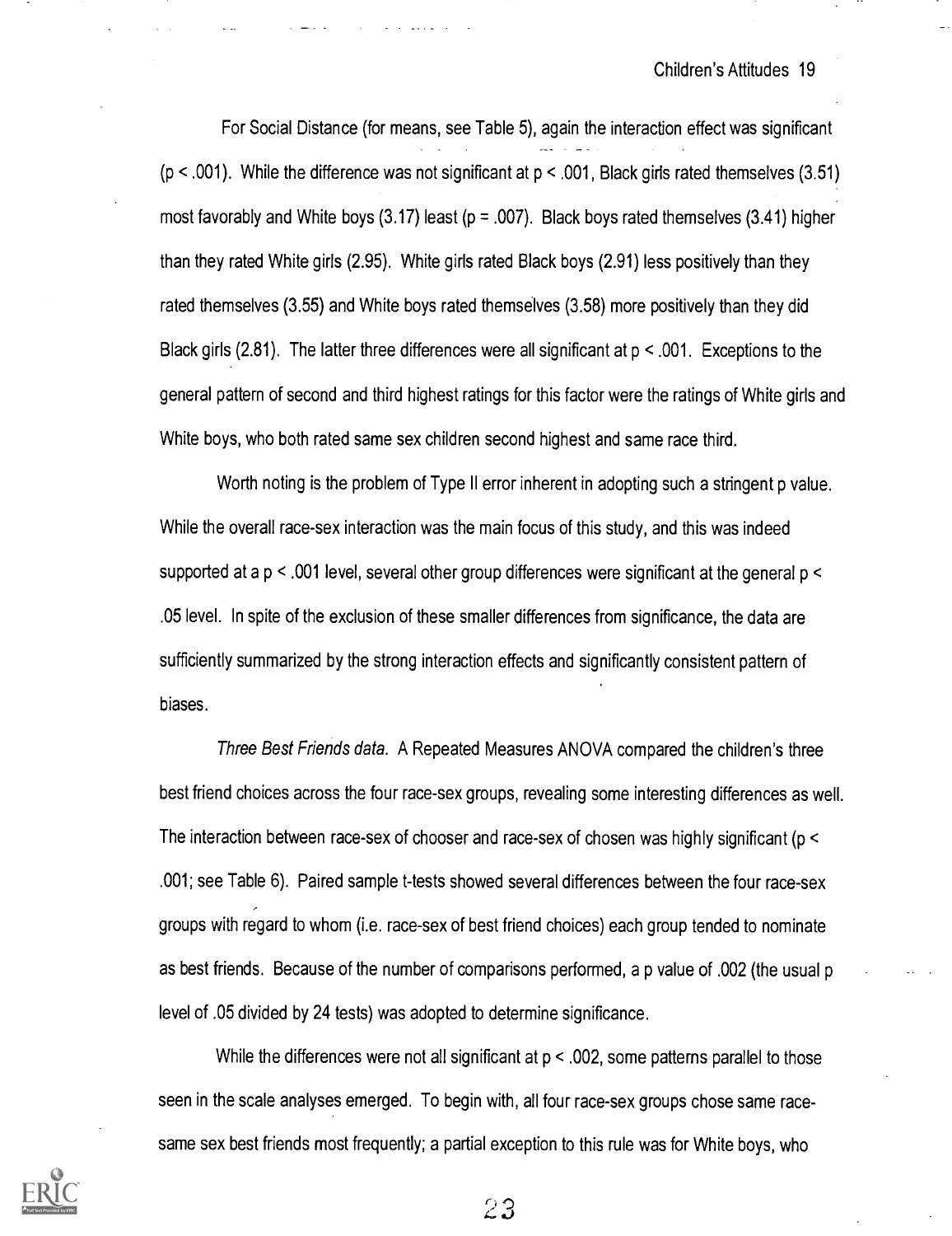For Social Distance (for means, see Table 5), again the interaction effect was significant ($p < .001$). While the difference was not significant at $p < .001$, Black girls rated themselves (3.51) most favorably and White boys (3.17) least ($p = .007$). Black boys rated themselves (3.41) higher than they rated White girls (2.95). White girls rated Black boys (2.91) less positively than they rated themselves (3.55) and White boys rated themselves (3.58) more positively than they did Black girls (2.81). The latter three differences were all significant at $p < .001$. Exceptions to the general pattern of second and third highest ratings for this factor were the ratings of White girls and White boys, who both rated same sex children second highest and same race third.

Worth noting is the problem of Type II error inherent in adopting such a stringent p value. While the overall race-sex interaction was the main focus of this study, and this was indeed supported at a $p < .001$ level, several other group differences were significant at the general $p < .05$ level. In spite of the exclusion of these smaller differences from significance, the data are sufficiently summarized by the strong interaction effects and significantly consistent pattern of biases.

*Three Best Friends data.* A Repeated Measures ANOVA compared the children's three best friend choices across the four race-sex groups, revealing some interesting differences as well. The interaction between race-sex of chooser and race-sex of chosen was highly significant ($p < .001$; see Table 6). Paired sample t-tests showed several differences between the four race-sex groups with regard to whom (i.e. race-sex of best friend choices) each group tended to nominate as best friends. Because of the number of comparisons performed, a p value of .002 (the usual p level of .05 divided by 24 tests) was adopted to determine significance.

While the differences were not all significant at $p < .002$, some patterns parallel to those seen in the scale analyses emerged. To begin with, all four race-sex groups chose same race-same sex best friends most frequently; a partial exception to this rule was for White boys, who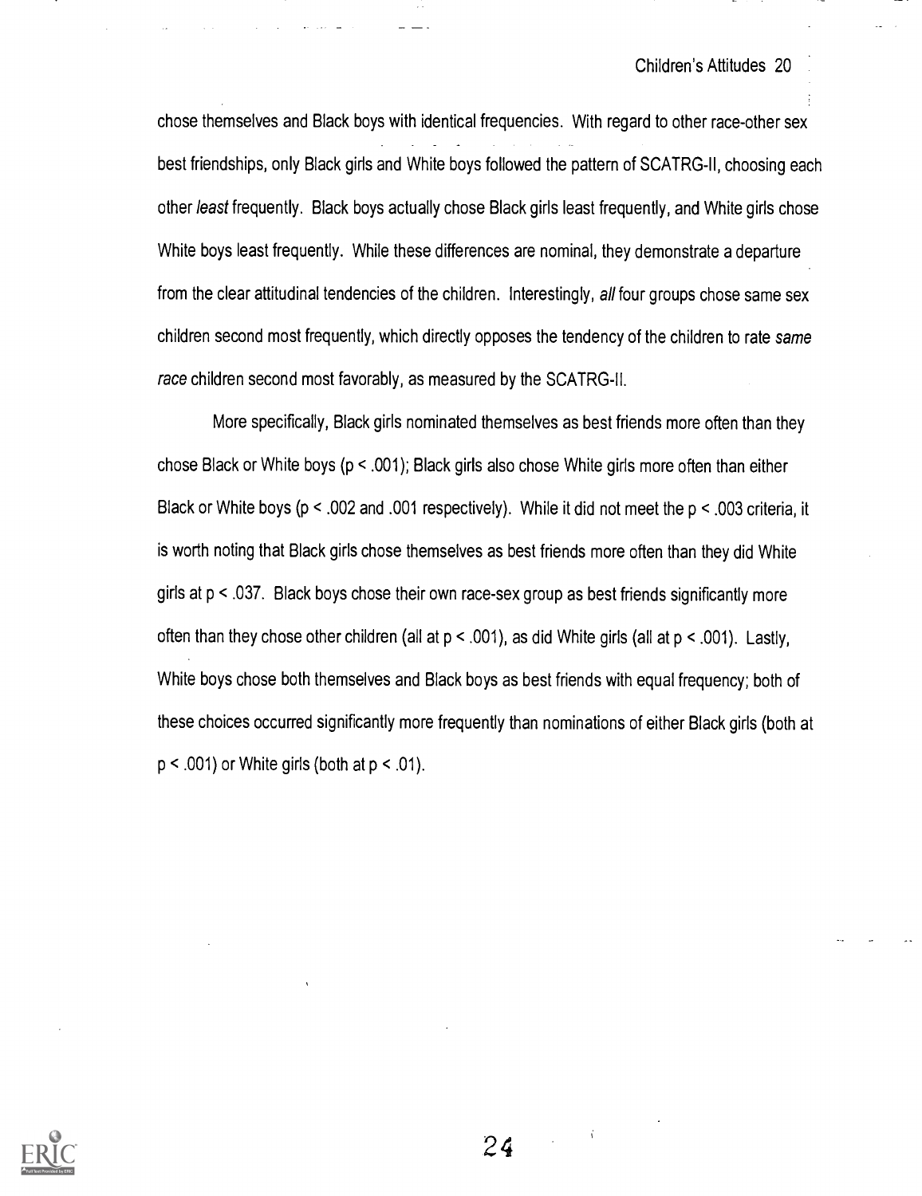chose themselves and Black boys with identical frequencies. With regard to other race-other sex best friendships, only Black girls and White boys followed the pattern of SCATRG-II, choosing each other *least* frequently. Black boys actually chose Black girls least frequently, and White girls chose White boys least frequently. While these differences are nominal, they demonstrate a departure from the clear attitudinal tendencies of the children. Interestingly, *all* four groups chose same sex children second most frequently, which directly opposes the tendency of the children to rate *same race* children second most favorably, as measured by the SCATRG-II.

More specifically, Black girls nominated themselves as best friends more often than they chose Black or White boys ($p < .001$); Black girls also chose White girls more often than either Black or White boys ($p < .002$ and $.001$ respectively). While it did not meet the $p < .003$ criteria, it is worth noting that Black girls chose themselves as best friends more often than they did White girls at $p < .037$. Black boys chose their own race-sex group as best friends significantly more often than they chose other children (all at $p < .001$), as did White girls (all at $p < .001$). Lastly, White boys chose both themselves and Black boys as best friends with equal frequency; both of these choices occurred significantly more frequently than nominations of either Black girls (both at $p < .001$) or White girls (both at $p < .01$).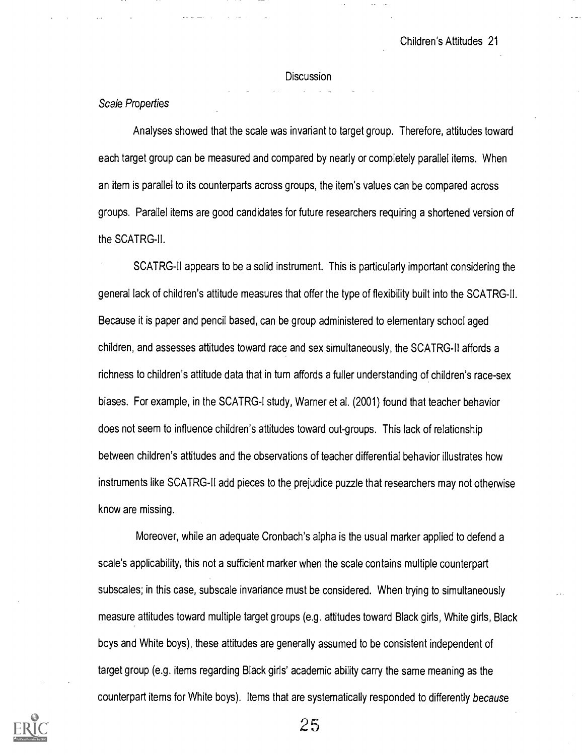## Discussion

### *Scale Properties*

Analyses showed that the scale was invariant to target group. Therefore, attitudes toward each target group can be measured and compared by nearly or completely parallel items. When an item is parallel to its counterparts across groups, the item's values can be compared across groups. Parallel items are good candidates for future researchers requiring a shortened version of the SCATRG-II.

SCATRG-II appears to be a solid instrument. This is particularly important considering the general lack of children's attitude measures that offer the type of flexibility built into the SCATRG-II. Because it is paper and pencil based, can be group administered to elementary school aged children, and assesses attitudes toward race and sex simultaneously, the SCATRG-II affords a richness to children's attitude data that in turn affords a fuller understanding of children's race-sex biases. For example, in the SCATRG-I study, Warner et al. (2001) found that teacher behavior does not seem to influence children's attitudes toward out-groups. This lack of relationship between children's attitudes and the observations of teacher differential behavior illustrates how instruments like SCATRG-II add pieces to the prejudice puzzle that researchers may not otherwise know are missing.

Moreover, while an adequate Cronbach's alpha is the usual marker applied to defend a scale's applicability, this not a sufficient marker when the scale contains multiple counterpart subscales; in this case, subscale invariance must be considered. When trying to simultaneously measure attitudes toward multiple target groups (e.g. attitudes toward Black girls, White girls, Black boys and White boys), these attitudes are generally assumed to be consistent independent of target group (e.g. items regarding Black girls' academic ability carry the same meaning as the counterpart items for White boys). Items that are systematically responded to differently *because*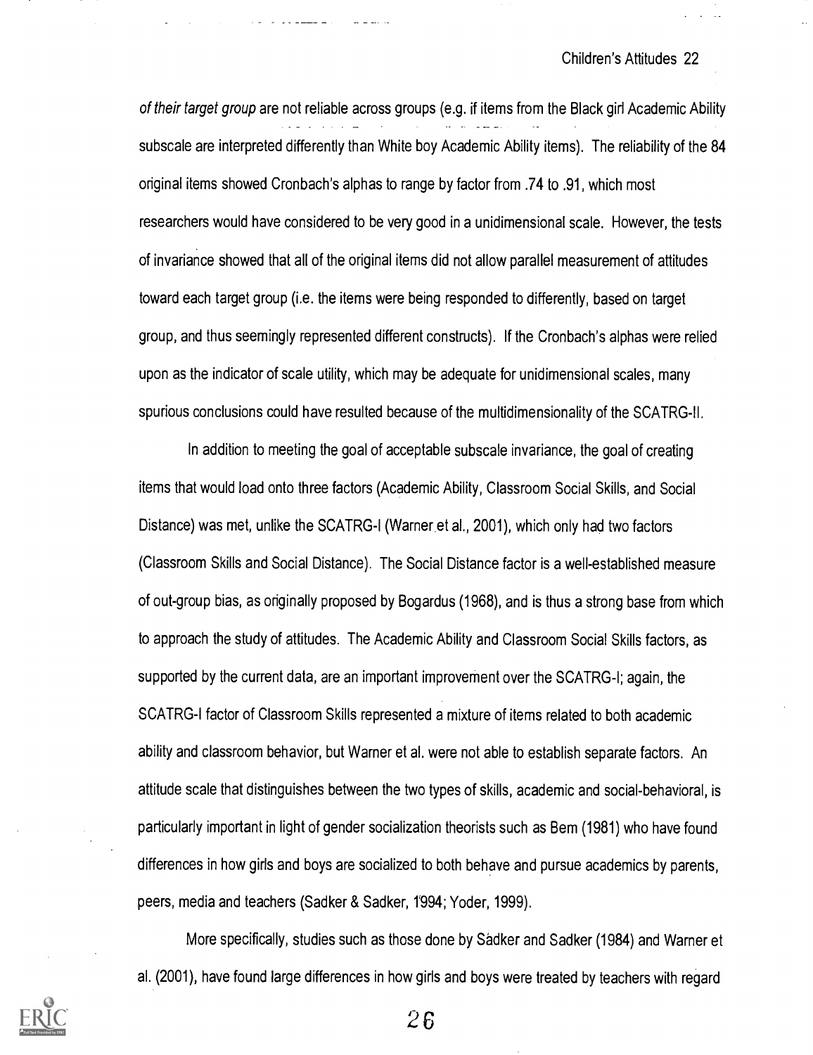*of their target group* are not reliable across groups (e.g. if items from the Black girl Academic Ability subscale are interpreted differently than White boy Academic Ability items). The reliability of the 84 original items showed Cronbach's alphas to range by factor from .74 to .91, which most researchers would have considered to be very good in a unidimensional scale. However, the tests of invariance showed that all of the original items did not allow parallel measurement of attitudes toward each target group (i.e. the items were being responded to differently, based on target group, and thus seemingly represented different constructs). If the Cronbach's alphas were relied upon as the indicator of scale utility, which may be adequate for unidimensional scales, many spurious conclusions could have resulted because of the multidimensionality of the SCATRG-II.

In addition to meeting the goal of acceptable subscale invariance, the goal of creating items that would load onto three factors (Academic Ability, Classroom Social Skills, and Social Distance) was met, unlike the SCATRG-I (Warner et al., 2001), which only had two factors (Classroom Skills and Social Distance). The Social Distance factor is a well-established measure of out-group bias, as originally proposed by Bogardus (1968), and is thus a strong base from which to approach the study of attitudes. The Academic Ability and Classroom Social Skills factors, as supported by the current data, are an important improvement over the SCATRG-I; again, the SCATRG-I factor of Classroom Skills represented a mixture of items related to both academic ability and classroom behavior, but Warner et al. were not able to establish separate factors. An attitude scale that distinguishes between the two types of skills, academic and social-behavioral, is particularly important in light of gender socialization theorists such as Bem (1981) who have found differences in how girls and boys are socialized to both behave and pursue academics by parents, peers, media and teachers (Sadker & Sadker, 1994; Yoder, 1999).

More specifically, studies such as those done by Sadker and Sadker (1984) and Warner et al. (2001), have found large differences in how girls and boys were treated by teachers with regard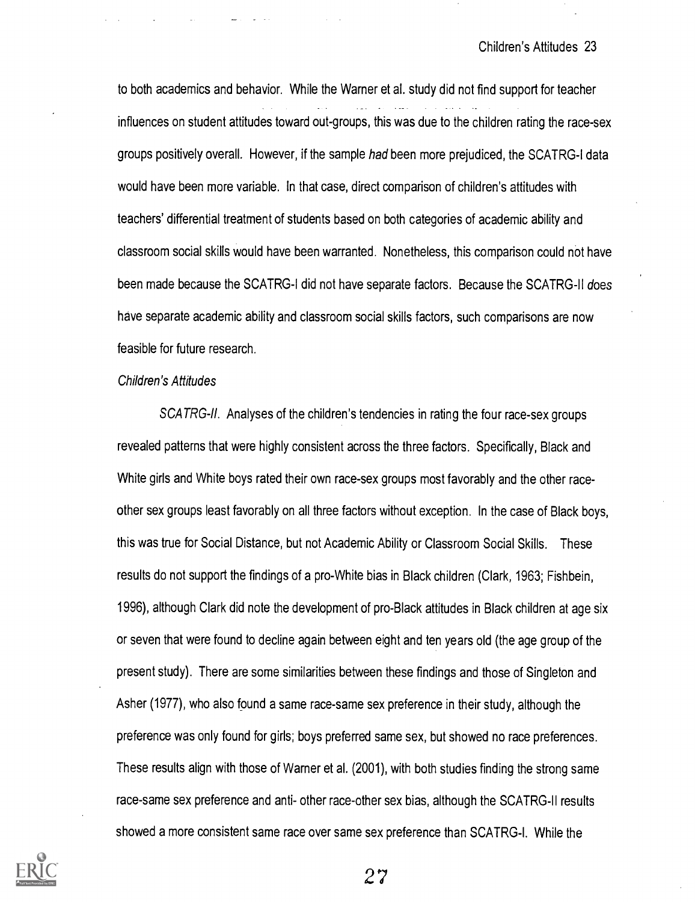to both academics and behavior. While the Warner et al. study did not find support for teacher influences on student attitudes toward out-groups, this was due to the children rating the race-sex groups positively overall. However, if the sample *had* been more prejudiced, the SCATRG-I data would have been more variable. In that case, direct comparison of children's attitudes with teachers' differential treatment of students based on both categories of academic ability and classroom social skills would have been warranted. Nonetheless, this comparison could not have been made because the SCATRG-I did not have separate factors. Because the SCATRG-II *does* have separate academic ability and classroom social skills factors, such comparisons are now feasible for future research.

*Children's Attitudes*

*SCATRG-II.* Analyses of the children's tendencies in rating the four race-sex groups revealed patterns that were highly consistent across the three factors. Specifically, Black and White girls and White boys rated their own race-sex groups most favorably and the other race-other sex groups least favorably on all three factors without exception. In the case of Black boys, this was true for Social Distance, but not Academic Ability or Classroom Social Skills. These results do not support the findings of a pro-White bias in Black children (Clark, 1963; Fishbein, 1996), although Clark did note the development of pro-Black attitudes in Black children at age six or seven that were found to decline again between eight and ten years old (the age group of the present study). There are some similarities between these findings and those of Singleton and Asher (1977), who also found a same race-same sex preference in their study, although the preference was only found for girls; boys preferred same sex, but showed no race preferences. These results align with those of Warner et al. (2001), with both studies finding the strong same race-same sex preference and anti- other race-other sex bias, although the SCATRG-II results showed a more consistent same race over same sex preference than SCATRG-I. While the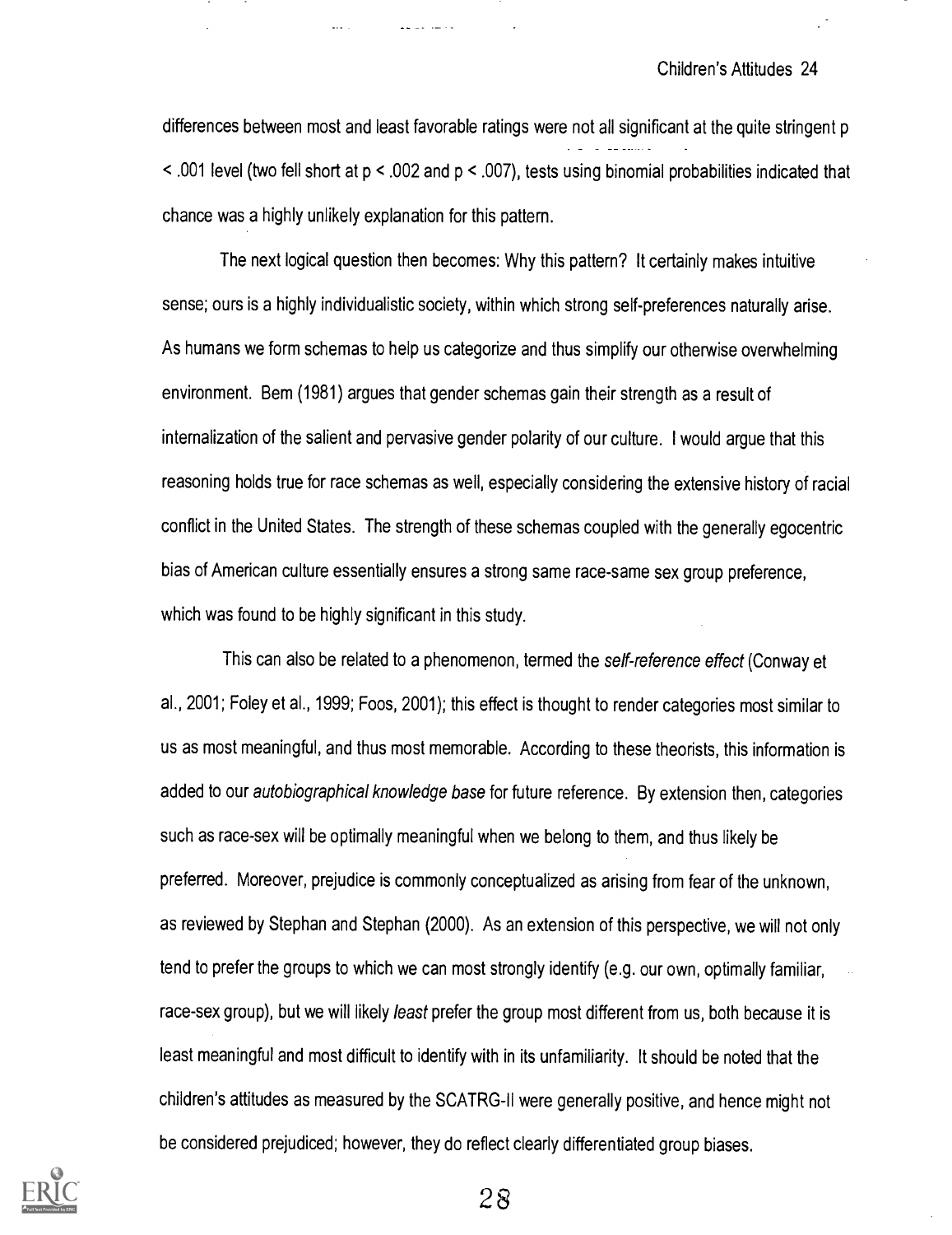differences between most and least favorable ratings were not all significant at the quite stringent $p < .001$ level (two fell short at $p < .002$ and $p < .007$), tests using binomial probabilities indicated that chance was a highly unlikely explanation for this pattern.

The next logical question then becomes: Why this pattern? It certainly makes intuitive sense; ours is a highly individualistic society, within which strong self-preferences naturally arise. As humans we form schemas to help us categorize and thus simplify our otherwise overwhelming environment. Bem (1981) argues that gender schemas gain their strength as a result of internalization of the salient and pervasive gender polarity of our culture. I would argue that this reasoning holds true for race schemas as well, especially considering the extensive history of racial conflict in the United States. The strength of these schemas coupled with the generally egocentric bias of American culture essentially ensures a strong same race-same sex group preference, which was found to be highly significant in this study.

This can also be related to a phenomenon, termed the *self-reference effect* (Conway et al., 2001; Foley et al., 1999; Foos, 2001); this effect is thought to render categories most similar to us as most meaningful, and thus most memorable. According to these theorists, this information is added to our *autobiographical knowledge base* for future reference. By extension then, categories such as race-sex will be optimally meaningful when we belong to them, and thus likely be preferred. Moreover, prejudice is commonly conceptualized as arising from fear of the unknown, as reviewed by Stephan and Stephan (2000). As an extension of this perspective, we will not only tend to prefer the groups to which we can most strongly identify (e.g. our own, optimally familiar, race-sex group), but we will likely *least* prefer the group most different from us, both because it is least meaningful and most difficult to identify with in its unfamiliarity. It should be noted that the children's attitudes as measured by the SCATRG-II were generally positive, and hence might not be considered prejudiced; however, they do reflect clearly differentiated group biases.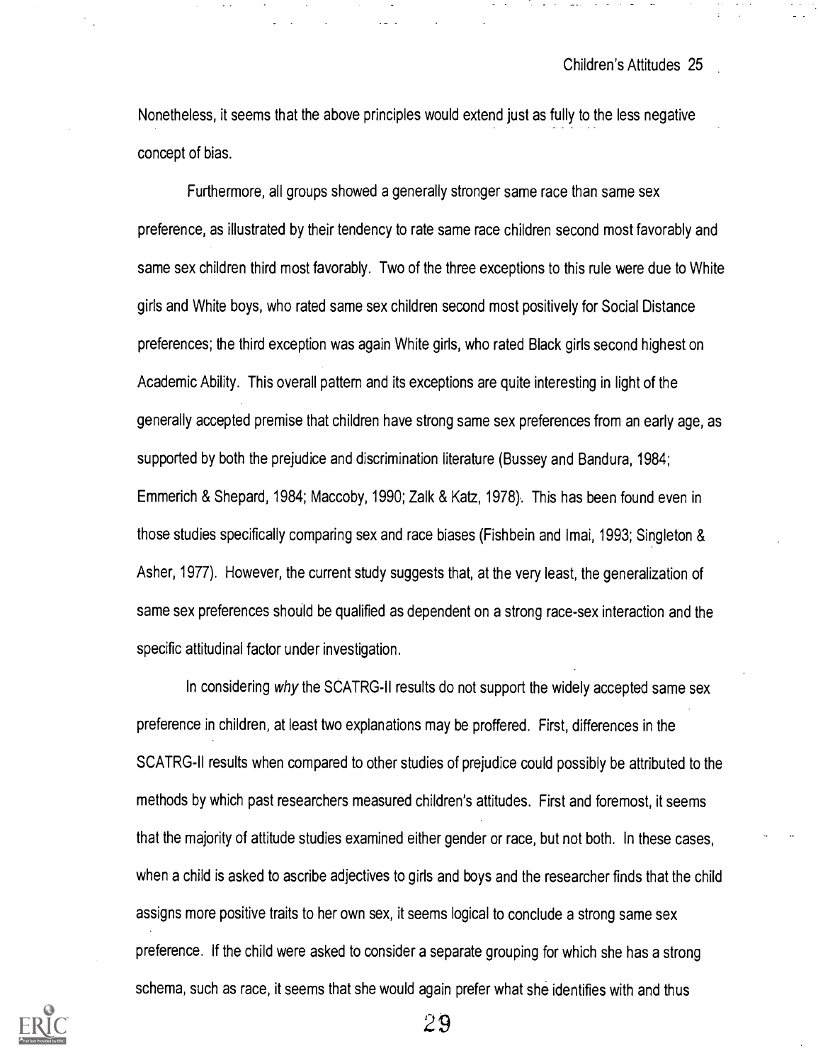Nonetheless, it seems that the above principles would extend just as fully to the less negative concept of bias.

Furthermore, all groups showed a generally stronger same race than same sex preference, as illustrated by their tendency to rate same race children second most favorably and same sex children third most favorably. Two of the three exceptions to this rule were due to White girls and White boys, who rated same sex children second most positively for Social Distance preferences; the third exception was again White girls, who rated Black girls second highest on Academic Ability. This overall pattern and its exceptions are quite interesting in light of the generally accepted premise that children have strong same sex preferences from an early age, as supported by both the prejudice and discrimination literature (Bussey and Bandura, 1984; Emmerich & Shepard, 1984; Maccoby, 1990; Zalk & Katz, 1978). This has been found even in those studies specifically comparing sex and race biases (Fishbein and Imai, 1993; Singleton & Asher, 1977). However, the current study suggests that, at the very least, the generalization of same sex preferences should be qualified as dependent on a strong race-sex interaction and the specific attitudinal factor under investigation.

In considering *why* the SCATRG-II results do not support the widely accepted same sex preference in children, at least two explanations may be proffered. First, differences in the SCATRG-II results when compared to other studies of prejudice could possibly be attributed to the methods by which past researchers measured children's attitudes. First and foremost, it seems that the majority of attitude studies examined either gender or race, but not both. In these cases, when a child is asked to ascribe adjectives to girls and boys and the researcher finds that the child assigns more positive traits to her own sex, it seems logical to conclude a strong same sex preference. If the child were asked to consider a separate grouping for which she has a strong schema, such as race, it seems that she would again prefer what she identifies with and thus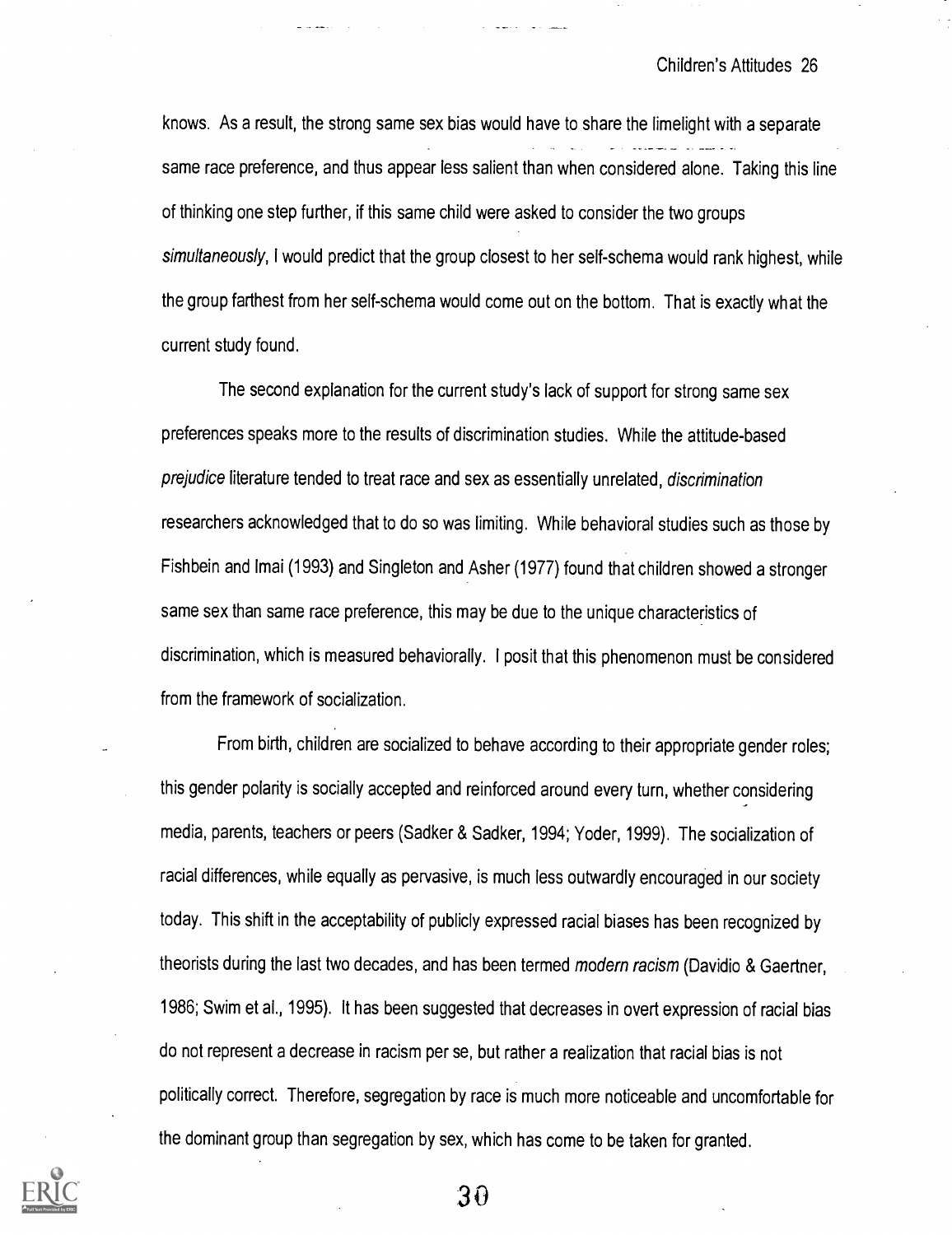knows. As a result, the strong same sex bias would have to share the limelight with a separate same race preference, and thus appear less salient than when considered alone. Taking this line of thinking one step further, if this same child were asked to consider the two groups *simultaneously*, I would predict that the group closest to her self-schema would rank highest, while the group farthest from her self-schema would come out on the bottom. That is exactly what the current study found.

The second explanation for the current study's lack of support for strong same sex preferences speaks more to the results of discrimination studies. While the attitude-based *prejudice* literature tended to treat race and sex as essentially unrelated, *discrimination* researchers acknowledged that to do so was limiting. While behavioral studies such as those by Fishbein and Imai (1993) and Singleton and Asher (1977) found that children showed a stronger same sex than same race preference, this may be due to the unique characteristics of discrimination, which is measured behaviorally. I posit that this phenomenon must be considered from the framework of socialization.

From birth, children are socialized to behave according to their appropriate gender roles; this gender polarity is socially accepted and reinforced around every turn, whether considering media, parents, teachers or peers (Sadker & Sadker, 1994; Yoder, 1999). The socialization of racial differences, while equally as pervasive, is much less outwardly encouraged in our society today. This shift in the acceptability of publicly expressed racial biases has been recognized by theorists during the last two decades, and has been termed *modern racism* (Davidio & Gaertner, 1986; Swim et al., 1995). It has been suggested that decreases in overt expression of racial bias do not represent a decrease in racism per se, but rather a realization that racial bias is not politically correct. Therefore, segregation by race is much more noticeable and uncomfortable for the dominant group than segregation by sex, which has come to be taken for granted.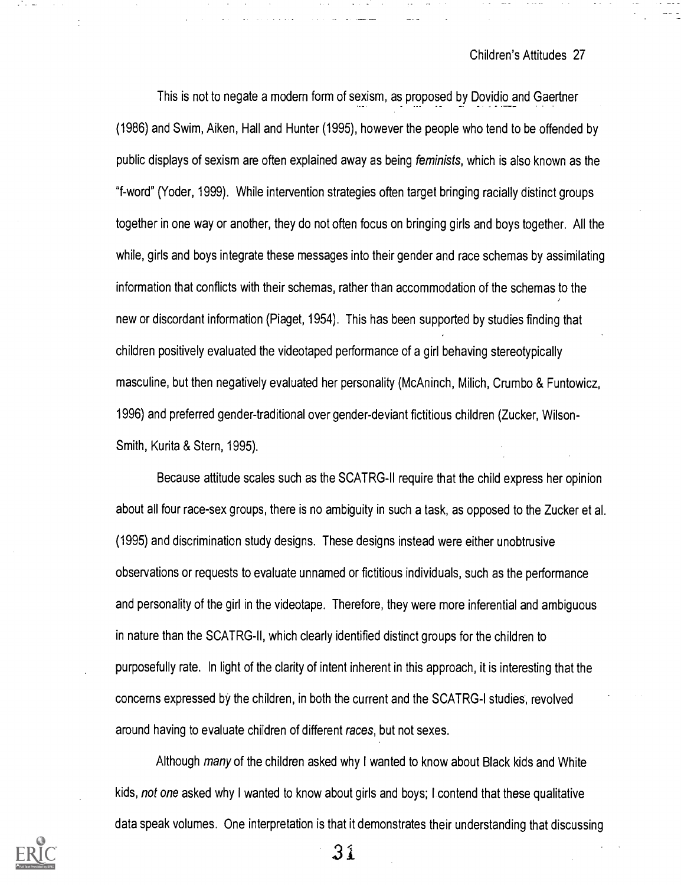This is not to negate a modern form of sexism, as proposed by Dovidio and Gaertner (1986) and Swim, Aiken, Hall and Hunter (1995), however the people who tend to be offended by public displays of sexism are often explained away as being *feminists*, which is also known as the "f-word" (Yoder, 1999). While intervention strategies often target bringing racially distinct groups together in one way or another, they do not often focus on bringing girls and boys together. All the while, girls and boys integrate these messages into their gender and race schemas by assimilating information that conflicts with their schemas, rather than accommodation of the schemas to the new or discordant information (Piaget, 1954). This has been supported by studies finding that children positively evaluated the videotaped performance of a girl behaving stereotypically masculine, but then negatively evaluated her personality (McAninch, Milich, Crumbo & Funtowicz, 1996) and preferred gender-traditional over gender-deviant fictitious children (Zucker, Wilson-Smith, Kurita & Stern, 1995).

Because attitude scales such as the SCATRG-II require that the child express her opinion about all four race-sex groups, there is no ambiguity in such a task, as opposed to the Zucker et al. (1995) and discrimination study designs. These designs instead were either unobtrusive observations or requests to evaluate unnamed or fictitious individuals, such as the performance and personality of the girl in the videotape. Therefore, they were more inferential and ambiguous in nature than the SCATRG-II, which clearly identified distinct groups for the children to purposefully rate. In light of the clarity of intent inherent in this approach, it is interesting that the concerns expressed by the children, in both the current and the SCATRG-I studies, revolved around having to evaluate children of different *races*, but not sexes.

Although *many* of the children asked why I wanted to know about Black kids and White kids, *not one* asked why I wanted to know about girls and boys; I contend that these qualitative data speak volumes. One interpretation is that it demonstrates their understanding that discussing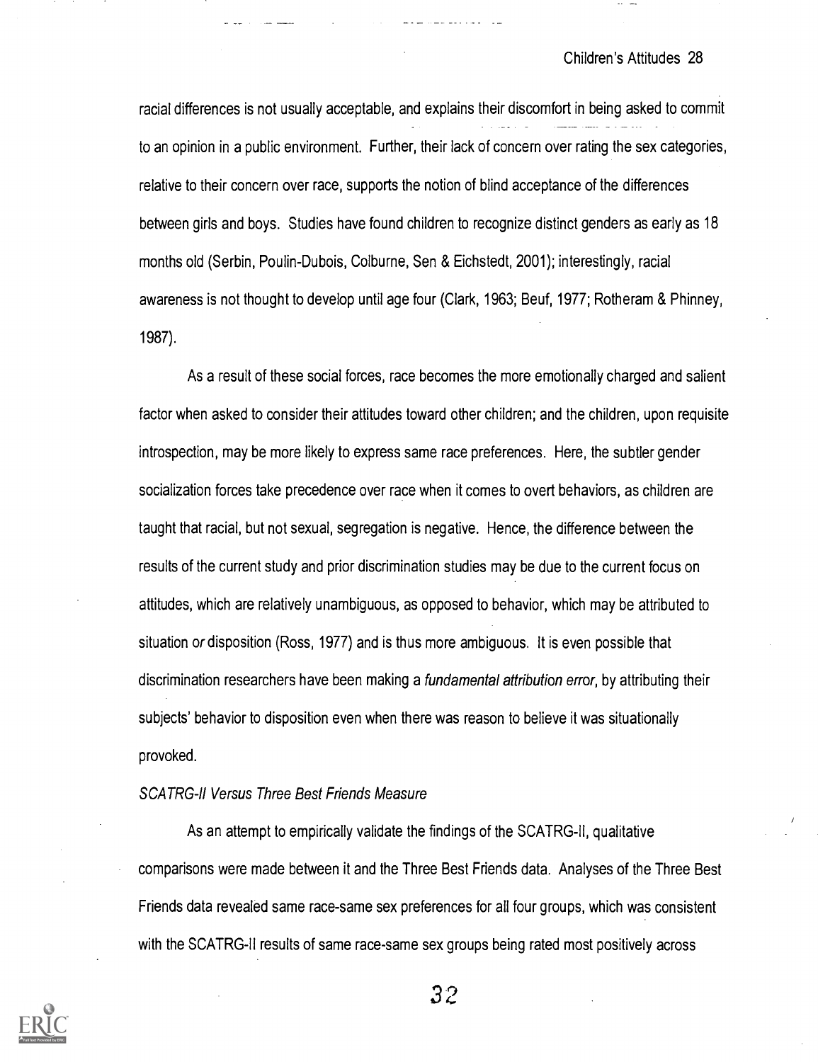racial differences is not usually acceptable, and explains their discomfort in being asked to commit to an opinion in a public environment. Further, their lack of concern over rating the sex categories, relative to their concern over race, supports the notion of blind acceptance of the differences between girls and boys. Studies have found children to recognize distinct genders as early as 18 months old (Serbin, Poulin-Dubois, Colburne, Sen & Eichstedt, 2001); interestingly, racial awareness is not thought to develop until age four (Clark, 1963; Beuf, 1977; Rotheram & Phinney, 1987).

As a result of these social forces, race becomes the more emotionally charged and salient factor when asked to consider their attitudes toward other children; and the children, upon requisite introspection, may be more likely to express same race preferences. Here, the subtler gender socialization forces take precedence over race when it comes to overt behaviors, as children are taught that racial, but not sexual, segregation is negative. Hence, the difference between the results of the current study and prior discrimination studies may be due to the current focus on attitudes, which are relatively unambiguous, as opposed to behavior, which may be attributed to situation *or* disposition (Ross, 1977) and is thus more ambiguous. It is even possible that discrimination researchers have been making a *fundamental attribution error*, by attributing their subjects' behavior to disposition even when there was reason to believe it was situationally provoked.

*SCATRG-II Versus Three Best Friends Measure*

As an attempt to empirically validate the findings of the SCATRG-II, qualitative comparisons were made between it and the Three Best Friends data. Analyses of the Three Best Friends data revealed same race-same sex preferences for all four groups, which was consistent with the SCATRG-II results of same race-same sex groups being rated most positively across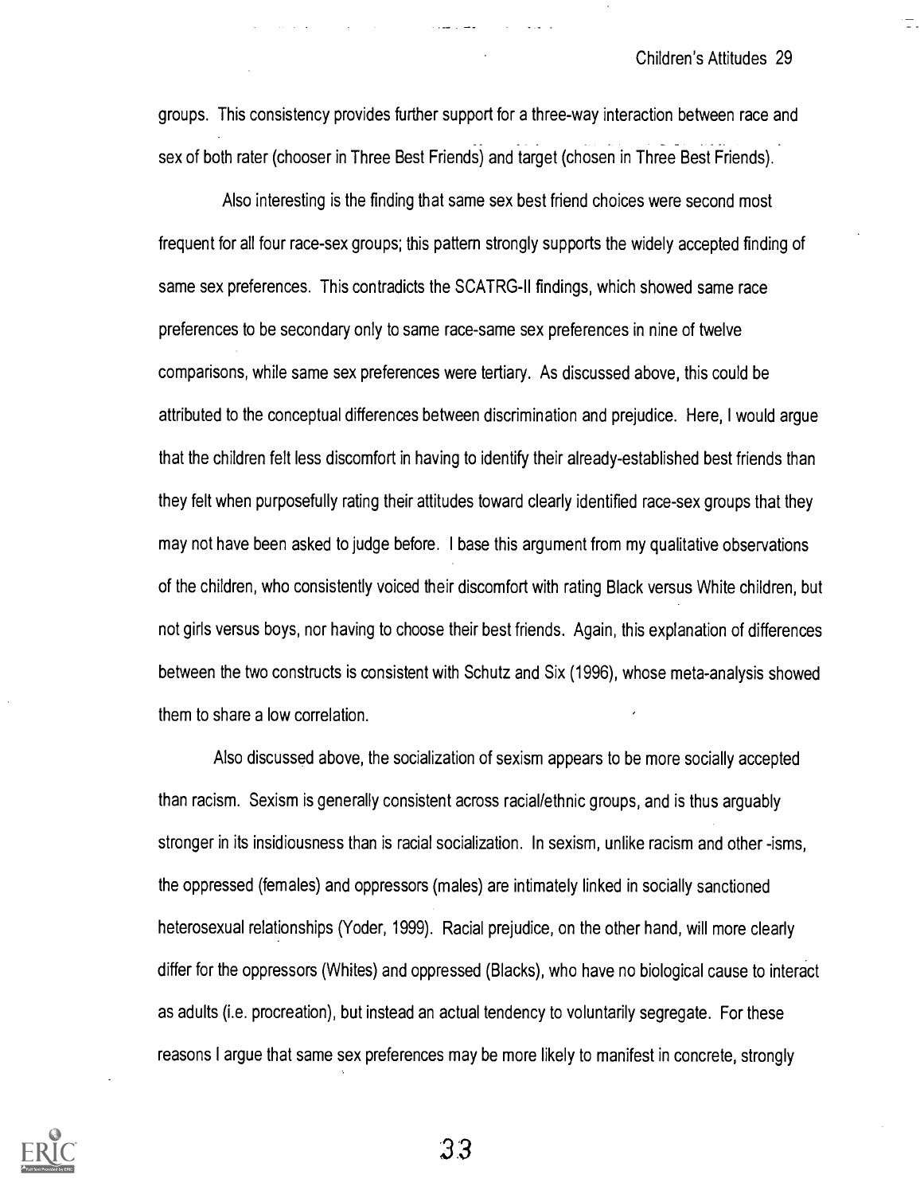groups. This consistency provides further support for a three-way interaction between race and sex of both rater (chooser in Three Best Friends) and target (chosen in Three Best Friends).

Also interesting is the finding that same sex best friend choices were second most frequent for all four race-sex groups; this pattern strongly supports the widely accepted finding of same sex preferences. This contradicts the SCATRG-II findings, which showed same race preferences to be secondary only to same race-same sex preferences in nine of twelve comparisons, while same sex preferences were tertiary. As discussed above, this could be attributed to the conceptual differences between discrimination and prejudice. Here, I would argue that the children felt less discomfort in having to identify their already-established best friends than they felt when purposefully rating their attitudes toward clearly identified race-sex groups that they may not have been asked to judge before. I base this argument from my qualitative observations of the children, who consistently voiced their discomfort with rating Black versus White children, but not girls versus boys, nor having to choose their best friends. Again, this explanation of differences between the two constructs is consistent with Schutz and Six (1996), whose meta-analysis showed them to share a low correlation.

Also discussed above, the socialization of sexism appears to be more socially accepted than racism. Sexism is generally consistent across racial/ethnic groups, and is thus arguably stronger in its insidiousness than is racial socialization. In sexism, unlike racism and other -isms, the oppressed (females) and oppressors (males) are intimately linked in socially sanctioned heterosexual relationships (Yoder, 1999). Racial prejudice, on the other hand, will more clearly differ for the oppressors (Whites) and oppressed (Blacks), who have no biological cause to interact as adults (i.e. procreation), but instead an actual tendency to voluntarily segregate. For these reasons I argue that same sex preferences may be more likely to manifest in concrete, strongly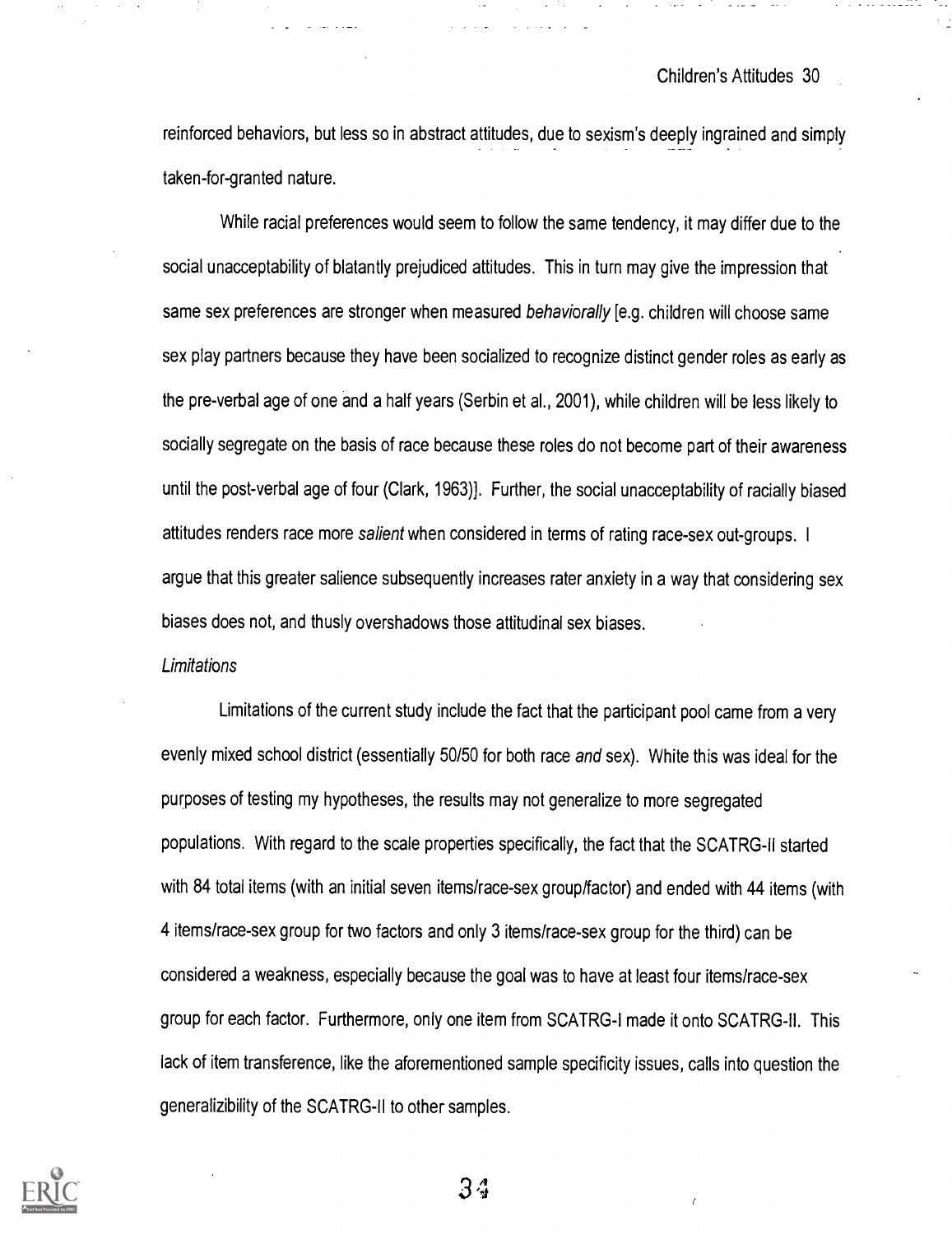reinforced behaviors, but less so in abstract attitudes, due to sexism's deeply ingrained and simply taken-for-granted nature.

While racial preferences would seem to follow the same tendency, it may differ due to the social unacceptability of blatantly prejudiced attitudes. This in turn may give the impression that same sex preferences are stronger when measured *behaviorally* [e.g. children will choose same sex play partners because they have been socialized to recognize distinct gender roles as early as the pre-verbal age of one and a half years (Serbin et al., 2001), while children will be less likely to socially segregate on the basis of race because these roles do not become part of their awareness until the post-verbal age of four (Clark, 1963)]. Further, the social unacceptability of racially biased attitudes renders race more *salient* when considered in terms of rating race-sex out-groups. I argue that this greater salience subsequently increases rater anxiety in a way that considering sex biases does not, and thusly overshadows those attitudinal sex biases.

*Limitations*

Limitations of the current study include the fact that the participant pool came from a very evenly mixed school district (essentially 50/50 for both race *and* sex). White this was ideal for the purposes of testing my hypotheses, the results may not generalize to more segregated populations. With regard to the scale properties specifically, the fact that the SCATRG-II started with 84 total items (with an initial seven items/race-sex group/factor) and ended with 44 items (with 4 items/race-sex group for two factors and only 3 items/race-sex group for the third) can be considered a weakness, especially because the goal was to have at least four items/race-sex group for each factor. Furthermore, only one item from SCATRG-I made it onto SCATRG-II. This lack of item transference, like the aforementioned sample specificity issues, calls into question the generalizibility of the SCATRG-II to other samples.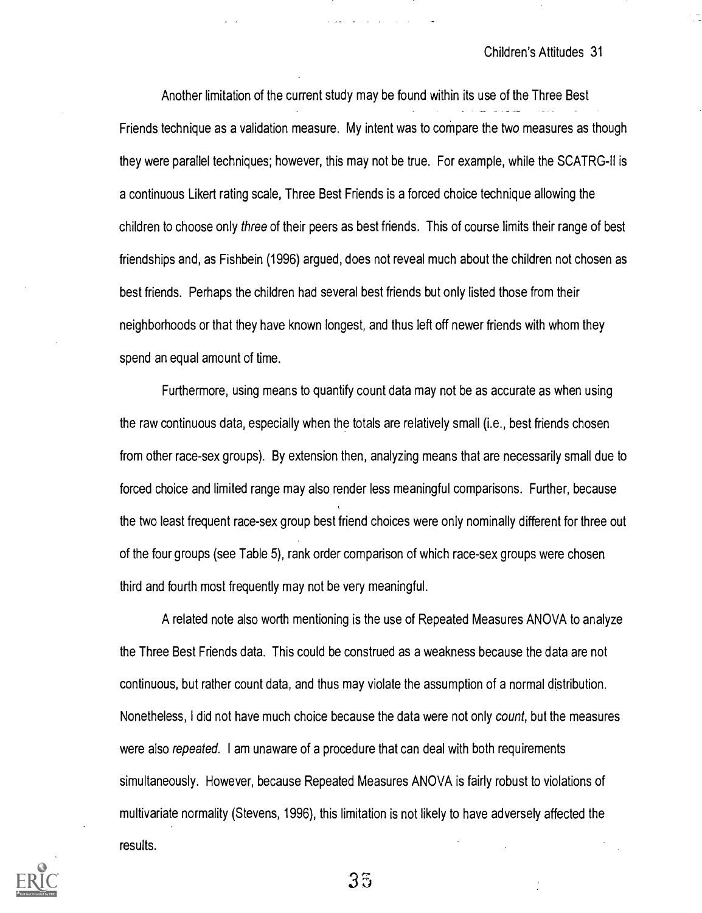Another limitation of the current study may be found within its use of the Three Best Friends technique as a validation measure. My intent was to compare the two measures as though they were parallel techniques; however, this may not be true. For example, while the SCATRG-II is a continuous Likert rating scale, Three Best Friends is a forced choice technique allowing the children to choose only *three* of their peers as best friends. This of course limits their range of best friendships and, as Fishbein (1996) argued, does not reveal much about the children not chosen as best friends. Perhaps the children had several best friends but only listed those from their neighborhoods or that they have known longest, and thus left off newer friends with whom they spend an equal amount of time.

Furthermore, using means to quantify count data may not be as accurate as when using the raw continuous data, especially when the totals are relatively small (i.e., best friends chosen from other race-sex groups). By extension then, analyzing means that are necessarily small due to forced choice and limited range may also render less meaningful comparisons. Further, because the two least frequent race-sex group best friend choices were only nominally different for three out of the four groups (see Table 5), rank order comparison of which race-sex groups were chosen third and fourth most frequently may not be very meaningful.

A related note also worth mentioning is the use of Repeated Measures ANOVA to analyze the Three Best Friends data. This could be construed as a weakness because the data are not continuous, but rather count data, and thus may violate the assumption of a normal distribution. Nonetheless, I did not have much choice because the data were not only *count*, but the measures were also *repeated*. I am unaware of a procedure that can deal with both requirements simultaneously. However, because Repeated Measures ANOVA is fairly robust to violations of multivariate normality (Stevens, 1996), this limitation is not likely to have adversely affected the results.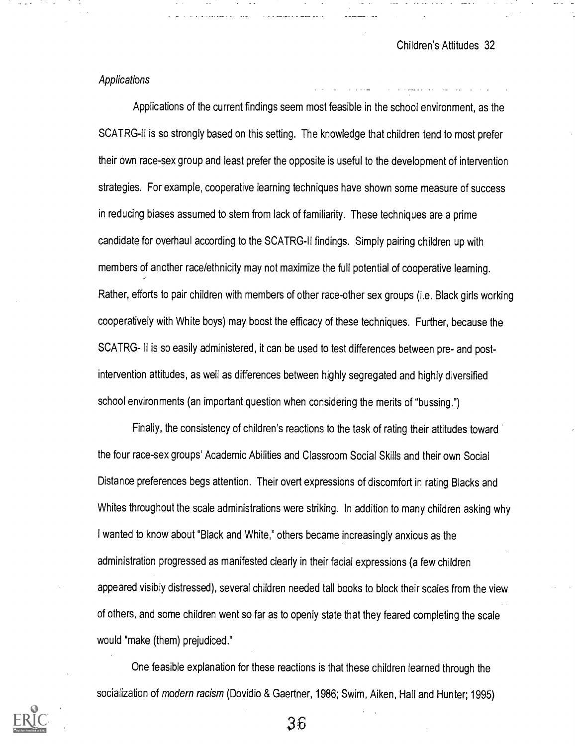*Applications*

Applications of the current findings seem most feasible in the school environment, as the SCATRG-II is so strongly based on this setting. The knowledge that children tend to most prefer their own race-sex group and least prefer the opposite is useful to the development of intervention strategies. For example, cooperative learning techniques have shown some measure of success in reducing biases assumed to stem from lack of familiarity. These techniques are a prime candidate for overhaul according to the SCATRG-II findings. Simply pairing children up with members of another race/ethnicity may not maximize the full potential of cooperative learning. Rather, efforts to pair children with members of other race-other sex groups (i.e. Black girls working cooperatively with White boys) may boost the efficacy of these techniques. Further, because the SCATRG- II is so easily administered, it can be used to test differences between pre- and post-intervention attitudes, as well as differences between highly segregated and highly diversified school environments (an important question when considering the merits of "bussing.")

Finally, the consistency of children's reactions to the task of rating their attitudes toward the four race-sex groups' Academic Abilities and Classroom Social Skills and their own Social Distance preferences begs attention. Their overt expressions of discomfort in rating Blacks and Whites throughout the scale administrations were striking. In addition to many children asking why I wanted to know about "Black and White," others became increasingly anxious as the administration progressed as manifested clearly in their facial expressions (a few children appeared visibly distressed), several children needed tall books to block their scales from the view of others, and some children went so far as to openly state that they feared completing the scale would "make (them) prejudiced."

One feasible explanation for these reactions is that these children learned through the socialization of *modern racism* (Dovidio & Gaertner, 1986; Swim, Aiken, Hall and Hunter; 1995)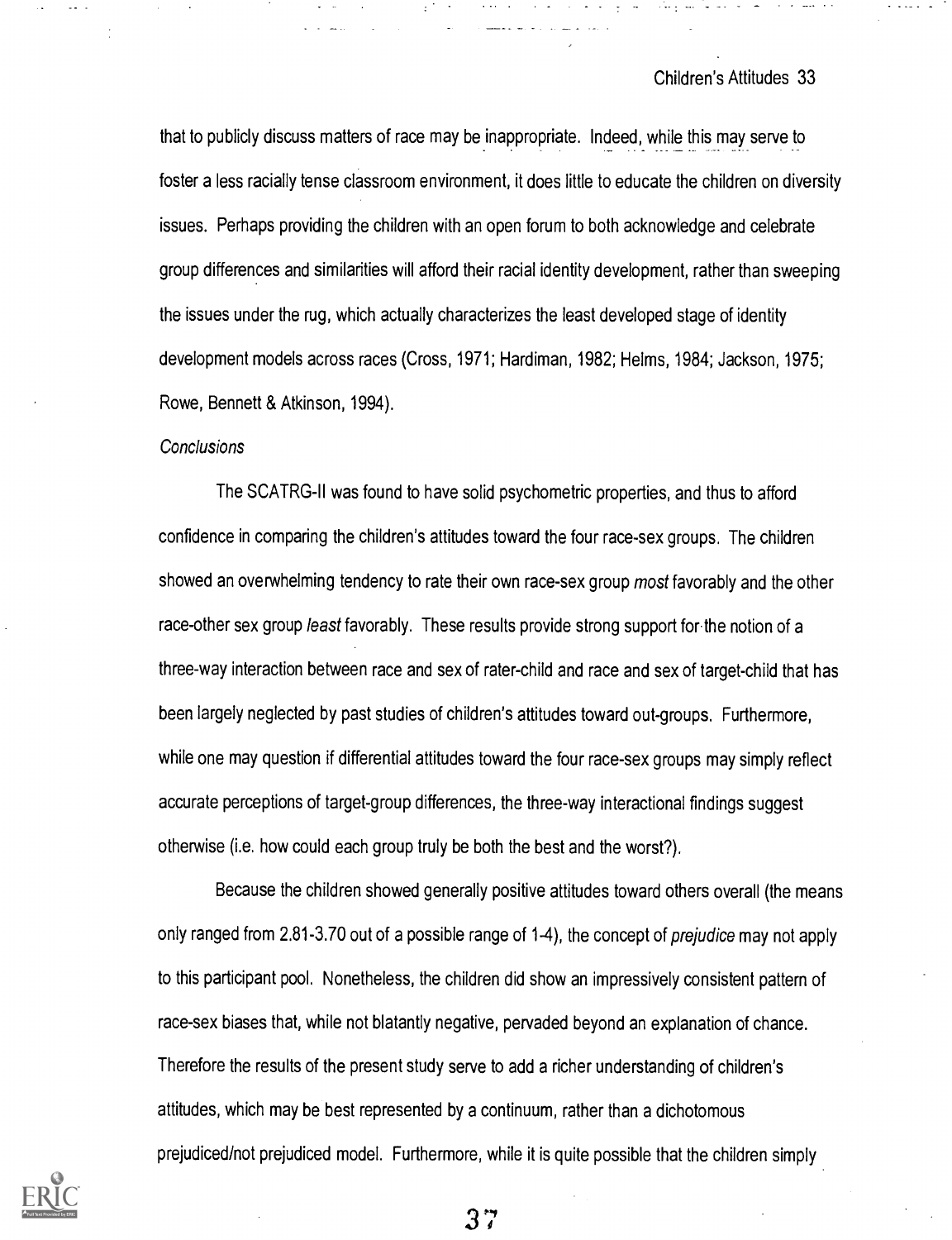that to publicly discuss matters of race may be inappropriate. Indeed, while this may serve to foster a less racially tense classroom environment, it does little to educate the children on diversity issues. Perhaps providing the children with an open forum to both acknowledge and celebrate group differences and similarities will afford their racial identity development, rather than sweeping the issues under the rug, which actually characterizes the least developed stage of identity development models across races (Cross, 1971; Hardiman, 1982; Helms, 1984; Jackson, 1975; Rowe, Bennett & Atkinson, 1994).

*Conclusions*

The SCATRG-II was found to have solid psychometric properties, and thus to afford confidence in comparing the children's attitudes toward the four race-sex groups. The children showed an overwhelming tendency to rate their own race-sex group *most* favorably and the other race-other sex group *least* favorably. These results provide strong support for the notion of a three-way interaction between race and sex of rater-child and race and sex of target-child that has been largely neglected by past studies of children's attitudes toward out-groups. Furthermore, while one may question if differential attitudes toward the four race-sex groups may simply reflect accurate perceptions of target-group differences, the three-way interactional findings suggest otherwise (i.e. how could each group truly be both the best and the worst?).

Because the children showed generally positive attitudes toward others overall (the means only ranged from 2.81-3.70 out of a possible range of 1-4), the concept of *prejudice* may not apply to this participant pool. Nonetheless, the children did show an impressively consistent pattern of race-sex biases that, while not blatantly negative, pervaded beyond an explanation of chance. Therefore the results of the present study serve to add a richer understanding of children's attitudes, which may be best represented by a continuum, rather than a dichotomous prejudiced/not prejudiced model. Furthermore, while it is quite possible that the children simply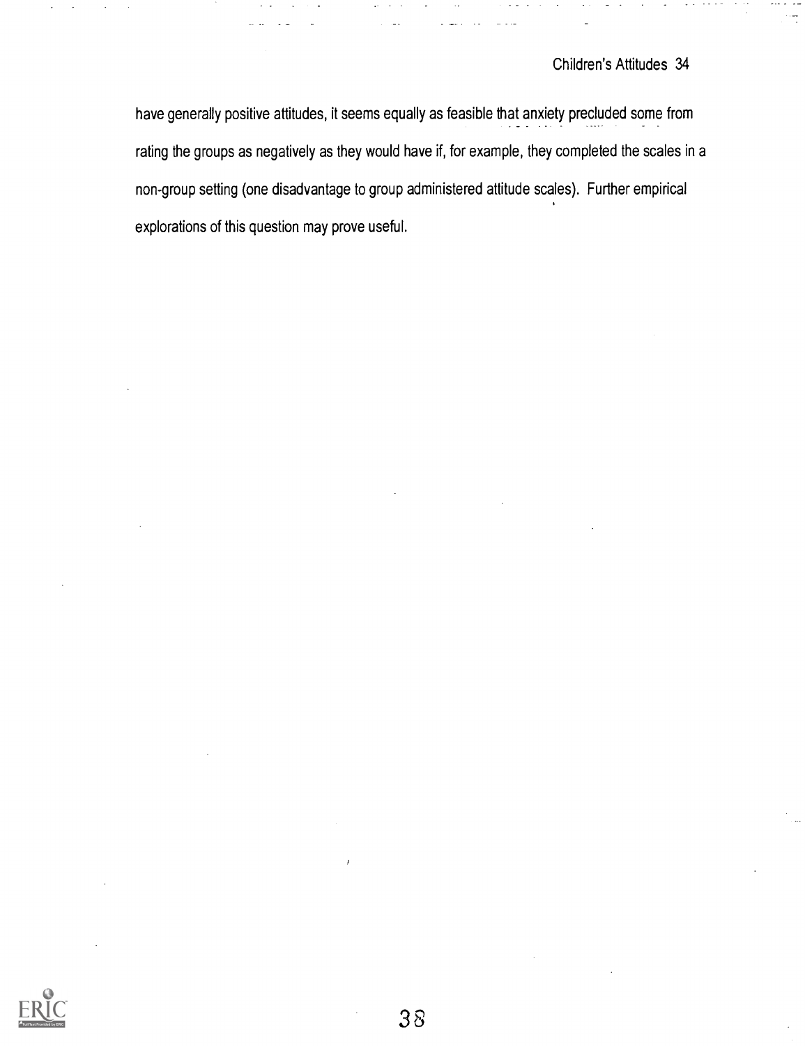have generally positive attitudes, it seems equally as feasible that anxiety precluded some from rating the groups as negatively as they would have if, for example, they completed the scales in a non-group setting (one disadvantage to group administered attitude scales). Further empirical explorations of this question may prove useful.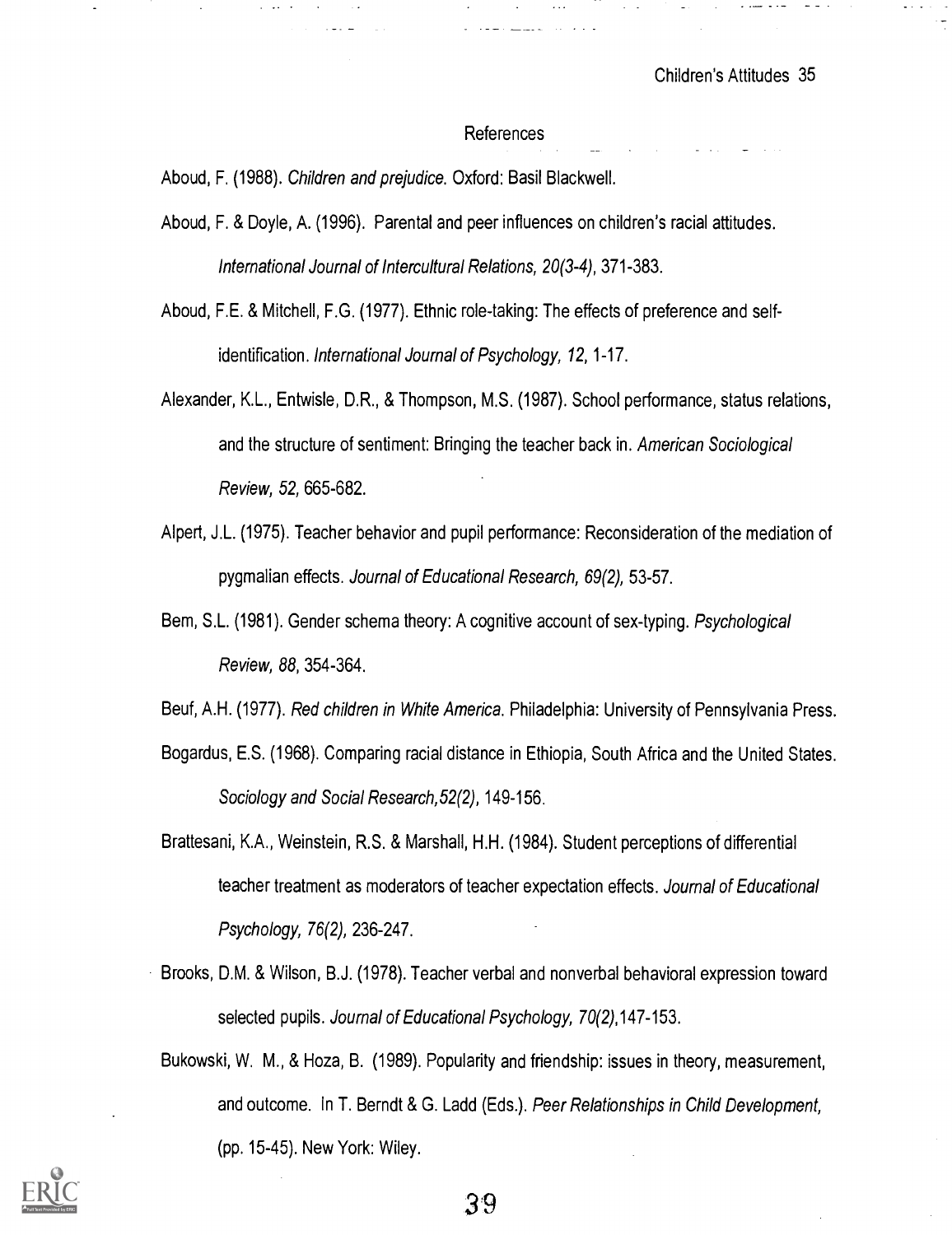## References

Aboud, F. (1988). *Children and prejudice.* Oxford: Basil Blackwell.

Aboud, F. & Doyle, A. (1996). Parental and peer influences on children's racial attitudes. *International Journal of Intercultural Relations, 20(3-4)*, 371-383.

Aboud, F.E. & Mitchell, F.G. (1977). Ethnic role-taking: The effects of preference and self-identification. *International Journal of Psychology, 12*, 1-17.

Alexander, K.L., Entwisle, D.R., & Thompson, M.S. (1987). School performance, status relations, and the structure of sentiment: Bringing the teacher back in. *American Sociological Review, 52*, 665-682.

Alpert, J.L. (1975). Teacher behavior and pupil performance: Reconsideration of the mediation of pygmalian effects. *Journal of Educational Research, 69(2)*, 53-57.

Bem, S.L. (1981). Gender schema theory: A cognitive account of sex-typing. *Psychological Review, 88*, 354-364.

Beuf, A.H. (1977). *Red children in White America.* Philadelphia: University of Pennsylvania Press.

Bogardus, E.S. (1968). Comparing racial distance in Ethiopia, South Africa and the United States. *Sociology and Social Research,52(2)*, 149-156.

Brattesani, K.A., Weinstein, R.S. & Marshall, H.H. (1984). Student perceptions of differential teacher treatment as moderators of teacher expectation effects. *Journal of Educational Psychology, 76(2)*, 236-247.

Brooks, D.M. & Wilson, B.J. (1978). Teacher verbal and nonverbal behavioral expression toward selected pupils. *Journal of Educational Psychology, 70(2)*,147-153.

Bukowski, W. M., & Hoza, B. (1989). Popularity and friendship: issues in theory, measurement, and outcome. In T. Berndt & G. Ladd (Eds.). *Peer Relationships in Child Development*, (pp. 15-45). New York: Wiley.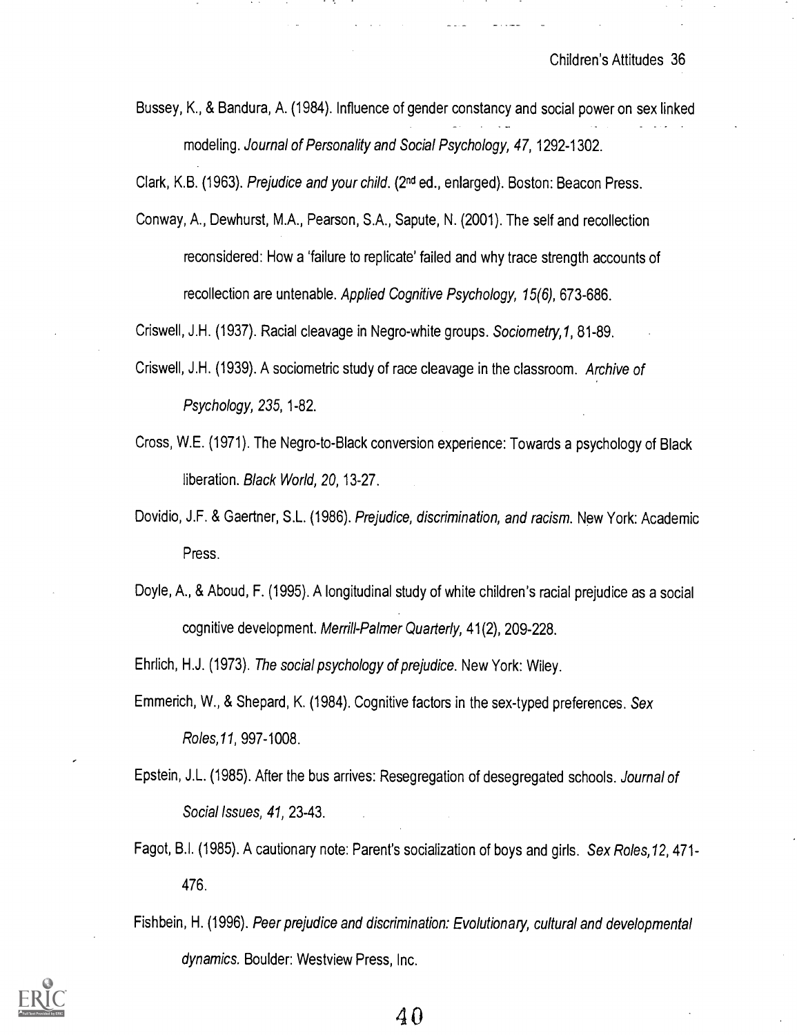Bussey, K., & Bandura, A. (1984). Influence of gender constancy and social power on sex linked modeling. *Journal of Personality and Social Psychology, 47*, 1292-1302.

Clark, K.B. (1963). *Prejudice and your child*. (2nd ed., enlarged). Boston: Beacon Press.

Conway, A., Dewhurst, M.A., Pearson, S.A., Sapute, N. (2001). The self and recollection reconsidered: How a 'failure to replicate' failed and why trace strength accounts of recollection are untenable. *Applied Cognitive Psychology, 15(6)*, 673-686.

Criswell, J.H. (1937). Racial cleavage in Negro-white groups. *Sociometry,1*, 81-89.

Criswell, J.H. (1939). A sociometric study of race cleavage in the classroom. *Archive of Psychology, 235*, 1-82.

Cross, W.E. (1971). The Negro-to-Black conversion experience: Towards a psychology of Black liberation. *Black World, 20*, 13-27.

Dovidio, J.F. & Gaertner, S.L. (1986). *Prejudice, discrimination, and racism*. New York: Academic Press.

Doyle, A., & Aboud, F. (1995). A longitudinal study of white children's racial prejudice as a social cognitive development. *Merrill-Palmer Quarterly*, 41(2), 209-228.

Ehrlich, H.J. (1973). *The social psychology of prejudice*. New York: Wiley.

Emmerich, W., & Shepard, K. (1984). Cognitive factors in the sex-typed preferences. *Sex Roles,11*, 997-1008.

Epstein, J.L. (1985). After the bus arrives: Resegregation of desegregated schools. *Journal of Social Issues, 41*, 23-43.

Fagot, B.I. (1985). A cautionary note: Parent's socialization of boys and girls. *Sex Roles,12*, 471-476.

Fishbein, H. (1996). *Peer prejudice and discrimination: Evolutionary, cultural and developmental dynamics*. Boulder: Westview Press, Inc.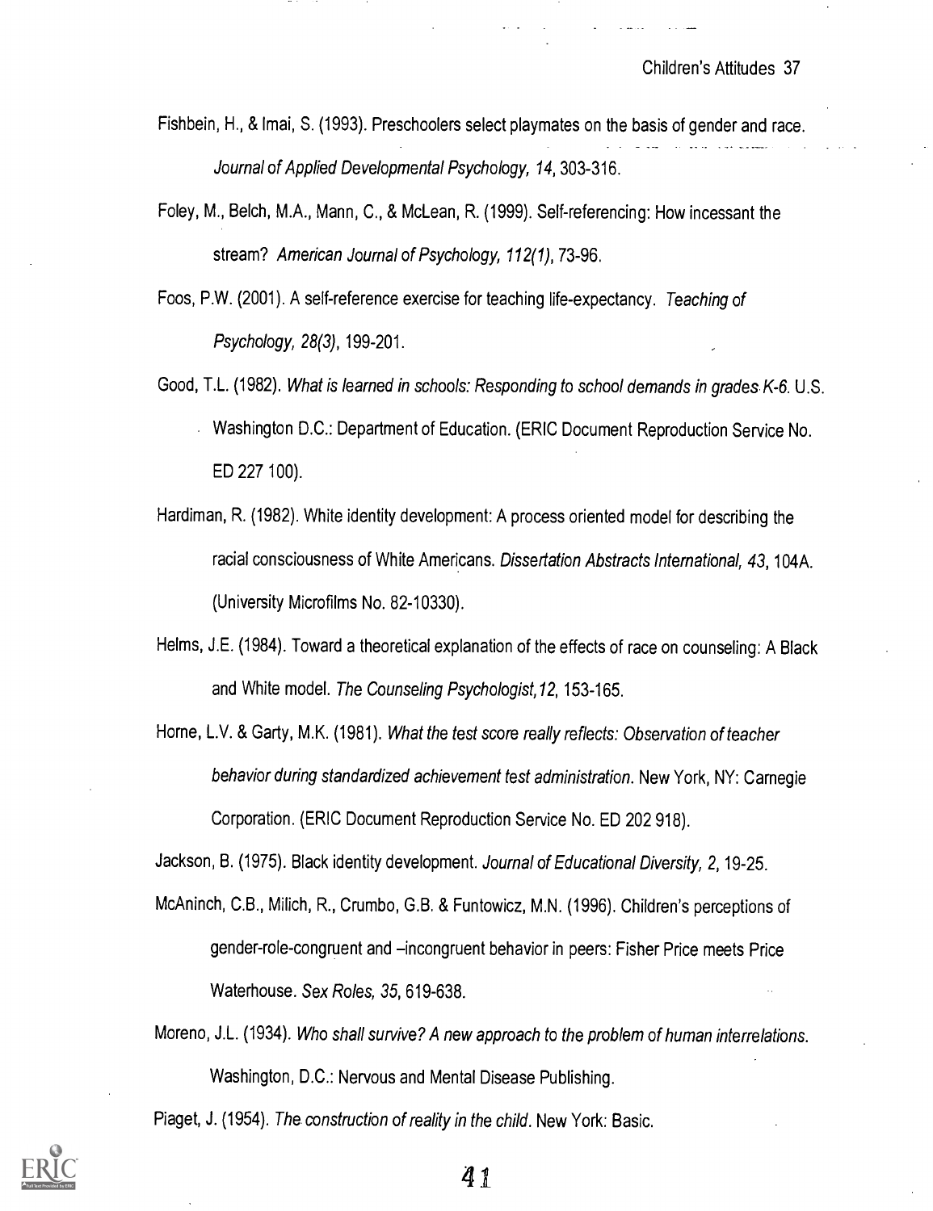Fishbein, H., & Imai, S. (1993). Preschoolers select playmates on the basis of gender and race. *Journal of Applied Developmental Psychology, 14*, 303-316.

Foley, M., Belch, M.A., Mann, C., & McLean, R. (1999). Self-referencing: How incessant the stream? *American Journal of Psychology, 112(1)*, 73-96.

Foos, P.W. (2001). A self-reference exercise for teaching life-expectancy. *Teaching of Psychology, 28(3)*, 199-201.

Good, T.L. (1982). *What is learned in schools: Responding to school demands in grades K-6*. U.S. Washington D.C.: Department of Education. (ERIC Document Reproduction Service No. ED 227 100).

Hardiman, R. (1982). White identity development: A process oriented model for describing the racial consciousness of White Americans. *Dissertation Abstracts International, 43*, 104A. (University Microfilms No. 82-10330).

Helms, J.E. (1984). Toward a theoretical explanation of the effects of race on counseling: A Black and White model. *The Counseling Psychologist, 12*, 153-165.

Horne, L.V. & Garty, M.K. (1981). *What the test score really reflects: Observation of teacher behavior during standardized achievement test administration*. New York, NY: Carnegie Corporation. (ERIC Document Reproduction Service No. ED 202 918).

Jackson, B. (1975). Black identity development. *Journal of Educational Diversity, 2*, 19-25.

McAninch, C.B., Milich, R., Crumbo, G.B. & Funtowicz, M.N. (1996). Children's perceptions of gender-role-congruent and –incongruent behavior in peers: Fisher Price meets Price Waterhouse. *Sex Roles, 35*, 619-638.

Moreno, J.L. (1934). *Who shall survive? A new approach to the problem of human interrelations*. Washington, D.C.: Nervous and Mental Disease Publishing.

Piaget, J. (1954). *The construction of reality in the child*. New York: Basic.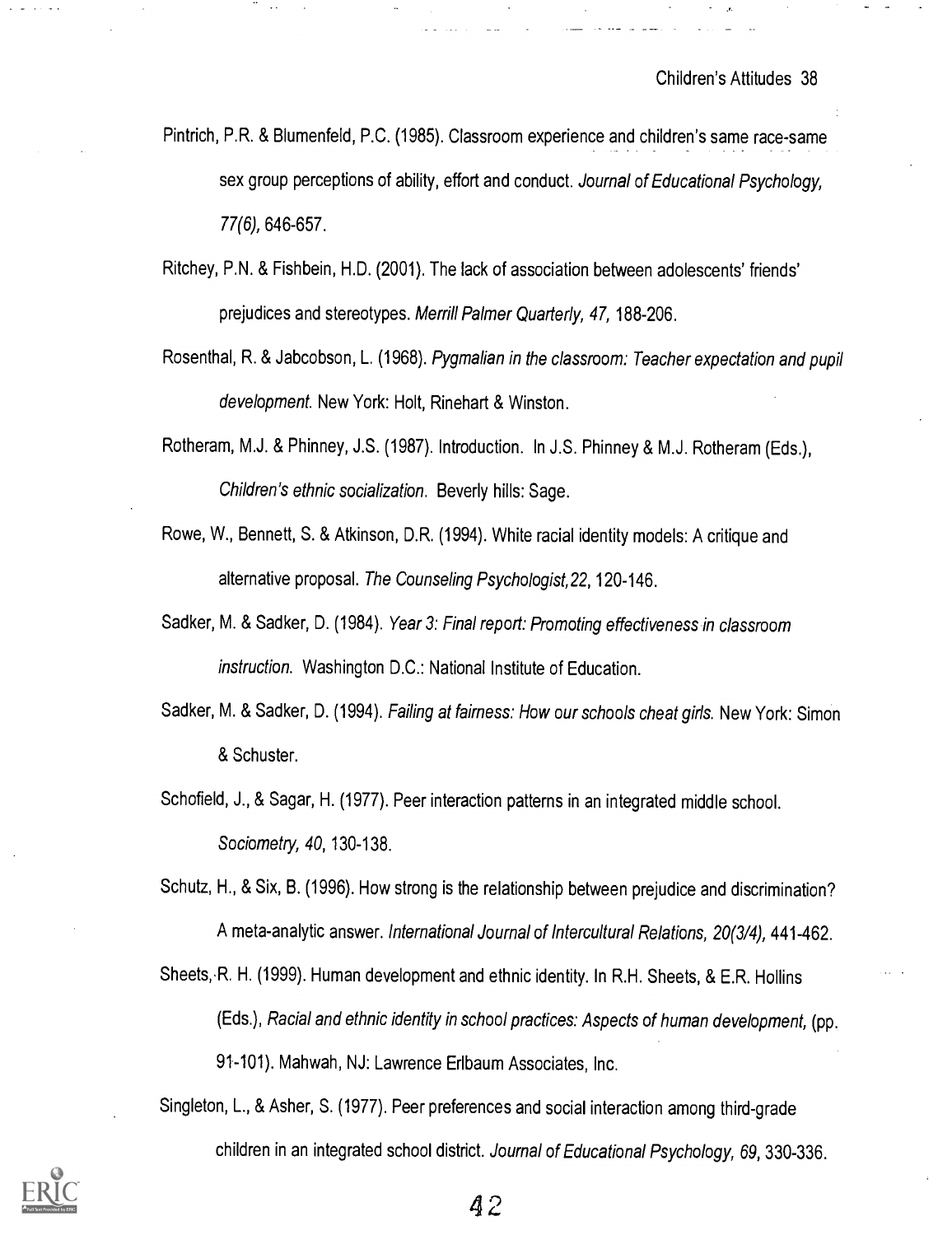Pintrich, P.R. & Blumenfeld, P.C. (1985). Classroom experience and children's same race-same sex group perceptions of ability, effort and conduct. *Journal of Educational Psychology, 77(6),* 646-657.

Ritchey, P.N. & Fishbein, H.D. (2001). The lack of association between adolescents' friends' prejudices and stereotypes. *Merrill Palmer Quarterly, 47,* 188-206.

Rosenthal, R. & Jabcobson, L. (1968). *Pygmalian in the classroom: Teacher expectation and pupil development.* New York: Holt, Rinehart & Winston.

Rotheram, M.J. & Phinney, J.S. (1987). Introduction. In J.S. Phinney & M.J. Rotheram (Eds.), *Children's ethnic socialization.* Beverly hills: Sage.

Rowe, W., Bennett, S. & Atkinson, D.R. (1994). White racial identity models: A critique and alternative proposal. *The Counseling Psychologist,22,* 120-146.

Sadker, M. & Sadker, D. (1984). *Year 3: Final report: Promoting effectiveness in classroom instruction.* Washington D.C.: National Institute of Education.

Sadker, M. & Sadker, D. (1994). *Failing at fairness: How our schools cheat girls.* New York: Simon & Schuster.

Schofield, J., & Sagar, H. (1977). Peer interaction patterns in an integrated middle school. *Sociometry, 40,* 130-138.

Schutz, H., & Six, B. (1996). How strong is the relationship between prejudice and discrimination? A meta-analytic answer. *International Journal of Intercultural Relations, 20(3/4),* 441-462.

Sheets, R. H. (1999). Human development and ethnic identity. In R.H. Sheets, & E.R. Hollins (Eds.), *Racial and ethnic identity in school practices: Aspects of human development,* (pp. 91-101). Mahwah, NJ: Lawrence Erlbaum Associates, Inc.

Singleton, L., & Asher, S. (1977). Peer preferences and social interaction among third-grade children in an integrated school district. *Journal of Educational Psychology, 69,* 330-336.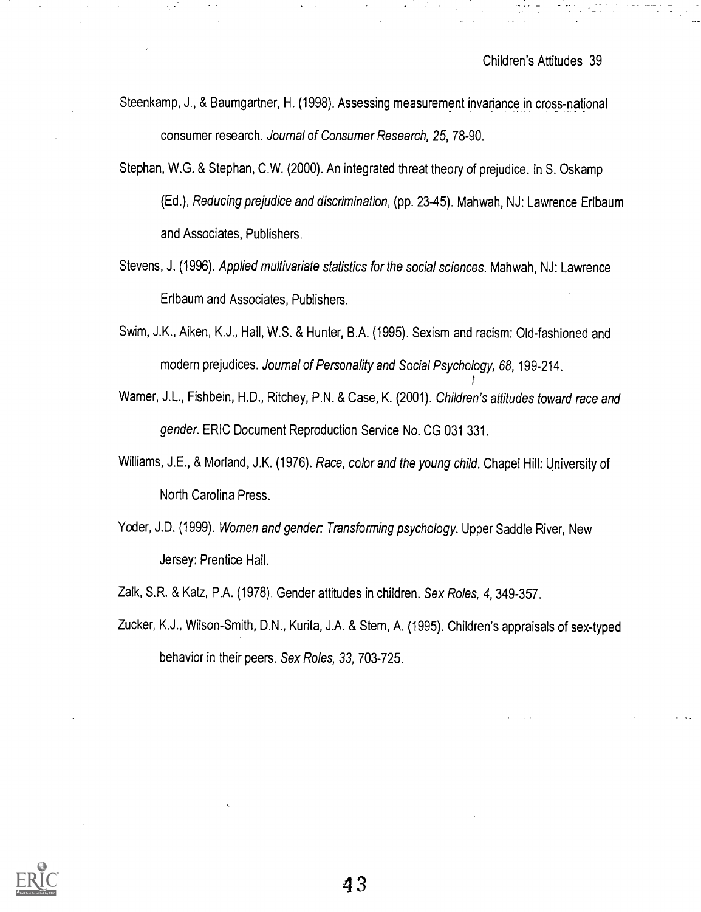Steenkamp, J., & Baumgartner, H. (1998). Assessing measurement invariance in cross-national consumer research. *Journal of Consumer Research, 25*, 78-90.

Stephan, W.G. & Stephan, C.W. (2000). An integrated threat theory of prejudice. In S. Oskamp (Ed.), *Reducing prejudice and discrimination*, (pp. 23-45). Mahwah, NJ: Lawrence Erlbaum and Associates, Publishers.

Stevens, J. (1996). *Applied multivariate statistics for the social sciences*. Mahwah, NJ: Lawrence Erlbaum and Associates, Publishers.

Swim, J.K., Aiken, K.J., Hall, W.S. & Hunter, B.A. (1995). Sexism and racism: Old-fashioned and modern prejudices. *Journal of Personality and Social Psychology, 68*, 199-214.

Warner, J.L., Fishbein, H.D., Ritchey, P.N. & Case, K. (2001). *Children's attitudes toward race and gender*. ERIC Document Reproduction Service No. CG 031 331.

Williams, J.E., & Morland, J.K. (1976). *Race, color and the young child*. Chapel Hill: University of North Carolina Press.

Yoder, J.D. (1999). *Women and gender: Transforming psychology*. Upper Saddle River, New Jersey: Prentice Hall.

Zalk, S.R. & Katz, P.A. (1978). Gender attitudes in children. *Sex Roles, 4*, 349-357.

Zucker, K.J., Wilson-Smith, D.N., Kurita, J.A. & Stern, A. (1995). Children's appraisals of sex-typed behavior in their peers. *Sex Roles, 33*, 703-725.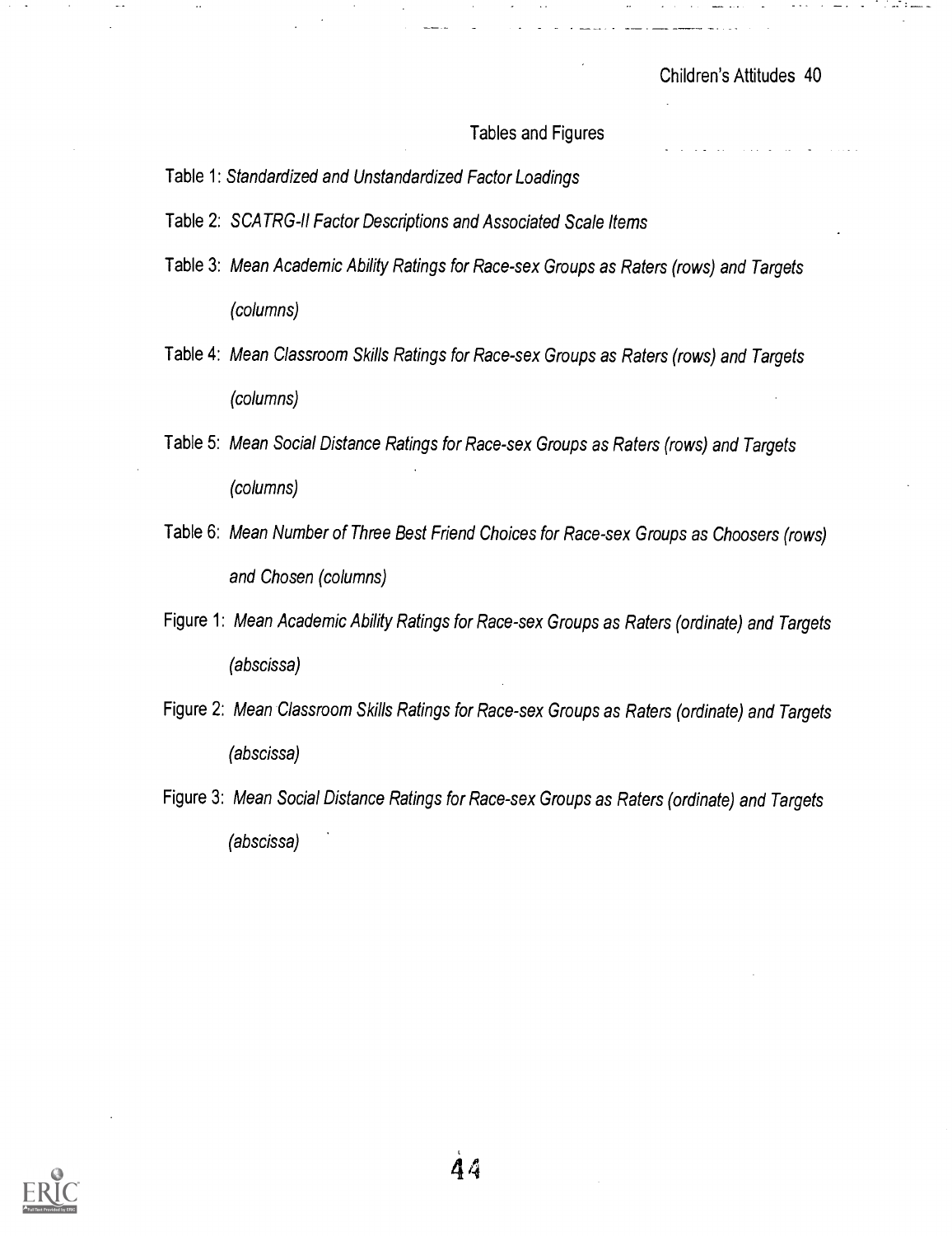## Tables and Figures

Table 1: *Standardized and Unstandardized Factor Loadings*

Table 2: *SCATRG-II Factor Descriptions and Associated Scale Items*

Table 3: *Mean Academic Ability Ratings for Race-sex Groups as Raters (rows) and Targets (columns)*

Table 4: *Mean Classroom Skills Ratings for Race-sex Groups as Raters (rows) and Targets (columns)*

Table 5: *Mean Social Distance Ratings for Race-sex Groups as Raters (rows) and Targets (columns)*

Table 6: *Mean Number of Three Best Friend Choices for Race-sex Groups as Choosers (rows) and Chosen (columns)*

Figure 1: *Mean Academic Ability Ratings for Race-sex Groups as Raters (ordinate) and Targets (abscissa)*

Figure 2: *Mean Classroom Skills Ratings for Race-sex Groups as Raters (ordinate) and Targets (abscissa)*

Figure 3: *Mean Social Distance Ratings for Race-sex Groups as Raters (ordinate) and Targets (abscissa)*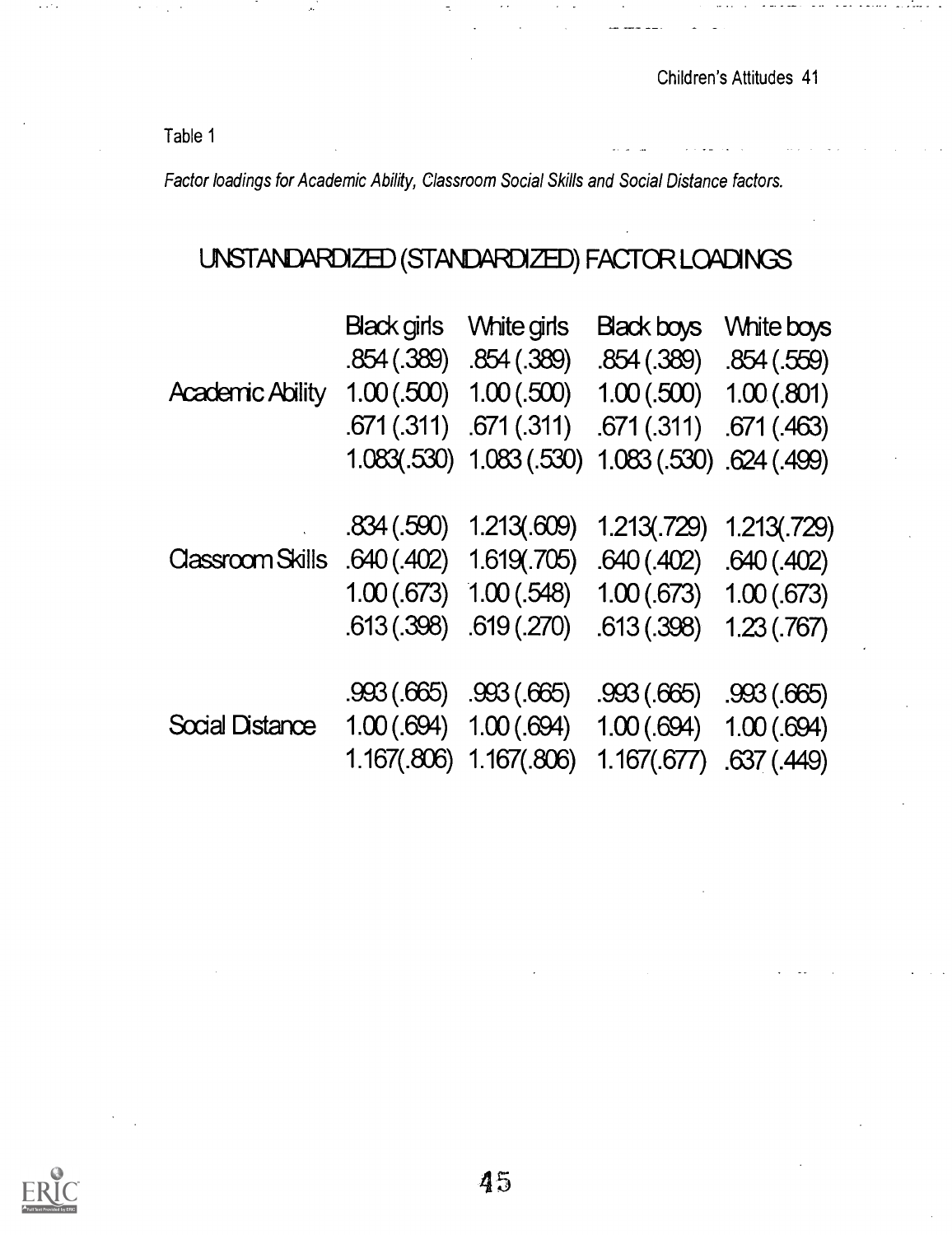Table 1

*Factor loadings for Academic Ability, Classroom Social Skills and Social Distance factors.*

## UNSTANDARDIZED (STANDARDIZED) FACTOR LOADINGS

| | Black girls | White girls | Black boys | White boys |
|---|---|---|---|---|
| | .854 (.389) | .854 (.389) | .854 (.389) | .854 (.559) |
| Academic Ability | 1.00 (.500) | 1.00 (.500) | 1.00 (.500) | 1.00 (.801) |
| | .671 (.311) | .671 (.311) | .671 (.311) | .671 (.463) |
| | 1.083(.530) | 1.083 (.530) | 1.083 (.530) | .624 (.499) |
| | .834 (.590) | 1.213(.609) | 1.213(.729) | 1.213(.729) |
| Classroom Skills | .640 (.402) | 1.619(.705) | .640 (.402) | .640 (.402) |
| | 1.00 (.673) | 1.00 (.548) | 1.00 (.673) | 1.00 (.673) |
| | .613 (.398) | .619 (.270) | .613 (.398) | 1.23 (.767) |
| | .993 (.665) | .993 (.665) | .993 (.665) | .993 (.665) |
| Social Distance | 1.00 (.694) | 1.00 (.694) | 1.00 (.694) | 1.00 (.694) |
| | 1.167(.806) | 1.167(.806) | 1.167(.677) | .637 (.449) |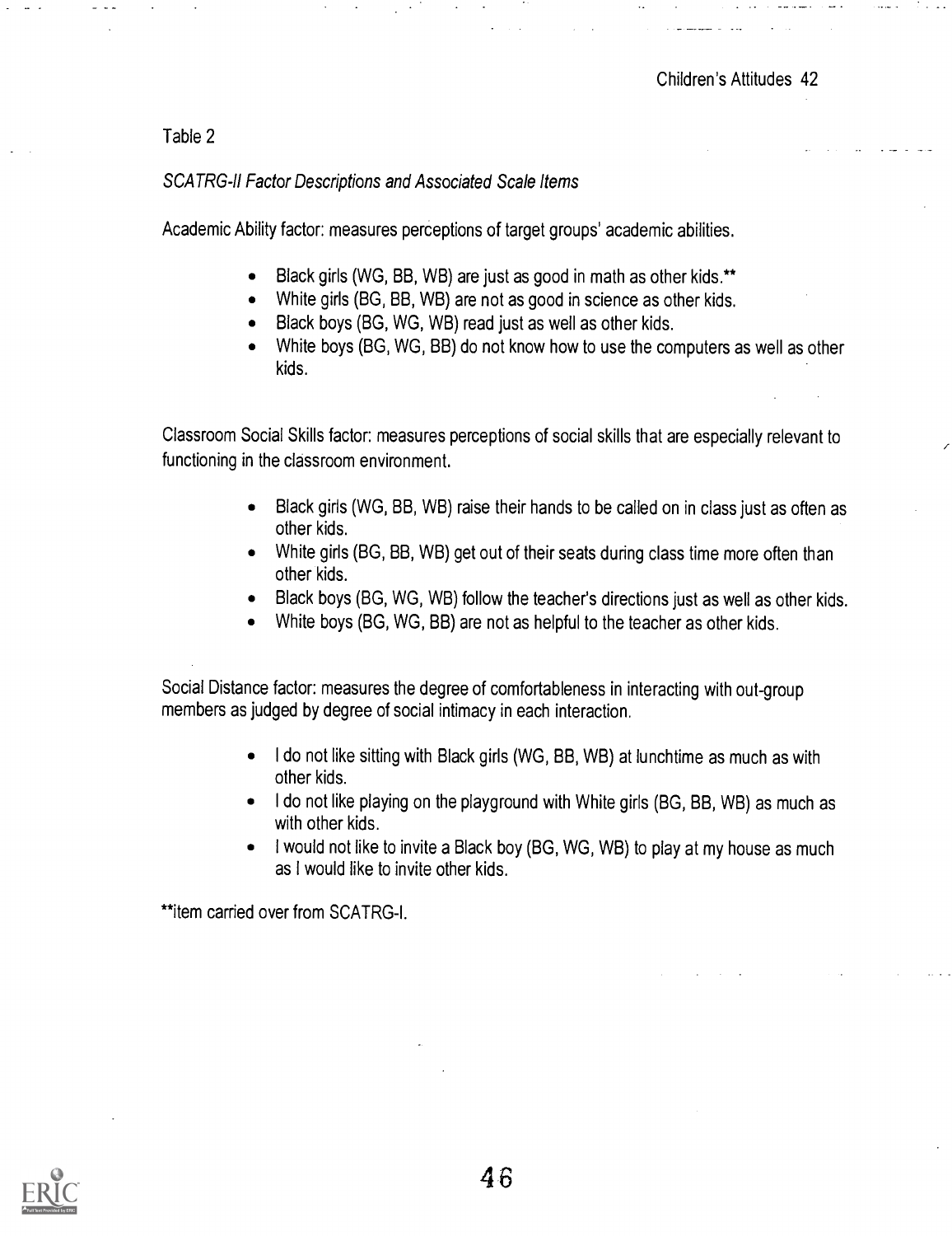Table 2

*SCATRG-II Factor Descriptions and Associated Scale Items*

Academic Ability factor: measures perceptions of target groups' academic abilities.

- Black girls (WG, BB, WB) are just as good in math as other kids.**
- White girls (BG, BB, WB) are not as good in science as other kids.
- Black boys (BG, WG, WB) read just as well as other kids.
- White boys (BG, WG, BB) do not know how to use the computers as well as other kids.

Classroom Social Skills factor: measures perceptions of social skills that are especially relevant to functioning in the classroom environment.

- Black girls (WG, BB, WB) raise their hands to be called on in class just as often as other kids.
- White girls (BG, BB, WB) get out of their seats during class time more often than other kids.
- Black boys (BG, WG, WB) follow the teacher's directions just as well as other kids.
- White boys (BG, WG, BB) are not as helpful to the teacher as other kids.

Social Distance factor: measures the degree of comfortableness in interacting with out-group members as judged by degree of social intimacy in each interaction.

- I do not like sitting with Black girls (WG, BB, WB) at lunchtime as much as with other kids.
- I do not like playing on the playground with White girls (BG, BB, WB) as much as with other kids.
- I would not like to invite a Black boy (BG, WG, WB) to play at my house as much as I would like to invite other kids.

**item carried over from SCATRG-I.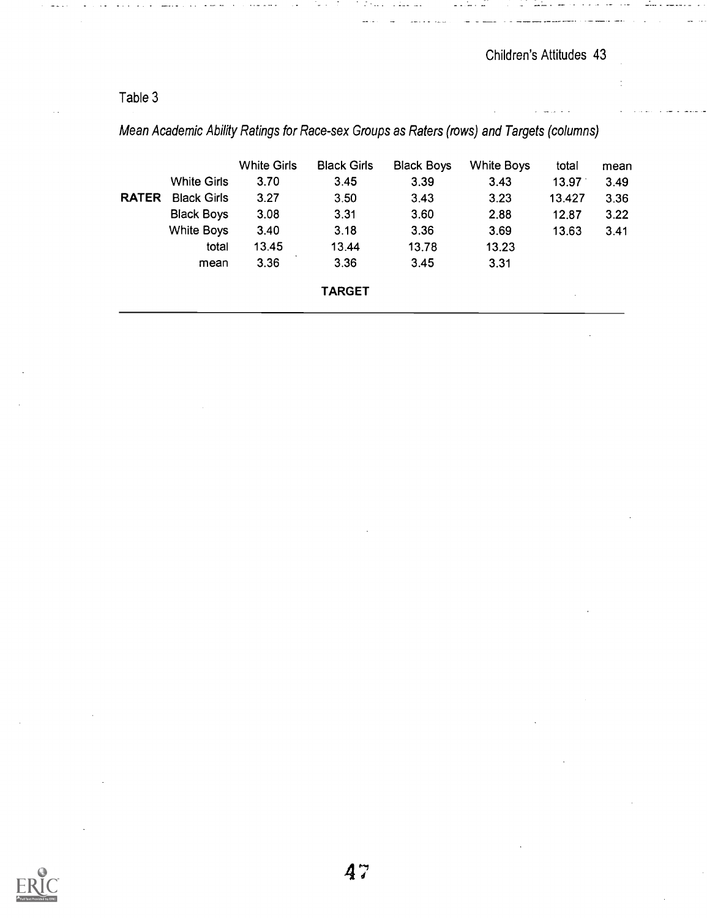Table 3

*Mean Academic Ability Ratings for Race-sex Groups as Raters (rows) and Targets (columns)*

| | | White Girls | Black Girls | Black Boys | White Boys | total | mean |
|---|---|---|---|---|---|---|---|
| | White Girls | 3.70 | 3.45 | 3.39 | 3.43 | 13.97 | 3.49 |
| **RATER** | Black Girls | 3.27 | 3.50 | 3.43 | 3.23 | 13.427 | 3.36 |
| | Black Boys | 3.08 | 3.31 | 3.60 | 2.88 | 12.87 | 3.22 |
| | White Boys | 3.40 | 3.18 | 3.36 | 3.69 | 13.63 | 3.41 |
| | total | 13.45 | 13.44 | 13.78 | 13.23 | | |
| | mean | 3.36 | 3.36 | 3.45 | 3.31 | | |

**TARGET**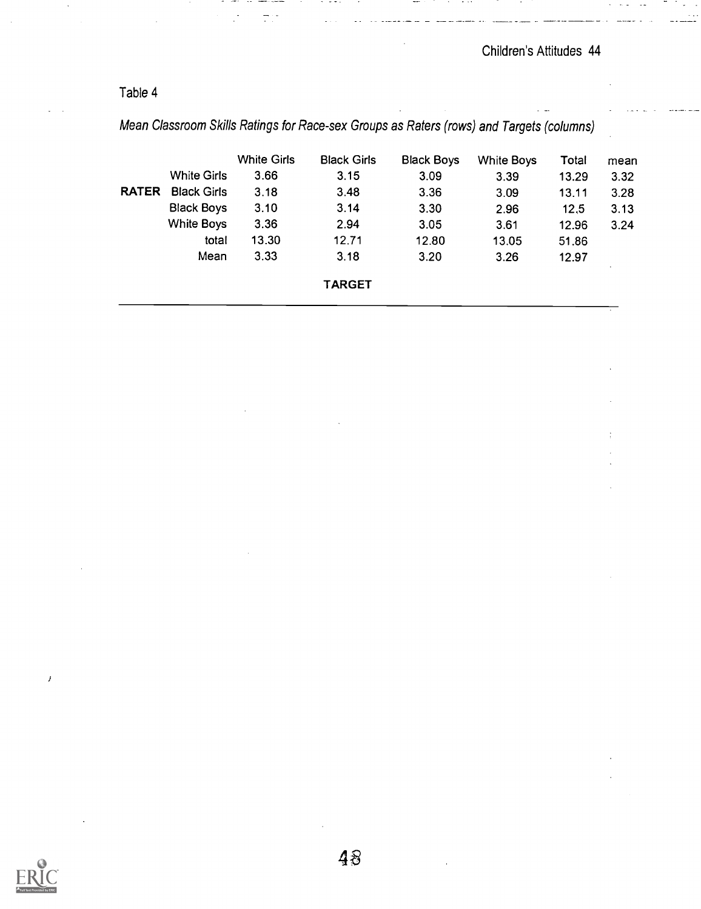Table 4

*Mean Classroom Skills Ratings for Race-sex Groups as Raters (rows) and Targets (columns)*

| | | White Girls | Black Girls | Black Boys | White Boys | Total | mean |
|---|---|---|---|---|---|---|---|
| **RATER** | White Girls | 3.66 | 3.15 | 3.09 | 3.39 | 13.29 | 3.32 |
| | Black Girls | 3.18 | 3.48 | 3.36 | 3.09 | 13.11 | 3.28 |
| | Black Boys | 3.10 | 3.14 | 3.30 | 2.96 | 12.5 | 3.13 |
| | White Boys | 3.36 | 2.94 | 3.05 | 3.61 | 12.96 | 3.24 |
| | total | 13.30 | 12.71 | 12.80 | 13.05 | 51.86 | |
| | Mean | 3.33 | 3.18 | 3.20 | 3.26 | 12.97 | |

**TARGET**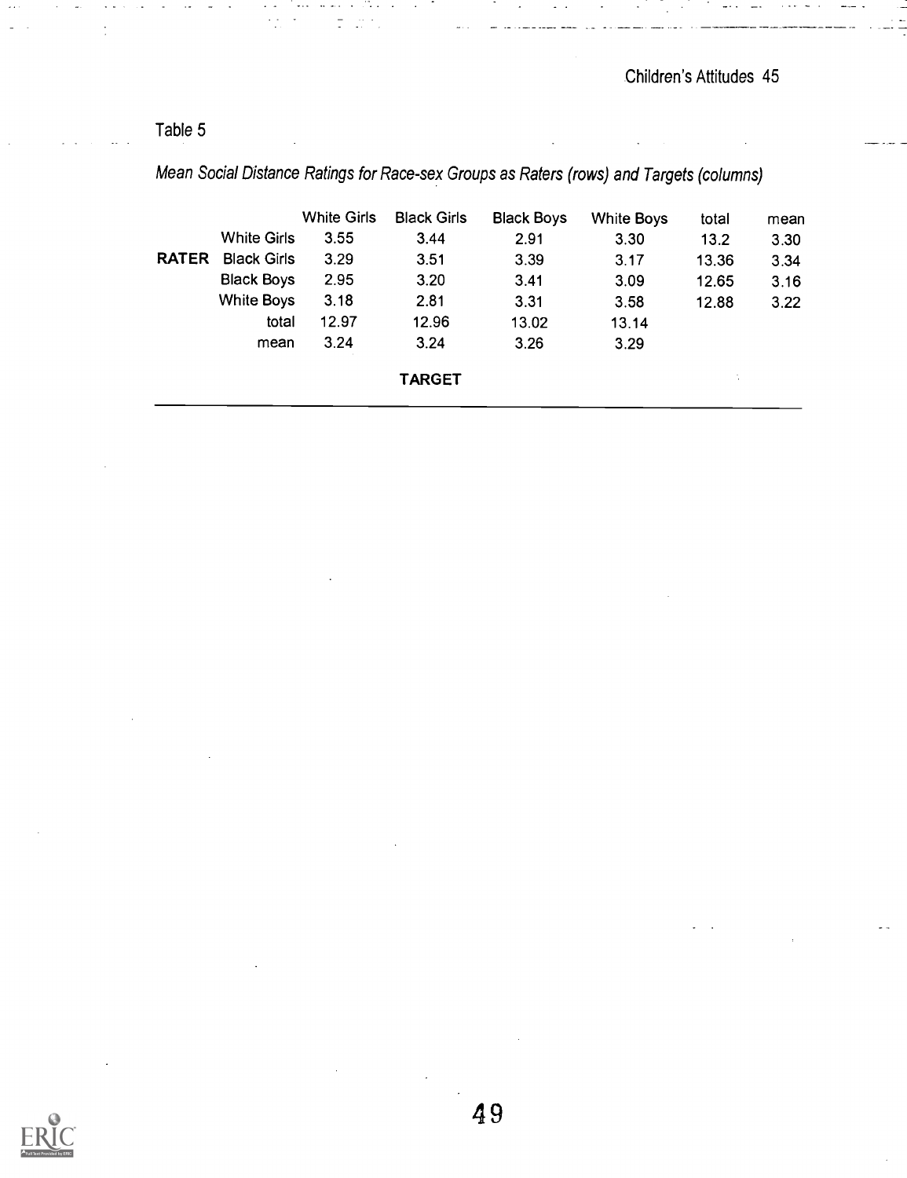Table 5

*Mean Social Distance Ratings for Race-sex Groups as Raters (rows) and Targets (columns)*

| | | White Girls | Black Girls | Black Boys | White Boys | total | mean |
|---|---|---|---|---|---|---|---|
| | White Girls | 3.55 | 3.44 | 2.91 | 3.30 | 13.2 | 3.30 |
| **RATER** | Black Girls | 3.29 | 3.51 | 3.39 | 3.17 | 13.36 | 3.34 |
| | Black Boys | 2.95 | 3.20 | 3.41 | 3.09 | 12.65 | 3.16 |
| | White Boys | 3.18 | 2.81 | 3.31 | 3.58 | 12.88 | 3.22 |
| | total | 12.97 | 12.96 | 13.02 | 13.14 | | |
| | mean | 3.24 | 3.24 | 3.26 | 3.29 | | |
| | | | **TARGET** | | | | |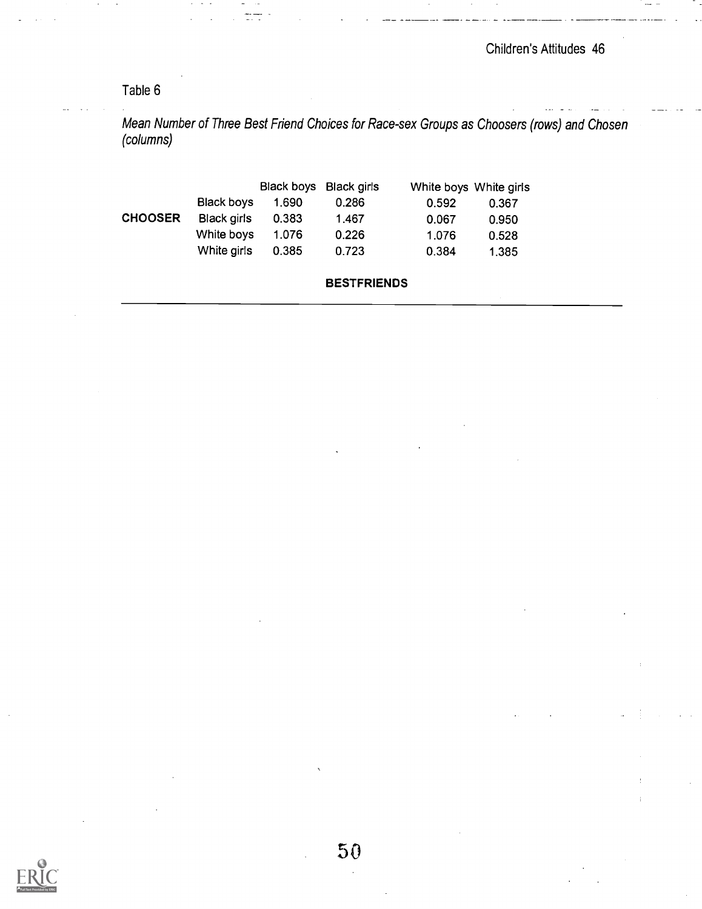Table 6

*Mean Number of Three Best Friend Choices for Race-sex Groups as Choosers (rows) and Chosen (columns)*

| | | Black boys | Black girls | White boys | White girls |
|---|---|---|---|---|---|
| | Black boys | 1.690 | 0.286 | 0.592 | 0.367 |
| **CHOOSER** | Black girls | 0.383 | 1.467 | 0.067 | 0.950 |
| | White boys | 1.076 | 0.226 | 1.076 | 0.528 |
| | White girls | 0.385 | 0.723 | 0.384 | 1.385 |

**BESTFRIENDS**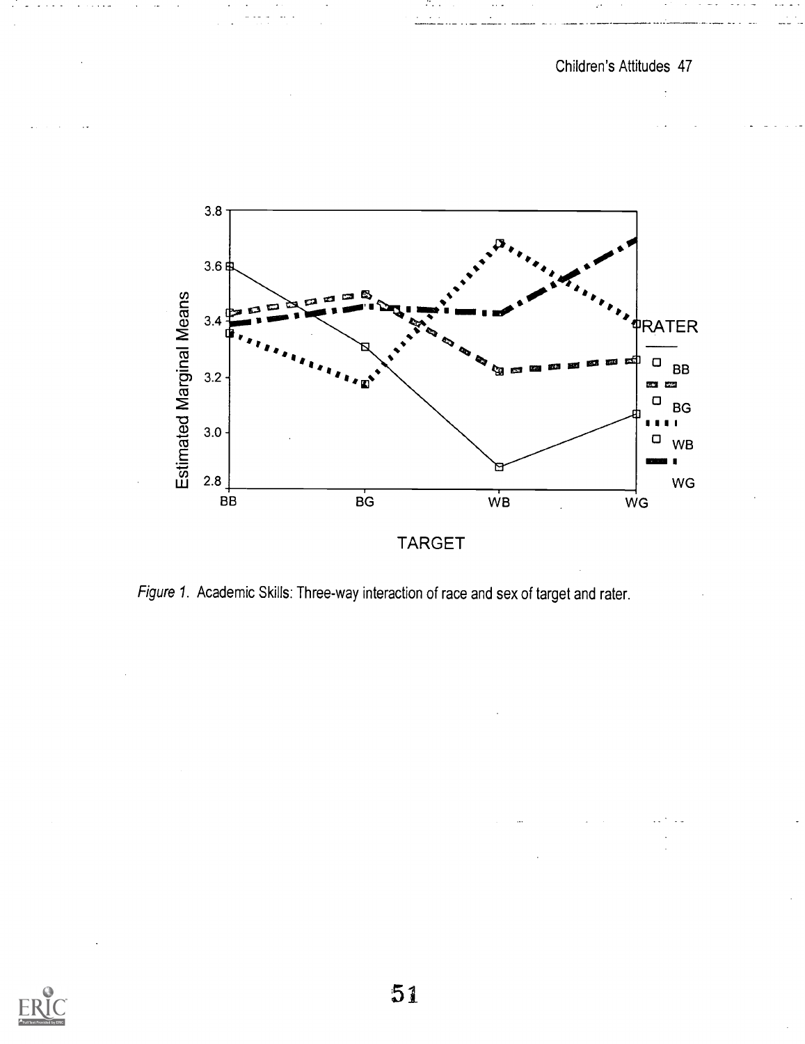3.8

3.6

3.4

3.2

3.0

2.8

Estimated Marginal Means

BB

BG

WB

WG

TARGET

RATER

BB

BG

WB

WG

*Figure 1.* Academic Skills: Three-way interaction of race and sex of target and rater.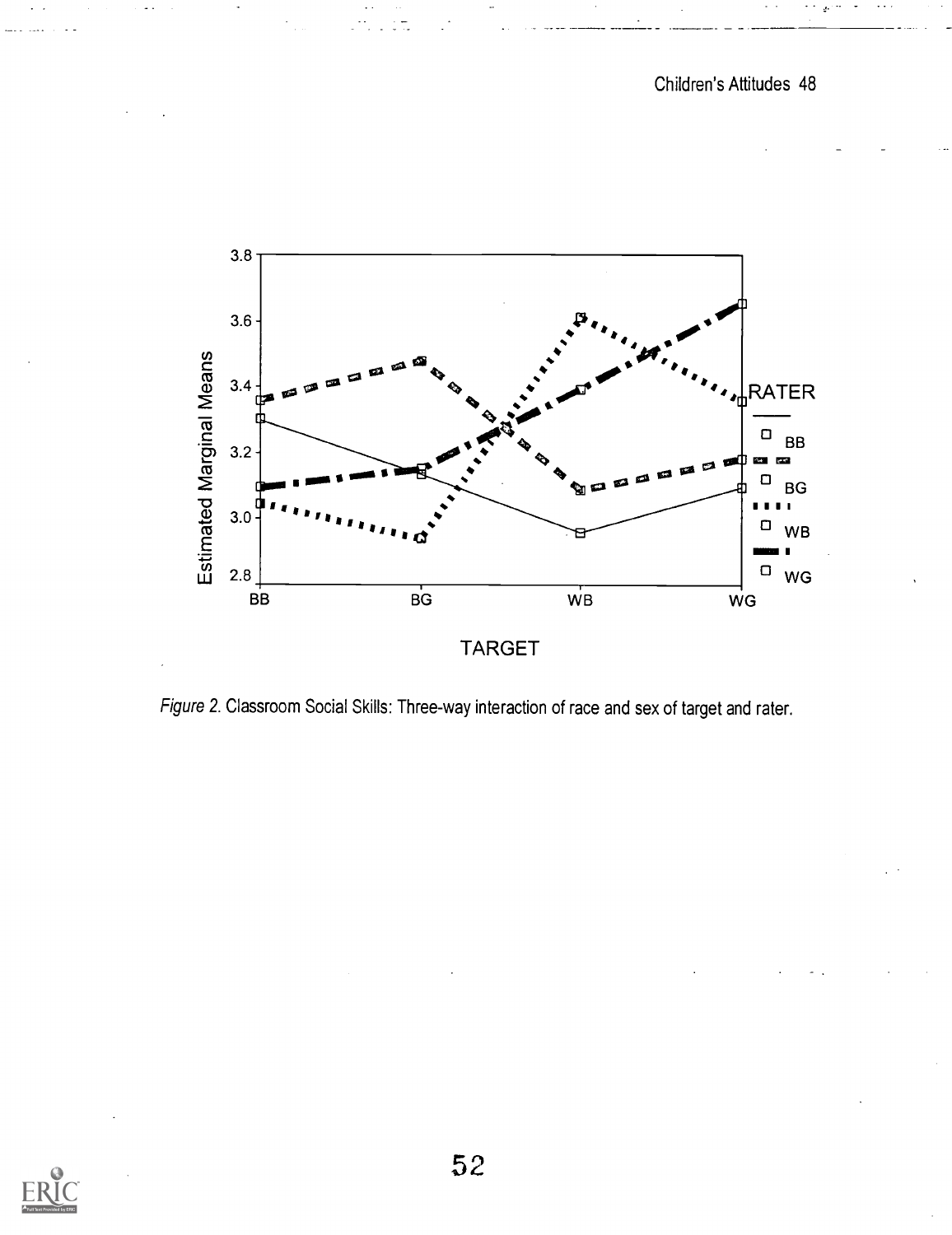3.8

3.6

3.4

3.2

3.0

2.8

Estimated Marginal Means

BB

BG

WB

WG

TARGET

RATER

BB

BG

WB

WG

*Figure 2.* Classroom Social Skills: Three-way interaction of race and sex of target and rater.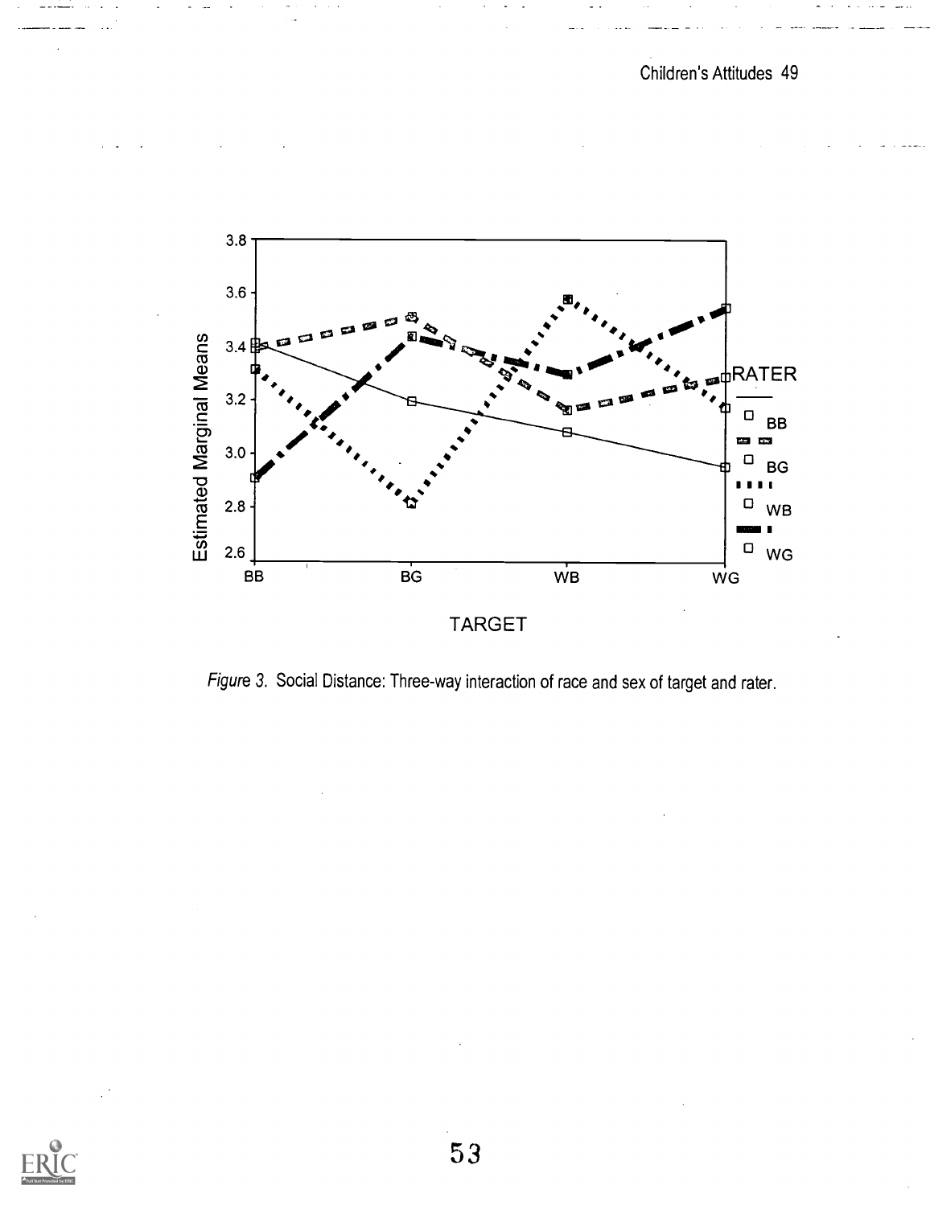3.8

3.6

3.4

3.2

3.0

2.8

2.6

Estimated Marginal Means

BB

BG

WB

WG

TARGET

RATER

BB

BG

WB

WG

*Figure 3.* Social Distance: Three-way interaction of race and sex of target and rater.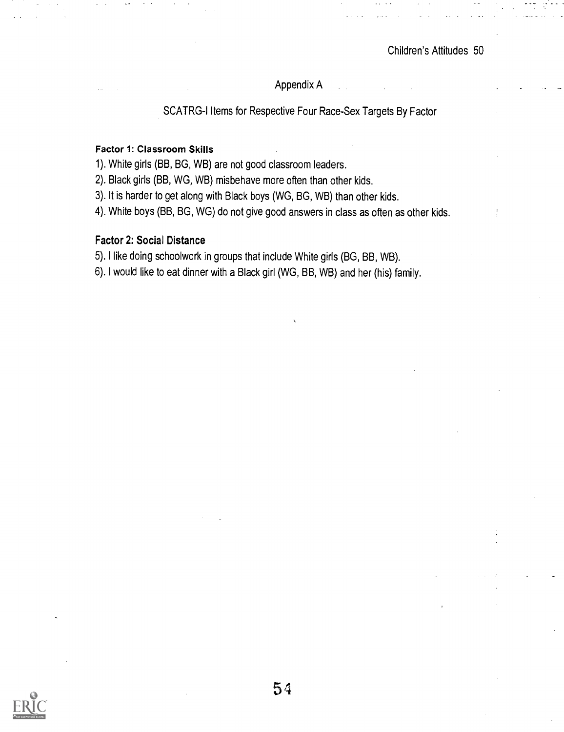## Appendix A

### SCATRG-I Items for Respective Four Race-Sex Targets By Factor

**Factor 1: Classroom Skills**

1). White girls (BB, BG, WB) are not good classroom leaders.
2). Black girls (BB, WG, WB) misbehave more often than other kids.
3). It is harder to get along with Black boys (WG, BG, WB) than other kids.
4). White boys (BB, BG, WG) do not give good answers in class as often as other kids.

**Factor 2: Social Distance**

5). I like doing schoolwork in groups that include White girls (BG, BB, WB).
6). I would like to eat dinner with a Black girl (WG, BB, WB) and her (his) family.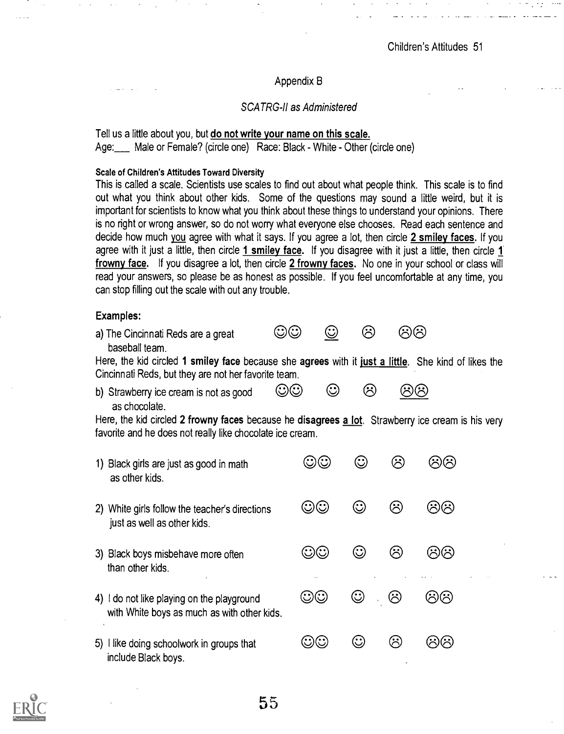## Appendix B

*SCATRG-II as Administered*

Tell us a little about you, but **do not write your name on this scale.**
Age:___ Male or Female? (circle one) Race: Black - White - Other (circle one)

**Scale of Children's Attitudes Toward Diversity**

This is called a scale. Scientists use scales to find out about what people think. This scale is to find out what you think about other kids. Some of the questions may sound a little weird, but it is important for scientists to know what you think about these things to understand your opinions. There is no right or wrong answer, so do not worry what everyone else chooses. Read each sentence and decide how much you agree with what it says. If you agree a lot, then circle **2 smiley faces.** If you agree with it just a little, then circle **1 smiley face.** If you disagree with it just a little, then circle **1 frowny face.** If you disagree a lot, then circle **2 frowny faces.** No one in your school or class will read your answers, so please be as honest as possible. If you feel uncomfortable at any time, you can stop filling out the scale with out any trouble.

**Examples:**

a) The Cincinnati Reds are a great baseball team. ☺☺ ☺ ☹ ☹☹

Here, the kid circled **1 smiley face** because she **agrees** with it **just a little**. She kind of likes the Cincinnati Reds, but they are not her favorite team.

b) Strawberry ice cream is not as good as chocolate. ☺☺ ☺ ☹ ☹☹

Here, the kid circled **2 frowny faces** because he **disagrees a lot**. Strawberry ice cream is his very favorite and he does not really like chocolate ice cream.

1) Black girls are just as good in math as other kids. ☺☺ ☺ ☹ ☹☹

2) White girls follow the teacher's directions just as well as other kids. ☺☺ ☺ ☹ ☹☹

3) Black boys misbehave more often than other kids. ☺☺ ☺ ☹ ☹☹

4) I do not like playing on the playground with White boys as much as with other kids. ☺☺ ☺ ☹ ☹☹

5) I like doing schoolwork in groups that include Black boys. ☺☺ ☺ ☹ ☹☹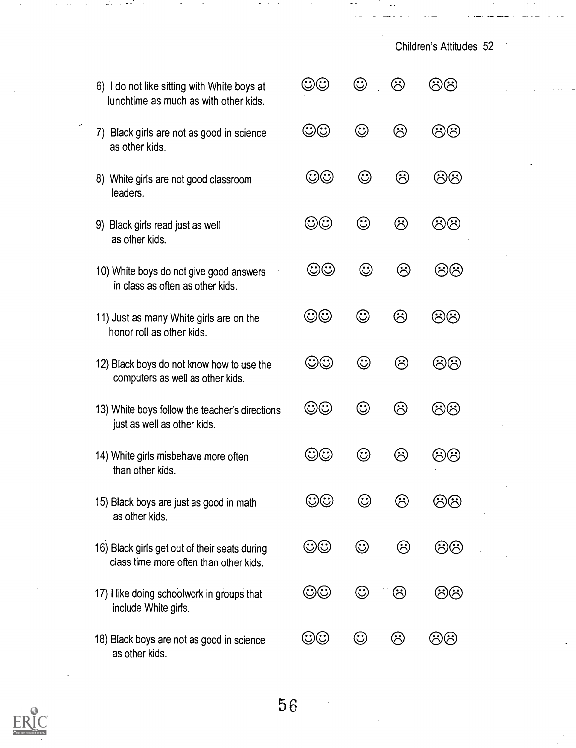| | | | | |
|---|---|---|---|---|
| 6) I do not like sitting with White boys at lunchtime as much as with other kids. | ☺☺ | ☺ | ☹ | ☹☹ |
| 7) Black girls are not as good in science as other kids. | ☺☺ | ☺ | ☹ | ☹☹ |
| 8) White girls are not good classroom leaders. | ☺☺ | ☺ | ☹ | ☹☹ |
| 9) Black girls read just as well as other kids. | ☺☺ | ☺ | ☹ | ☹☹ |
| 10) White boys do not give good answers in class as often as other kids. | ☺☺ | ☺ | ☹ | ☹☹ |
| 11) Just as many White girls are on the honor roll as other kids. | ☺☺ | ☺ | ☹ | ☹☹ |
| 12) Black boys do not know how to use the computers as well as other kids. | ☺☺ | ☺ | ☹ | ☹☹ |
| 13) White boys follow the teacher's directions just as well as other kids. | ☺☺ | ☺ | ☹ | ☹☹ |
| 14) White girls misbehave more often than other kids. | ☺☺ | ☺ | ☹ | ☹☹ |
| 15) Black boys are just as good in math as other kids. | ☺☺ | ☺ | ☹ | ☹☹ |
| 16) Black girls get out of their seats during class time more often than other kids. | ☺☺ | ☺ | ☹ | ☹☹ |
| 17) I like doing schoolwork in groups that include White girls. | ☺☺ | ☺ | ☹ | ☹☹ |
| 18) Black boys are not as good in science as other kids. | ☺☺ | ☺ | ☹ | ☹☹ |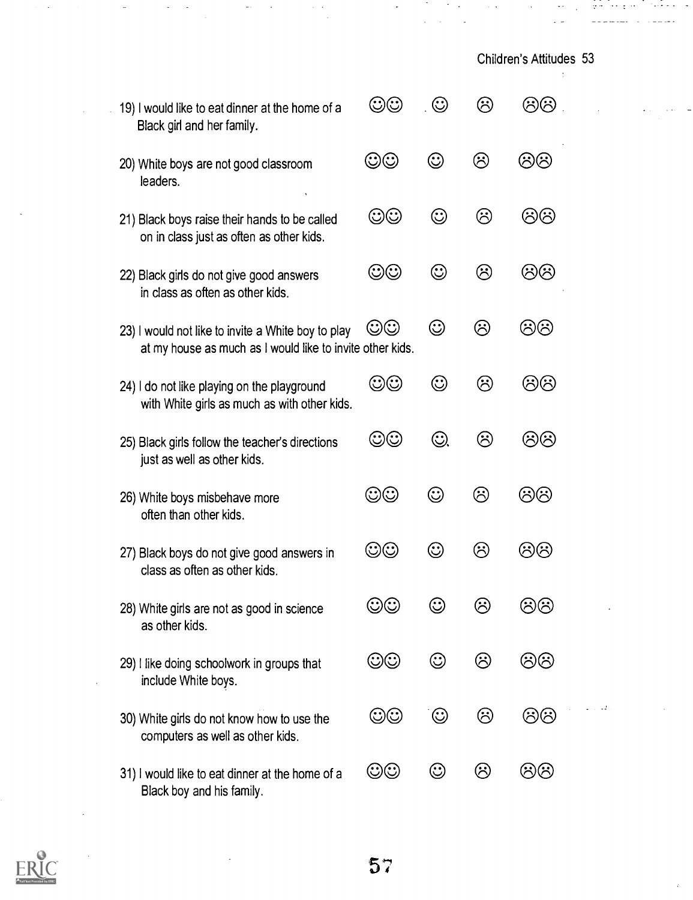| | | | | |
|---|---|---|---|---|
| 19) I would like to eat dinner at the home of a Black girl and her family. | ☺☺ | ☺ | ☹ | ☹☹ |
| 20) White boys are not good classroom leaders. | ☺☺ | ☺ | ☹ | ☹☹ |
| 21) Black boys raise their hands to be called on in class just as often as other kids. | ☺☺ | ☺ | ☹ | ☹☹ |
| 22) Black girls do not give good answers in class as often as other kids. | ☺☺ | ☺ | ☹ | ☹☹ |
| 23) I would not like to invite a White boy to play at my house as much as I would like to invite other kids. | ☺☺ | ☺ | ☹ | ☹☹ |
| 24) I do not like playing on the playground with White girls as much as with other kids. | ☺☺ | ☺ | ☹ | ☹☹ |
| 25) Black girls follow the teacher's directions just as well as other kids. | ☺☺ | ☺ | ☹ | ☹☹ |
| 26) White boys misbehave more often than other kids. | ☺☺ | ☺ | ☹ | ☹☹ |
| 27) Black boys do not give good answers in class as often as other kids. | ☺☺ | ☺ | ☹ | ☹☹ |
| 28) White girls are not as good in science as other kids. | ☺☺ | ☺ | ☹ | ☹☹ |
| 29) I like doing schoolwork in groups that include White boys. | ☺☺ | ☺ | ☹ | ☹☹ |
| 30) White girls do not know how to use the computers as well as other kids. | ☺☺ | ☺ | ☹ | ☹☹ |
| 31) I would like to eat dinner at the home of a Black boy and his family. | ☺☺ | ☺ | ☹ | ☹☹ |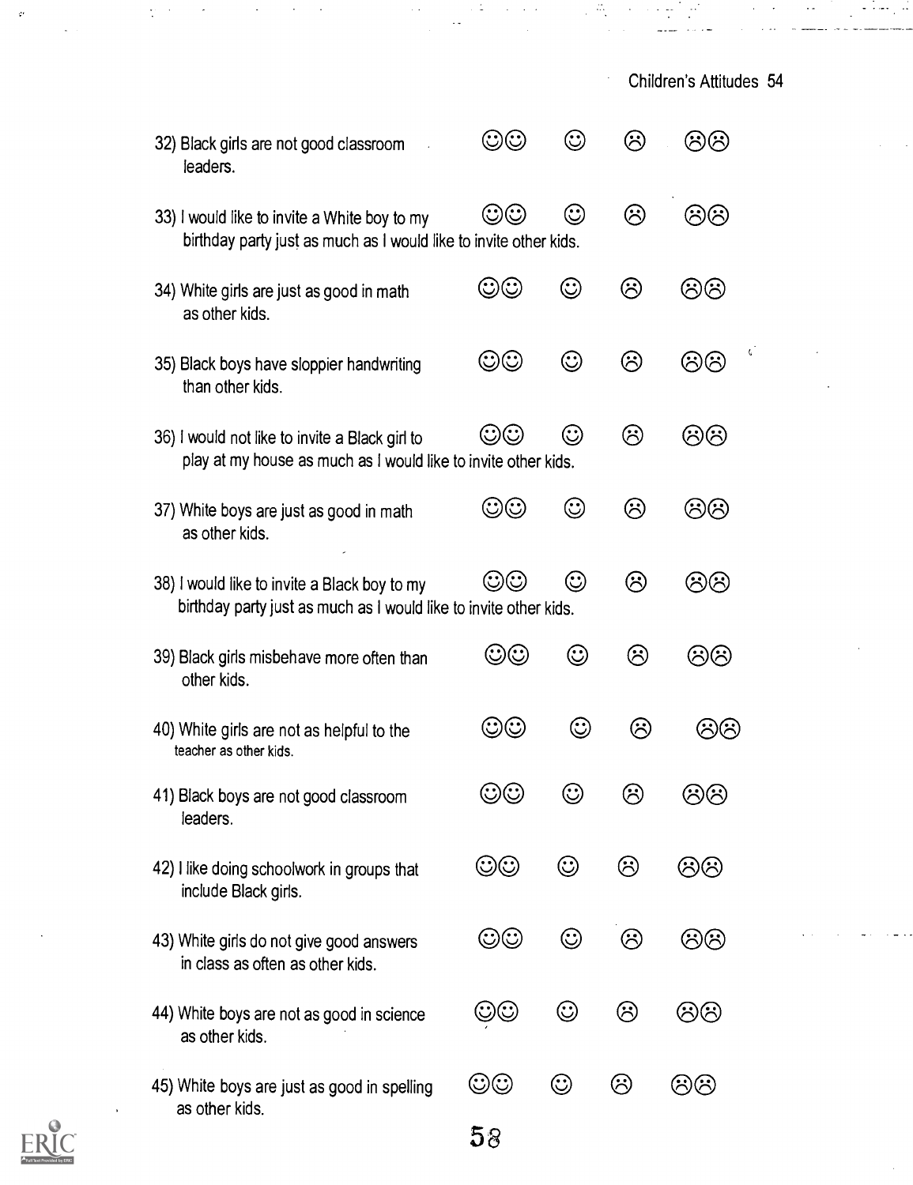32) Black girls are not good classroom leaders. ☺☺ ☺ ☹ ☹☹

33) I would like to invite a White boy to my birthday party just as much as I would like to invite other kids. ☺☺ ☺ ☹ ☹☹

34) White girls are just as good in math as other kids. ☺☺ ☺ ☹ ☹☹

35) Black boys have sloppier handwriting than other kids. ☺☺ ☺ ☹ ☹☹

36) I would not like to invite a Black girl to play at my house as much as I would like to invite other kids. ☺☺ ☺ ☹ ☹☹

37) White boys are just as good in math as other kids. ☺☺ ☺ ☹ ☹☹

38) I would like to invite a Black boy to my birthday party just as much as I would like to invite other kids. ☺☺ ☺ ☹ ☹☹

39) Black girls misbehave more often than other kids. ☺☺ ☺ ☹ ☹☹

40) White girls are not as helpful to the teacher as other kids. ☺☺ ☺ ☹ ☹☹

41) Black boys are not good classroom leaders. ☺☺ ☺ ☹ ☹☹

42) I like doing schoolwork in groups that include Black girls. ☺☺ ☺ ☹ ☹☹

43) White girls do not give good answers in class as often as other kids. ☺☺ ☺ ☹ ☹☹

44) White boys are not as good in science as other kids. ☺☺ ☺ ☹ ☹☹

45) White boys are just as good in spelling as other kids. ☺☺ ☺ ☹ ☹☹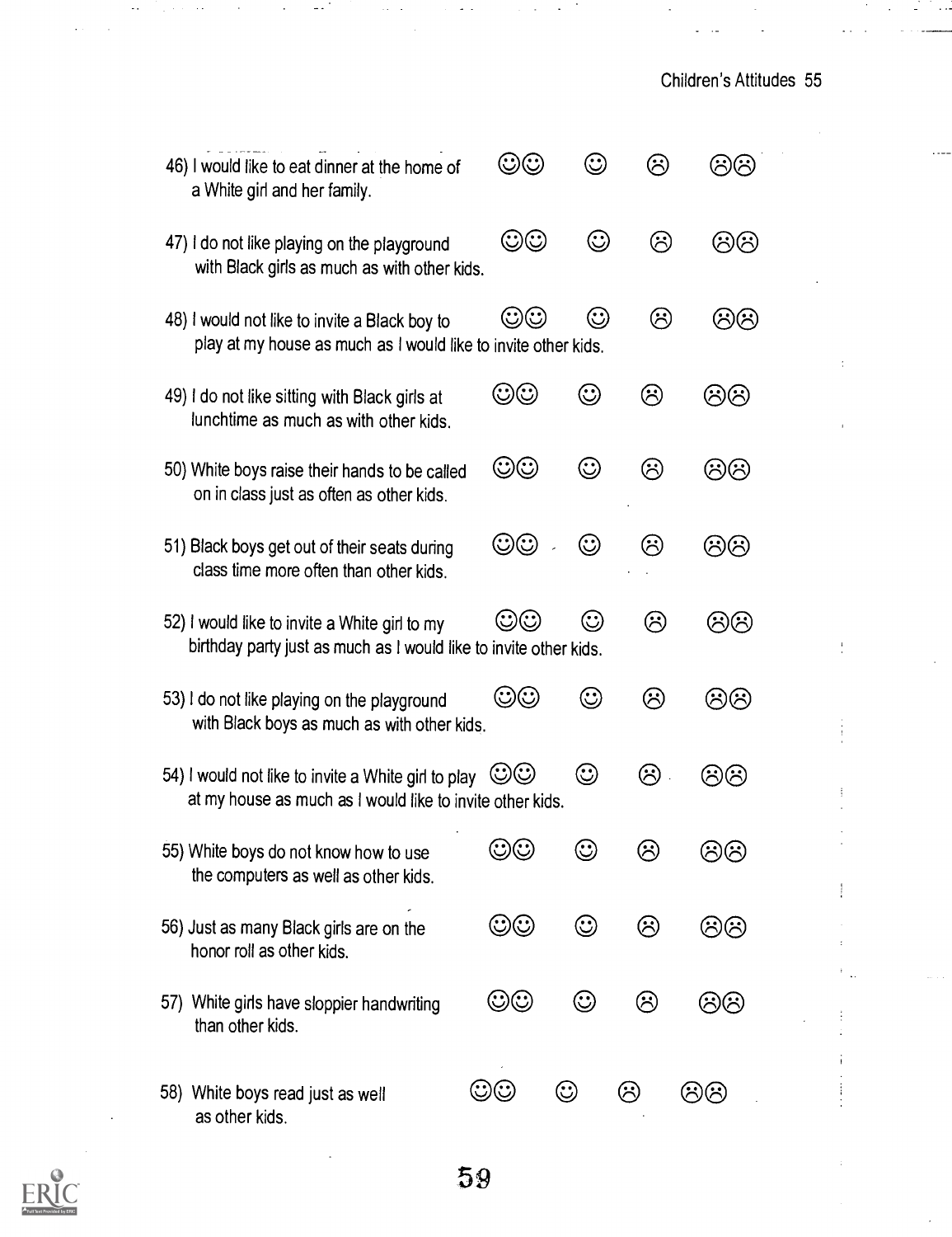46) I would like to eat dinner at the home of a White girl and her family. ☺☺ ☺ ☹ ☹☹

47) I do not like playing on the playground with Black girls as much as with other kids. ☺☺ ☺ ☹ ☹☹

48) I would not like to invite a Black boy to play at my house as much as I would like to invite other kids. ☺☺ ☺ ☹ ☹☹

49) I do not like sitting with Black girls at lunchtime as much as with other kids. ☺☺ ☺ ☹ ☹☹

50) White boys raise their hands to be called on in class just as often as other kids. ☺☺ ☺ ☹ ☹☹

51) Black boys get out of their seats during class time more often than other kids. ☺☺ ☺ ☹ ☹☹

52) I would like to invite a White girl to my birthday party just as much as I would like to invite other kids. ☺☺ ☺ ☹ ☹☹

53) I do not like playing on the playground with Black boys as much as with other kids. ☺☺ ☺ ☹ ☹☹

54) I would not like to invite a White girl to play at my house as much as I would like to invite other kids. ☺☺ ☺ ☹ ☹☹

55) White boys do not know how to use the computers as well as other kids. ☺☺ ☺ ☹ ☹☹

56) Just as many Black girls are on the honor roll as other kids. ☺☺ ☺ ☹ ☹☹

57) White girls have sloppier handwriting than other kids. ☺☺ ☺ ☹ ☹☹

58) White boys read just as well as other kids. ☺☺ ☺ ☹ ☹☹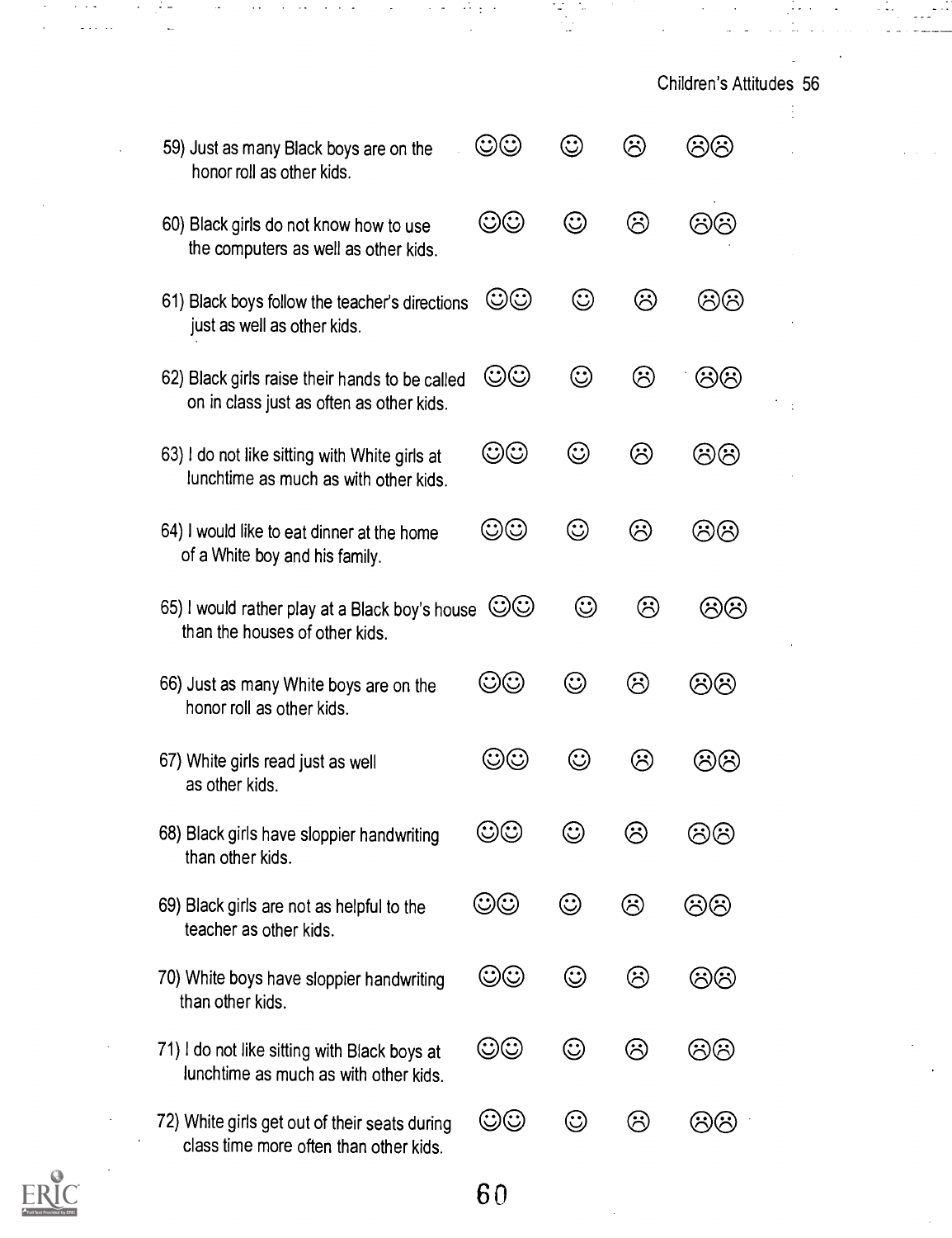59) Just as many Black boys are on the honor roll as other kids. ☺☺ ☺ ☹ ☹☹

60) Black girls do not know how to use the computers as well as other kids. ☺☺ ☺ ☹ ☹☹

61) Black boys follow the teacher's directions just as well as other kids. ☺☺ ☺ ☹ ☹☹

62) Black girls raise their hands to be called on in class just as often as other kids. ☺☺ ☺ ☹ ☹☹

63) I do not like sitting with White girls at lunchtime as much as with other kids. ☺☺ ☺ ☹ ☹☹

64) I would like to eat dinner at the home of a White boy and his family. ☺☺ ☺ ☹ ☹☹

65) I would rather play at a Black boy's house than the houses of other kids. ☺☺ ☺ ☹ ☹☹

66) Just as many White boys are on the honor roll as other kids. ☺☺ ☺ ☹ ☹☹

67) White girls read just as well as other kids. ☺☺ ☺ ☹ ☹☹

68) Black girls have sloppier handwriting than other kids. ☺☺ ☺ ☹ ☹☹

69) Black girls are not as helpful to the teacher as other kids. ☺☺ ☺ ☹ ☹☹

70) White boys have sloppier handwriting than other kids. ☺☺ ☺ ☹ ☹☹

71) I do not like sitting with Black boys at lunchtime as much as with other kids. ☺☺ ☺ ☹ ☹☹

72) White girls get out of their seats during class time more often than other kids. ☺☺ ☺ ☹ ☹☹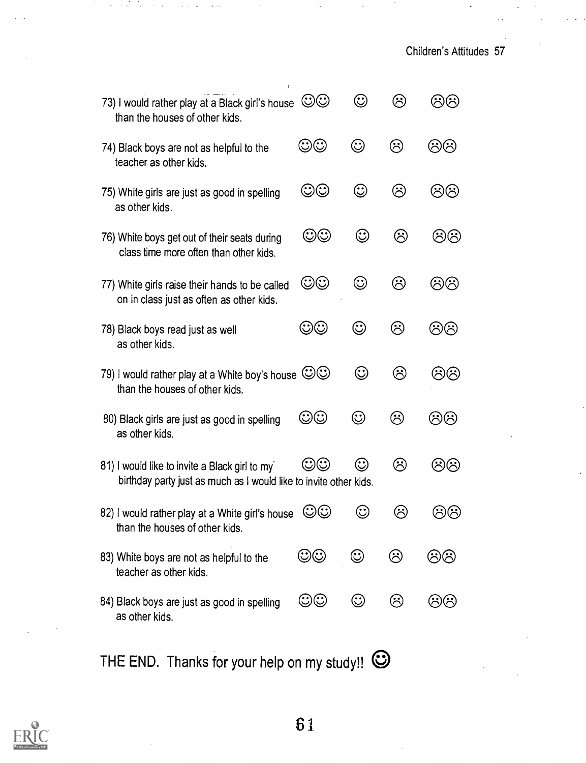73) I would rather play at a Black girl's house than the houses of other kids. ☺☺ ☺ ☹ ☹☹

74) Black boys are not as helpful to the teacher as other kids. ☺☺ ☺ ☹ ☹☹

75) White girls are just as good in spelling as other kids. ☺☺ ☺ ☹ ☹☹

76) White boys get out of their seats during class time more often than other kids. ☺☺ ☺ ☹ ☹☹

77) White girls raise their hands to be called on in class just as often as other kids. ☺☺ ☺ ☹ ☹☹

78) Black boys read just as well as other kids. ☺☺ ☺ ☹ ☹☹

79) I would rather play at a White boy's house than the houses of other kids. ☺☺ ☺ ☹ ☹☹

80) Black girls are just as good in spelling as other kids. ☺☺ ☺ ☹ ☹☹

81) I would like to invite a Black girl to my birthday party just as much as I would like to invite other kids. ☺☺ ☺ ☹ ☹☹

82) I would rather play at a White girl's house than the houses of other kids. ☺☺ ☺ ☹ ☹☹

83) White boys are not as helpful to the teacher as other kids. ☺☺ ☺ ☹ ☹☹

84) Black boys are just as good in spelling as other kids. ☺☺ ☺ ☹ ☹☹

THE END. Thanks for your help on my study!! ☺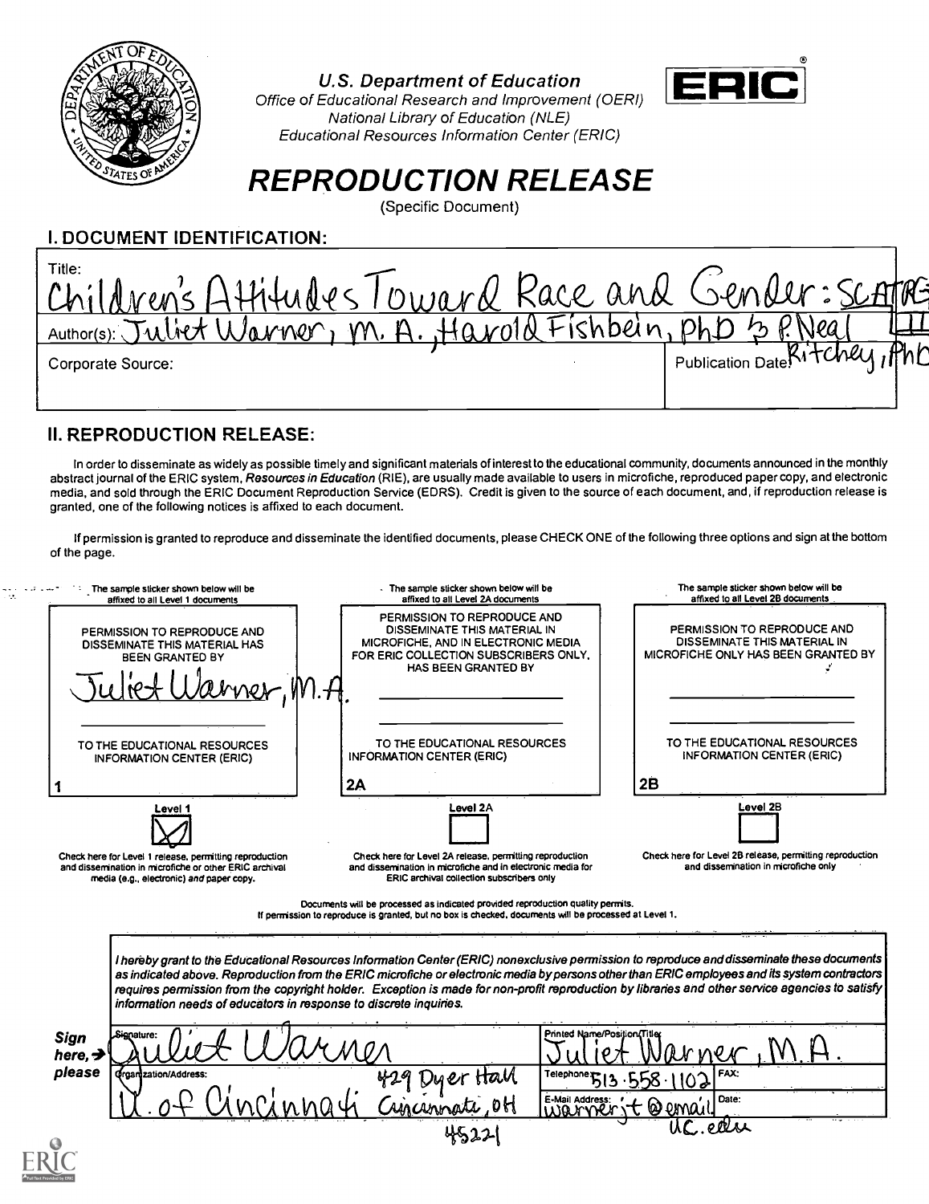U.S. Department of Education
Office of Educational Research and Improvement (OERI)
National Library of Education (NLE)
Educational Resources Information Center (ERIC)

ERIC®

# REPRODUCTION RELEASE

(Specific Document)

## I. DOCUMENT IDENTIFICATION:

Title: Children's Attitudes Toward Race and Gender: SCATRG II

Author(s): Juliet Warner, M.A., Harold Fishbein, PhD & P. Neal Ritchey, PhD

Corporate Source:

Publication Date:

## II. REPRODUCTION RELEASE:

In order to disseminate as widely as possible timely and significant materials of interest to the educational community, documents announced in the monthly abstract journal of the ERIC system, *Resources in Education* (RIE), are usually made available to users in microfiche, reproduced paper copy, and electronic media, and sold through the ERIC Document Reproduction Service (EDRS). Credit is given to the source of each document, and, if reproduction release is granted, one of the following notices is affixed to each document.

If permission is granted to reproduce and disseminate the identified document, please CHECK ONE of the following three options and sign at the bottom of the page.

| The sample sticker shown below will be affixed to all Level 1 documents | The sample sticker shown below will be affixed to all Level 2A documents | The sample sticker shown below will be affixed to all Level 2B documents |
|---|---|---|
| PERMISSION TO REPRODUCE AND DISSEMINATE THIS MATERIAL HAS BEEN GRANTED BY Juliet Warner, M.A. TO THE EDUCATIONAL RESOURCES INFORMATION CENTER (ERIC) | PERMISSION TO REPRODUCE AND DISSEMINATE THIS MATERIAL IN MICROFICHE, AND IN ELECTRONIC MEDIA FOR ERIC COLLECTION SUBSCRIBERS ONLY, HAS BEEN GRANTED BY TO THE EDUCATIONAL RESOURCES INFORMATION CENTER (ERIC) | PERMISSION TO REPRODUCE AND DISSEMINATE THIS MATERIAL IN MICROFICHE ONLY HAS BEEN GRANTED BY TO THE EDUCATIONAL RESOURCES INFORMATION CENTER (ERIC) |
| 1 | 2A | 2B |
| Level 1 [X] | Level 2A [ ] | Level 2B [ ] |
| Check here for Level 1 release, permitting reproduction and dissemination in microfiche or other ERIC archival media (e.g., electronic) *and* paper copy. | Check here for Level 2A release, permitting reproduction and dissemination in microfiche and in electronic media for ERIC archival collection subscribers only | Check here for Level 2B release, permitting reproduction and dissemination in microfiche only |

Documents will be processed as indicated provided reproduction quality permits.
If permission to reproduce is granted, but no box is checked, documents will be processed at Level 1.

*I hereby grant to the Educational Resources Information Center (ERIC) nonexclusive permission to reproduce and disseminate these documents as indicated above. Reproduction from the ERIC microfiche or electronic media by persons other than ERIC employees and its system contractors requires permission from the copyright holder. Exception is made for non-profit reproduction by libraries and other service agencies to satisfy information needs of educators in response to discrete inquiries.*

**Sign here, → please**

| | |
|---|---|
| Signature: Juliet Warner | Printed Name/Position/Title: Juliet Warner, M.A. |
| Organization/Address: U. of Cincinnati 429 Dyer Hall Cincinnati, OH 45221 | Telephone: 513-558-1102 FAX: |
| | E-Mail Address: warnerjt@email.uc.edu Date: |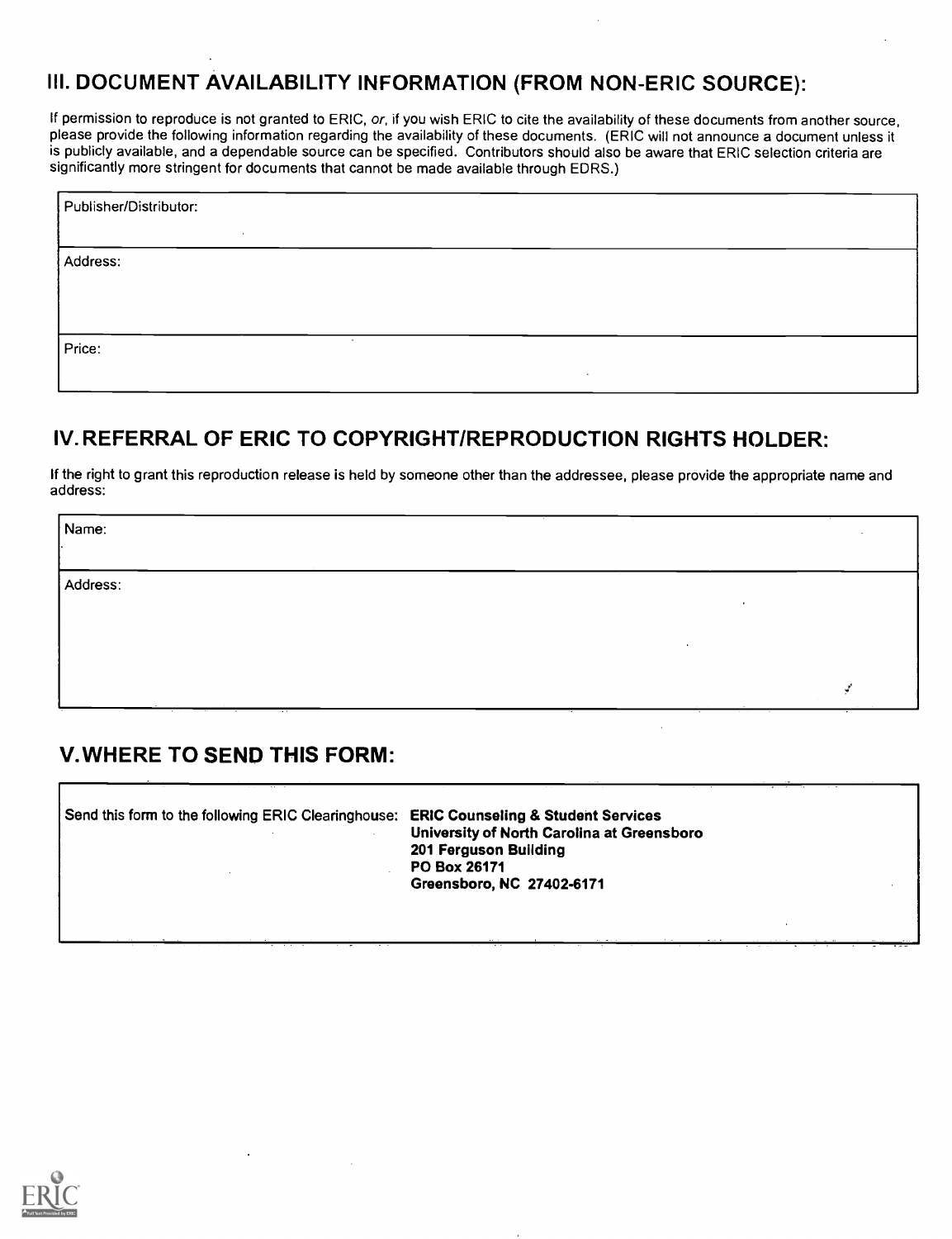## III. DOCUMENT AVAILABILITY INFORMATION (FROM NON-ERIC SOURCE):

If permission to reproduce is not granted to ERIC, *or*, if you wish ERIC to cite the availability of these documents from another source, please provide the following information regarding the availability of these documents. (ERIC will not announce a document unless it is publicly available, and a dependable source can be specified. Contributors should also be aware that ERIC selection criteria are significantly more stringent for documents that cannot be made available through EDRS.)

| |
|---|
| Publisher/Distributor: |
| Address: |
| Price: |

## IV. REFERRAL OF ERIC TO COPYRIGHT/REPRODUCTION RIGHTS HOLDER:

If the right to grant this reproduction release is held by someone other than the addressee, please provide the appropriate name and address:

| |
|---|
| Name: |
| Address: |

## V. WHERE TO SEND THIS FORM:

| | |
|---|---|
| Send this form to the following ERIC Clearinghouse: | **ERIC Counseling & Student Services**<br>**University of North Carolina at Greensboro**<br>**201 Ferguson Building**<br>**PO Box 26171**<br>**Greensboro, NC 27402-6171** |